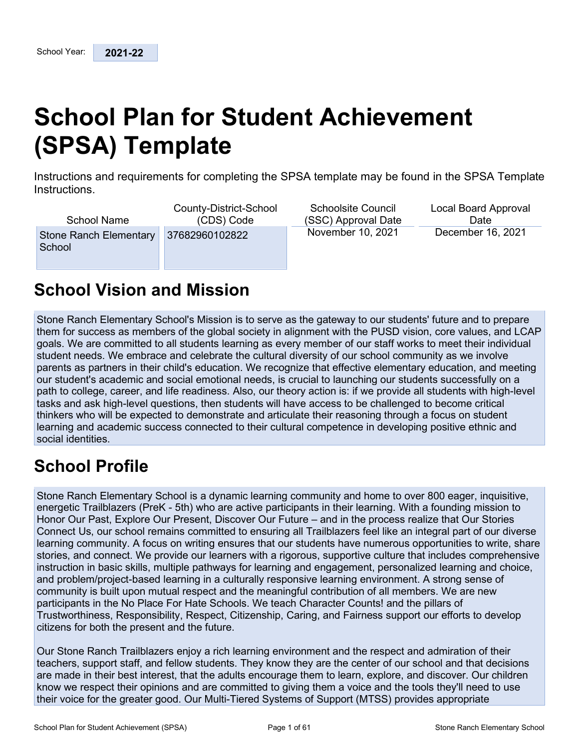| School Year: | 2021-22 |
|---|---|

# School Plan for Student Achievement (SPSA) Template

Instructions and requirements for completing the SPSA template may be found in the SPSA Template Instructions.

| School Name | County-District-School (CDS) Code | Schoolsite Council (SSC) Approval Date | Local Board Approval Date |
|---|---|---|---|
| Stone Ranch Elementary School | 37682960102822 | November 10, 2021 | December 16, 2021 |

## School Vision and Mission

Stone Ranch Elementary School's Mission is to serve as the gateway to our students' future and to prepare them for success as members of the global society in alignment with the PUSD vision, core values, and LCAP goals. We are committed to all students learning as every member of our staff works to meet their individual student needs. We embrace and celebrate the cultural diversity of our school community as we involve parents as partners in their child's education. We recognize that effective elementary education, and meeting our student's academic and social emotional needs, is crucial to launching our students successfully on a path to college, career, and life readiness. Also, our theory action is: if we provide all students with high-level tasks and ask high-level questions, then students will have access to be challenged to become critical thinkers who will be expected to demonstrate and articulate their reasoning through a focus on student learning and academic success connected to their cultural competence in developing positive ethnic and social identities.

## School Profile

Stone Ranch Elementary School is a dynamic learning community and home to over 800 eager, inquisitive, energetic Trailblazers (PreK - 5th) who are active participants in their learning. With a founding mission to Honor Our Past, Explore Our Present, Discover Our Future – and in the process realize that Our Stories Connect Us, our school remains committed to ensuring all Trailblazers feel like an integral part of our diverse learning community. A focus on writing ensures that our students have numerous opportunities to write, share stories, and connect. We provide our learners with a rigorous, supportive culture that includes comprehensive instruction in basic skills, multiple pathways for learning and engagement, personalized learning and choice, and problem/project-based learning in a culturally responsive learning environment. A strong sense of community is built upon mutual respect and the meaningful contribution of all members. We are new participants in the No Place For Hate Schools. We teach Character Counts! and the pillars of Trustworthiness, Responsibility, Respect, Citizenship, Caring, and Fairness support our efforts to develop citizens for both the present and the future.

Our Stone Ranch Trailblazers enjoy a rich learning environment and the respect and admiration of their teachers, support staff, and fellow students. They know they are the center of our school and that decisions are made in their best interest, that the adults encourage them to learn, explore, and discover. Our children know we respect their opinions and are committed to giving them a voice and the tools they'll need to use their voice for the greater good. Our Multi-Tiered Systems of Support (MTSS) provides appropriate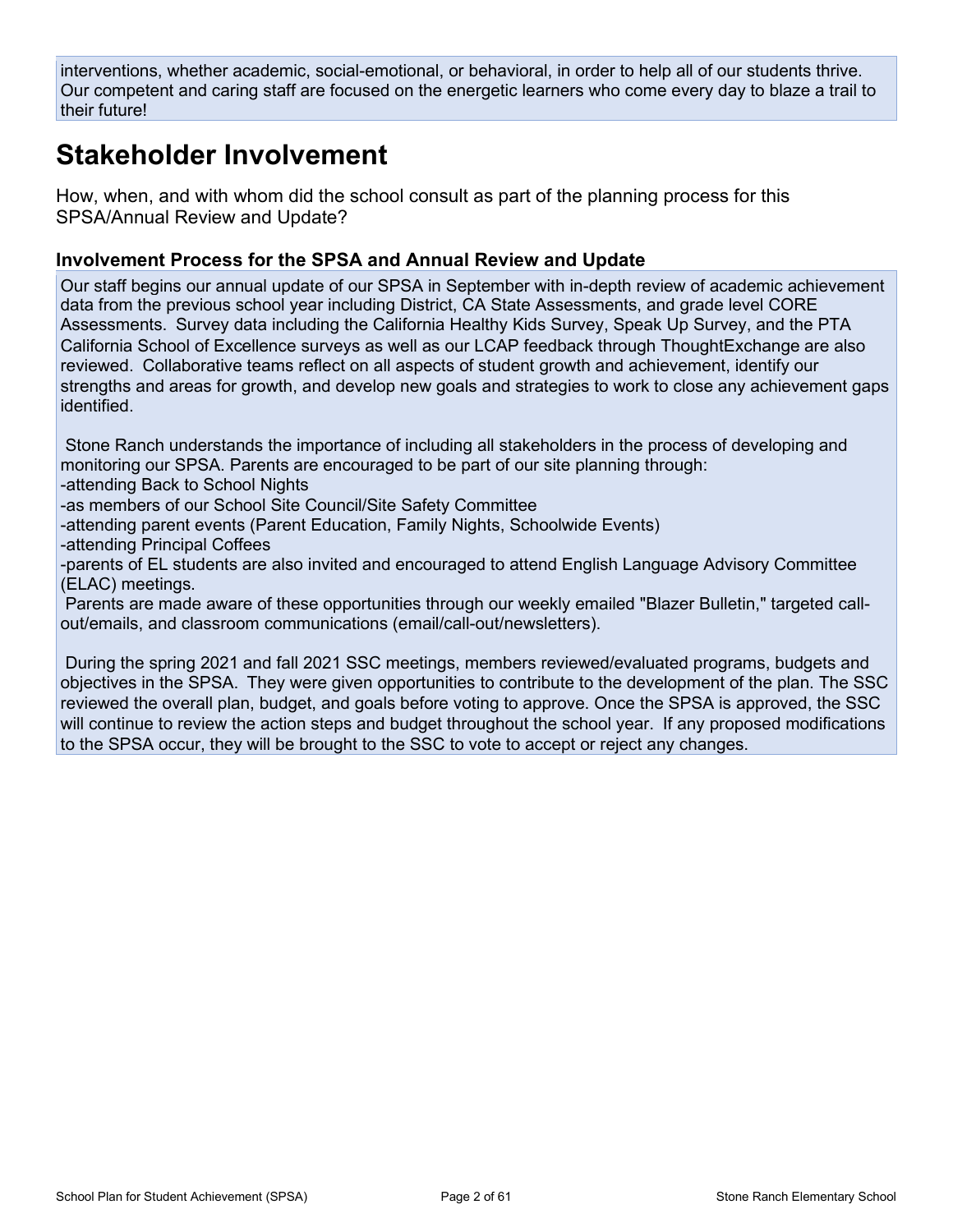interventions, whether academic, social-emotional, or behavioral, in order to help all of our students thrive. Our competent and caring staff are focused on the energetic learners who come every day to blaze a trail to their future!

# Stakeholder Involvement

How, when, and with whom did the school consult as part of the planning process for this SPSA/Annual Review and Update?

### Involvement Process for the SPSA and Annual Review and Update

Our staff begins our annual update of our SPSA in September with in-depth review of academic achievement data from the previous school year including District, CA State Assessments, and grade level CORE Assessments. Survey data including the California Healthy Kids Survey, Speak Up Survey, and the PTA California School of Excellence surveys as well as our LCAP feedback through ThoughtExchange are also reviewed. Collaborative teams reflect on all aspects of student growth and achievement, identify our strengths and areas for growth, and develop new goals and strategies to work to close any achievement gaps identified.

Stone Ranch understands the importance of including all stakeholders in the process of developing and monitoring our SPSA. Parents are encouraged to be part of our site planning through:
-attending Back to School Nights
-as members of our School Site Council/Site Safety Committee
-attending parent events (Parent Education, Family Nights, Schoolwide Events)
-attending Principal Coffees
-parents of EL students are also invited and encouraged to attend English Language Advisory Committee (ELAC) meetings.
Parents are made aware of these opportunities through our weekly emailed "Blazer Bulletin," targeted call-out/emails, and classroom communications (email/call-out/newsletters).

During the spring 2021 and fall 2021 SSC meetings, members reviewed/evaluated programs, budgets and objectives in the SPSA. They were given opportunities to contribute to the development of the plan. The SSC reviewed the overall plan, budget, and goals before voting to approve. Once the SPSA is approved, the SSC will continue to review the action steps and budget throughout the school year. If any proposed modifications to the SPSA occur, they will be brought to the SSC to vote to accept or reject any changes.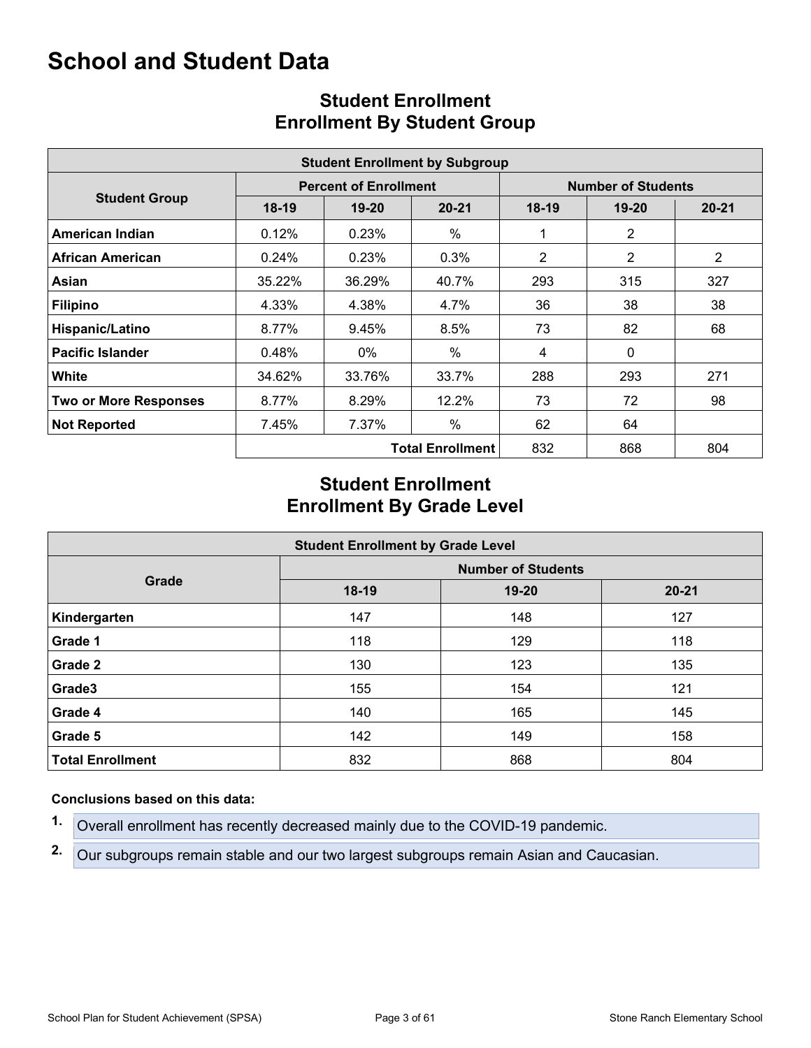# School and Student Data

## Student Enrollment
## Enrollment By Student Group

| Student Enrollment by Subgroup | | | | | | |
|---|---|---|---|---|---|---|
| Student Group | Percent of Enrollment | | | Number of Students | | |
| | 18-19 | 19-20 | 20-21 | 18-19 | 19-20 | 20-21 |
| **American Indian** | 0.12% | 0.23% | % | 1 | 2 | |
| **African American** | 0.24% | 0.23% | 0.3% | 2 | 2 | 2 |
| **Asian** | 35.22% | 36.29% | 40.7% | 293 | 315 | 327 |
| **Filipino** | 4.33% | 4.38% | 4.7% | 36 | 38 | 38 |
| **Hispanic/Latino** | 8.77% | 9.45% | 8.5% | 73 | 82 | 68 |
| **Pacific Islander** | 0.48% | 0% | % | 4 | 0 | |
| **White** | 34.62% | 33.76% | 33.7% | 288 | 293 | 271 |
| **Two or More Responses** | 8.77% | 8.29% | 12.2% | 73 | 72 | 98 |
| **Not Reported** | 7.45% | 7.37% | % | 62 | 64 | |
| | | | **Total Enrollment** | 832 | 868 | 804 |

## Student Enrollment
## Enrollment By Grade Level

| Student Enrollment by Grade Level | | | |
|---|---|---|---|
| Grade | Number of Students | | |
| | 18-19 | 19-20 | 20-21 |
| **Kindergarten** | 147 | 148 | 127 |
| **Grade 1** | 118 | 129 | 118 |
| **Grade 2** | 130 | 123 | 135 |
| **Grade3** | 155 | 154 | 121 |
| **Grade 4** | 140 | 165 | 145 |
| **Grade 5** | 142 | 149 | 158 |
| **Total Enrollment** | 832 | 868 | 804 |

**Conclusions based on this data:**

1. Overall enrollment has recently decreased mainly due to the COVID-19 pandemic.
2. Our subgroups remain stable and our two largest subgroups remain Asian and Caucasian.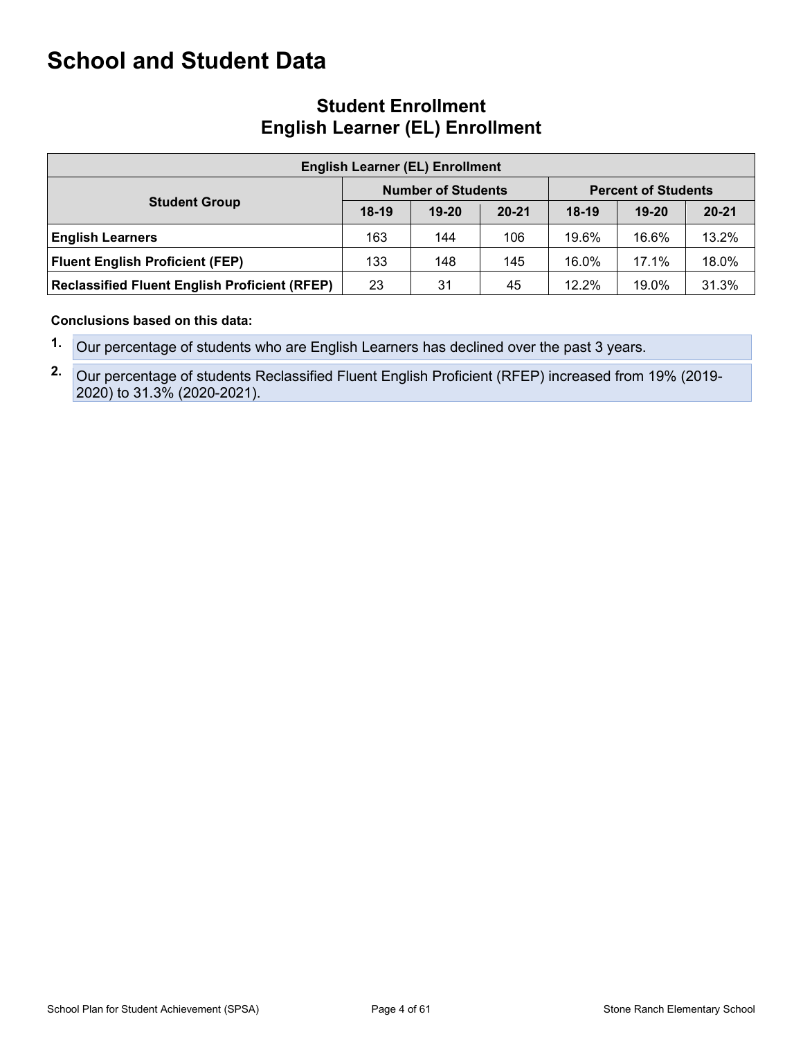# School and Student Data

## Student Enrollment
## English Learner (EL) Enrollment

| English Learner (EL) Enrollment | | | | | | |
|---|---|---|---|---|---|---|
| **Student Group** | **Number of Students** | | | **Percent of Students** | | |
| | **18-19** | **19-20** | **20-21** | **18-19** | **19-20** | **20-21** |
| **English Learners** | 163 | 144 | 106 | 19.6% | 16.6% | 13.2% |
| **Fluent English Proficient (FEP)** | 133 | 148 | 145 | 16.0% | 17.1% | 18.0% |
| **Reclassified Fluent English Proficient (RFEP)** | 23 | 31 | 45 | 12.2% | 19.0% | 31.3% |

**Conclusions based on this data:**

1. Our percentage of students who are English Learners has declined over the past 3 years.
2. Our percentage of students Reclassified Fluent English Proficient (RFEP) increased from 19% (2019-2020) to 31.3% (2020-2021).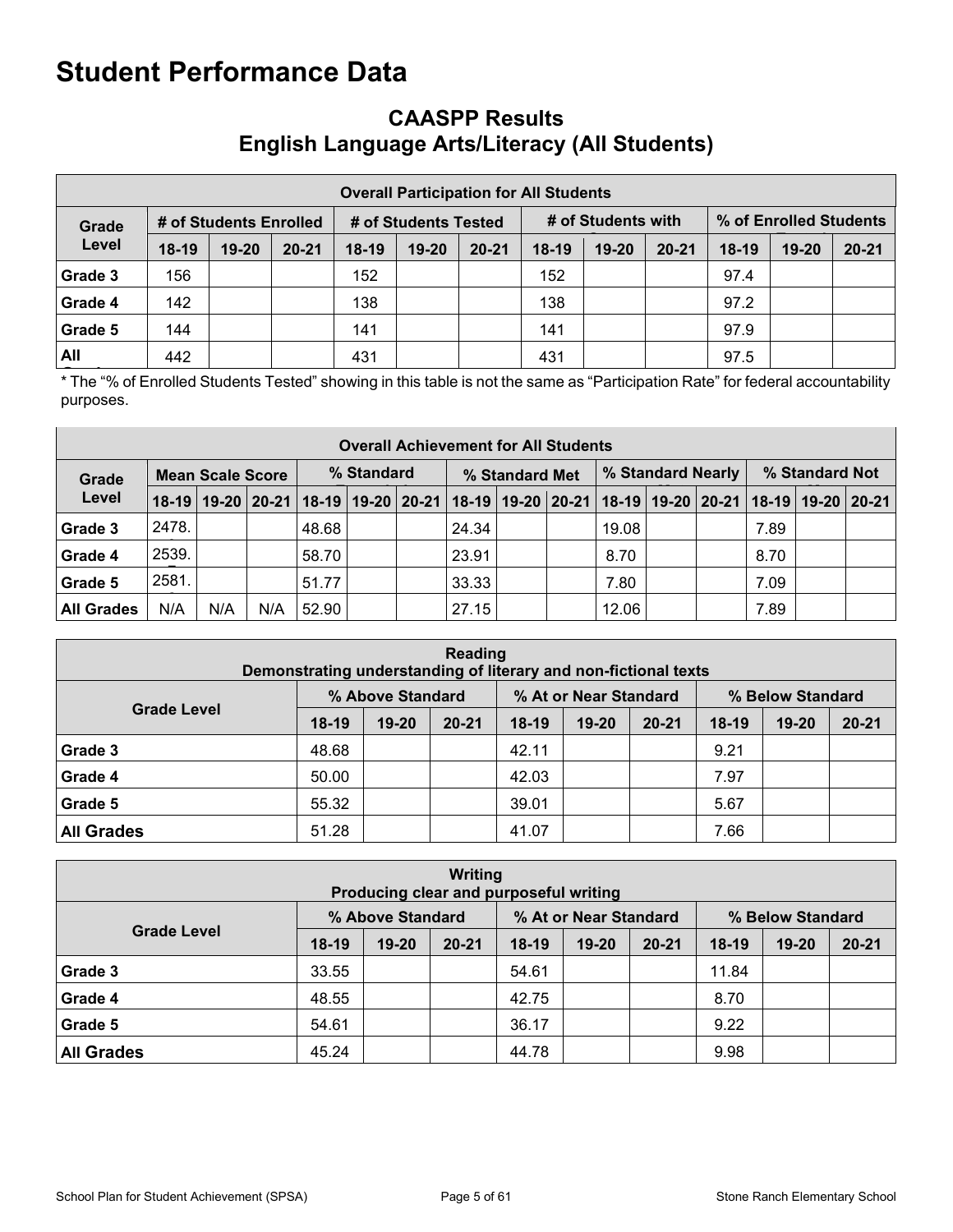# Student Performance Data

## CAASPP Results
## English Language Arts/Literacy (All Students)

| Overall Participation for All Students | | | | | | | | | | | | |
|---|---|---|---|---|---|---|---|---|---|---|---|---|
| Grade Level | # of Students Enrolled | | | # of Students Tested | | | # of Students with Scores | | | % of Enrolled Students Tested | | |
| | 18-19 | 19-20 | 20-21 | 18-19 | 19-20 | 20-21 | 18-19 | 19-20 | 20-21 | 18-19 | 19-20 | 20-21 |
| Grade 3 | 156 | | | 152 | | | 152 | | | 97.4 | | |
| Grade 4 | 142 | | | 138 | | | 138 | | | 97.2 | | |
| Grade 5 | 144 | | | 141 | | | 141 | | | 97.9 | | |
| All Grades | 442 | | | 431 | | | 431 | | | 97.5 | | |

* The "% of Enrolled Students Tested" showing in this table is not the same as "Participation Rate" for federal accountability purposes.

| Overall Achievement for All Students | | | | | | | | | | | | | | | |
|---|---|---|---|---|---|---|---|---|---|---|---|---|---|---|---|
| Grade Level | Mean Scale Score | | | % Standard Exceeded | | | % Standard Met | | | % Standard Nearly Met | | | % Standard Not Met | | |
| | 18-19 | 19-20 | 20-21 | 18-19 | 19-20 | 20-21 | 18-19 | 19-20 | 20-21 | 18-19 | 19-20 | 20-21 | 18-19 | 19-20 | 20-21 |
| Grade 3 | 2478. | | | 48.68 | | | 24.34 | | | 19.08 | | | 7.89 | | |
| Grade 4 | 2539. | | | 58.70 | | | 23.91 | | | 8.70 | | | 8.70 | | |
| Grade 5 | 2581. | | | 51.77 | | | 33.33 | | | 7.80 | | | 7.09 | | |
| All Grades | N/A | N/A | N/A | 52.90 | | | 27.15 | | | 12.06 | | | 7.89 | | |

| Reading<br>Demonstrating understanding of literary and non-fictional texts | | | | | | | | | |
|---|---|---|---|---|---|---|---|---|---|
| Grade Level | % Above Standard | | | % At or Near Standard | | | % Below Standard | | |
| | 18-19 | 19-20 | 20-21 | 18-19 | 19-20 | 20-21 | 18-19 | 19-20 | 20-21 |
| Grade 3 | 48.68 | | | 42.11 | | | 9.21 | | |
| Grade 4 | 50.00 | | | 42.03 | | | 7.97 | | |
| Grade 5 | 55.32 | | | 39.01 | | | 5.67 | | |
| All Grades | 51.28 | | | 41.07 | | | 7.66 | | |

| Writing<br>Producing clear and purposeful writing | | | | | | | | | |
|---|---|---|---|---|---|---|---|---|---|
| Grade Level | % Above Standard | | | % At or Near Standard | | | % Below Standard | | |
| | 18-19 | 19-20 | 20-21 | 18-19 | 19-20 | 20-21 | 18-19 | 19-20 | 20-21 |
| Grade 3 | 33.55 | | | 54.61 | | | 11.84 | | |
| Grade 4 | 48.55 | | | 42.75 | | | 8.70 | | |
| Grade 5 | 54.61 | | | 36.17 | | | 9.22 | | |
| All Grades | 45.24 | | | 44.78 | | | 9.98 | | |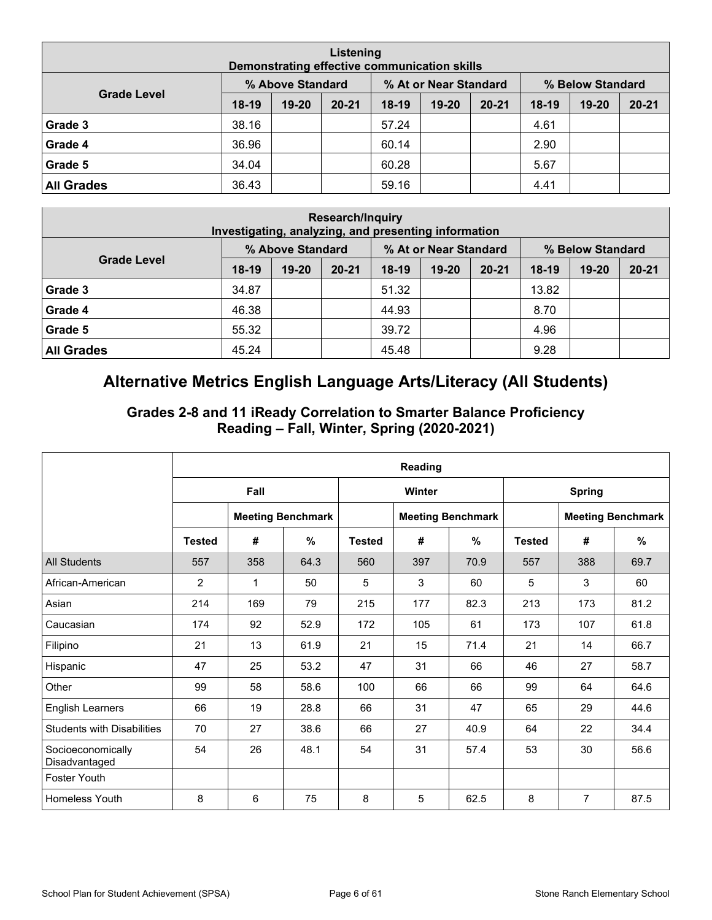| Listening<br>Demonstrating effective communication skills | | | | | | | | | |
|---|---|---|---|---|---|---|---|---|---|
| Grade Level | % Above Standard | | | % At or Near Standard | | | % Below Standard | | |
| | 18-19 | 19-20 | 20-21 | 18-19 | 19-20 | 20-21 | 18-19 | 19-20 | 20-21 |
| Grade 3 | 38.16 | | | 57.24 | | | 4.61 | | |
| Grade 4 | 36.96 | | | 60.14 | | | 2.90 | | |
| Grade 5 | 34.04 | | | 60.28 | | | 5.67 | | |
| **All Grades** | 36.43 | | | 59.16 | | | 4.41 | | |

| Research/Inquiry<br>Investigating, analyzing, and presenting information | | | | | | | | | |
|---|---|---|---|---|---|---|---|---|---|
| Grade Level | % Above Standard | | | % At or Near Standard | | | % Below Standard | | |
| | 18-19 | 19-20 | 20-21 | 18-19 | 19-20 | 20-21 | 18-19 | 19-20 | 20-21 |
| Grade 3 | 34.87 | | | 51.32 | | | 13.82 | | |
| Grade 4 | 46.38 | | | 44.93 | | | 8.70 | | |
| Grade 5 | 55.32 | | | 39.72 | | | 4.96 | | |
| **All Grades** | 45.24 | | | 45.48 | | | 9.28 | | |

## Alternative Metrics English Language Arts/Literacy (All Students)

### Grades 2-8 and 11 iReady Correlation to Smarter Balance Proficiency Reading – Fall, Winter, Spring (2020-2021)

| | Reading | | | | | | | | |
|---|---|---|---|---|---|---|---|---|---|
| | Fall | | | Winter | | | Spring | | |
| | | Meeting Benchmark | | | Meeting Benchmark | | | Meeting Benchmark | |
| | Tested | # | % | Tested | # | % | Tested | # | % |
| All Students | 557 | 358 | 64.3 | 560 | 397 | 70.9 | 557 | 388 | 69.7 |
| African-American | 2 | 1 | 50 | 5 | 3 | 60 | 5 | 3 | 60 |
| Asian | 214 | 169 | 79 | 215 | 177 | 82.3 | 213 | 173 | 81.2 |
| Caucasian | 174 | 92 | 52.9 | 172 | 105 | 61 | 173 | 107 | 61.8 |
| Filipino | 21 | 13 | 61.9 | 21 | 15 | 71.4 | 21 | 14 | 66.7 |
| Hispanic | 47 | 25 | 53.2 | 47 | 31 | 66 | 46 | 27 | 58.7 |
| Other | 99 | 58 | 58.6 | 100 | 66 | 66 | 99 | 64 | 64.6 |
| English Learners | 66 | 19 | 28.8 | 66 | 31 | 47 | 65 | 29 | 44.6 |
| Students with Disabilities | 70 | 27 | 38.6 | 66 | 27 | 40.9 | 64 | 22 | 34.4 |
| Socioeconomically Disadvantaged | 54 | 26 | 48.1 | 54 | 31 | 57.4 | 53 | 30 | 56.6 |
| Foster Youth | | | | | | | | | |
| Homeless Youth | 8 | 6 | 75 | 8 | 5 | 62.5 | 8 | 7 | 87.5 |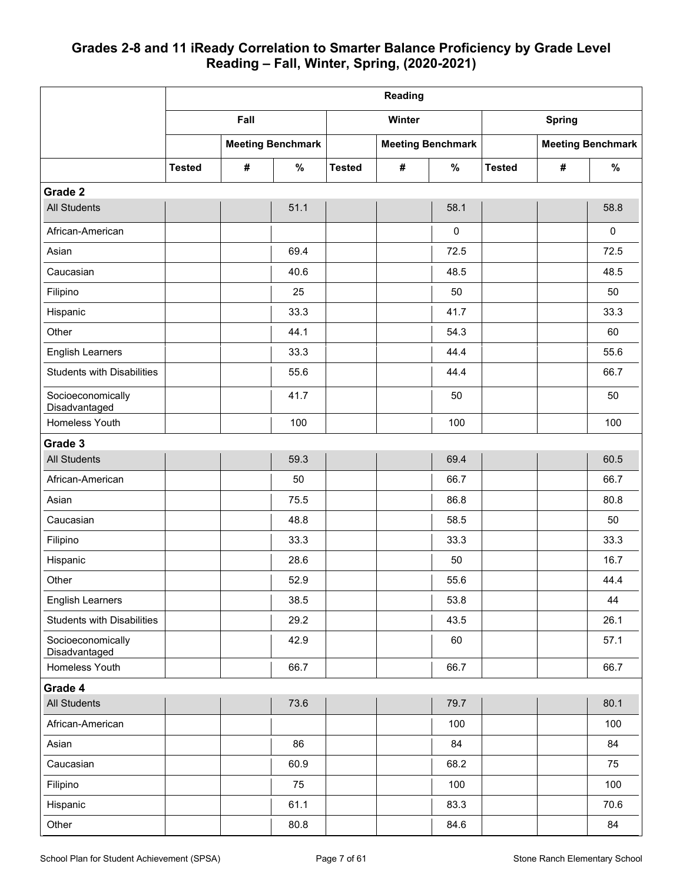## Grades 2-8 and 11 iReady Correlation to Smarter Balance Proficiency by Grade Level Reading – Fall, Winter, Spring, (2020-2021)

| | Reading | | | | | | | | |
|---|---|---|---|---|---|---|---|---|---|
| | Fall | | | Winter | | | Spring | | |
| | | Meeting Benchmark | | | Meeting Benchmark | | | Meeting Benchmark | |
| | Tested | # | % | Tested | # | % | Tested | # | % |
| **Grade 2** | | | | | | | | | |
| All Students | | | 51.1 | | | 58.1 | | | 58.8 |
| African-American | | | | | | 0 | | | 0 |
| Asian | | | 69.4 | | | 72.5 | | | 72.5 |
| Caucasian | | | 40.6 | | | 48.5 | | | 48.5 |
| Filipino | | | 25 | | | 50 | | | 50 |
| Hispanic | | | 33.3 | | | 41.7 | | | 33.3 |
| Other | | | 44.1 | | | 54.3 | | | 60 |
| English Learners | | | 33.3 | | | 44.4 | | | 55.6 |
| Students with Disabilities | | | 55.6 | | | 44.4 | | | 66.7 |
| Socioeconomically Disadvantaged | | | 41.7 | | | 50 | | | 50 |
| Homeless Youth | | | 100 | | | 100 | | | 100 |
| **Grade 3** | | | | | | | | | |
| All Students | | | 59.3 | | | 69.4 | | | 60.5 |
| African-American | | | 50 | | | 66.7 | | | 66.7 |
| Asian | | | 75.5 | | | 86.8 | | | 80.8 |
| Caucasian | | | 48.8 | | | 58.5 | | | 50 |
| Filipino | | | 33.3 | | | 33.3 | | | 33.3 |
| Hispanic | | | 28.6 | | | 50 | | | 16.7 |
| Other | | | 52.9 | | | 55.6 | | | 44.4 |
| English Learners | | | 38.5 | | | 53.8 | | | 44 |
| Students with Disabilities | | | 29.2 | | | 43.5 | | | 26.1 |
| Socioeconomically Disadvantaged | | | 42.9 | | | 60 | | | 57.1 |
| Homeless Youth | | | 66.7 | | | 66.7 | | | 66.7 |
| **Grade 4** | | | | | | | | | |
| All Students | | | 73.6 | | | 79.7 | | | 80.1 |
| African-American | | | | | | 100 | | | 100 |
| Asian | | | 86 | | | 84 | | | 84 |
| Caucasian | | | 60.9 | | | 68.2 | | | 75 |
| Filipino | | | 75 | | | 100 | | | 100 |
| Hispanic | | | 61.1 | | | 83.3 | | | 70.6 |
| Other | | | 80.8 | | | 84.6 | | | 84 |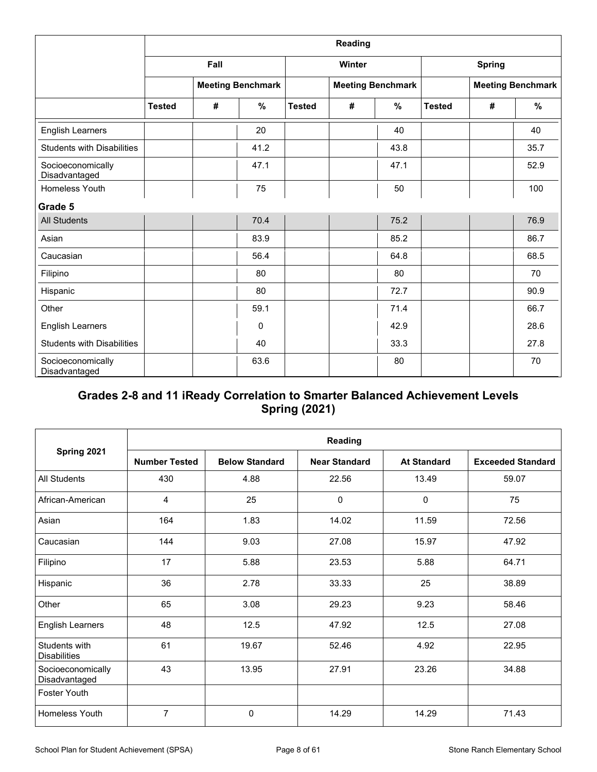| | Reading | | | | | | | | |
|---|---|---|---|---|---|---|---|---|---|
| | Fall | | | Winter | | | Spring | | |
| | | Meeting Benchmark | | | Meeting Benchmark | | | Meeting Benchmark | |
| | Tested | # | % | Tested | # | % | Tested | # | % |
| English Learners | | | 20 | | | 40 | | | 40 |
| Students with Disabilities | | | 41.2 | | | 43.8 | | | 35.7 |
| Socioeconomically Disadvantaged | | | 47.1 | | | 47.1 | | | 52.9 |
| Homeless Youth | | | 75 | | | 50 | | | 100 |
| **Grade 5** | | | | | | | | | |
| All Students | | | 70.4 | | | 75.2 | | | 76.9 |
| Asian | | | 83.9 | | | 85.2 | | | 86.7 |
| Caucasian | | | 56.4 | | | 64.8 | | | 68.5 |
| Filipino | | | 80 | | | 80 | | | 70 |
| Hispanic | | | 80 | | | 72.7 | | | 90.9 |
| Other | | | 59.1 | | | 71.4 | | | 66.7 |
| English Learners | | | 0 | | | 42.9 | | | 28.6 |
| Students with Disabilities | | | 40 | | | 33.3 | | | 27.8 |
| Socioeconomically Disadvantaged | | | 63.6 | | | 80 | | | 70 |

## Grades 2-8 and 11 iReady Correlation to Smarter Balanced Achievement Levels Spring (2021)

| Spring 2021 | Reading | | | | |
|---|---|---|---|---|---|
| | Number Tested | Below Standard | Near Standard | At Standard | Exceeded Standard |
| All Students | 430 | 4.88 | 22.56 | 13.49 | 59.07 |
| African-American | 4 | 25 | 0 | 0 | 75 |
| Asian | 164 | 1.83 | 14.02 | 11.59 | 72.56 |
| Caucasian | 144 | 9.03 | 27.08 | 15.97 | 47.92 |
| Filipino | 17 | 5.88 | 23.53 | 5.88 | 64.71 |
| Hispanic | 36 | 2.78 | 33.33 | 25 | 38.89 |
| Other | 65 | 3.08 | 29.23 | 9.23 | 58.46 |
| English Learners | 48 | 12.5 | 47.92 | 12.5 | 27.08 |
| Students with Disabilities | 61 | 19.67 | 52.46 | 4.92 | 22.95 |
| Socioeconomically Disadvantaged | 43 | 13.95 | 27.91 | 23.26 | 34.88 |
| Foster Youth | | | | | |
| Homeless Youth | 7 | 0 | 14.29 | 14.29 | 71.43 |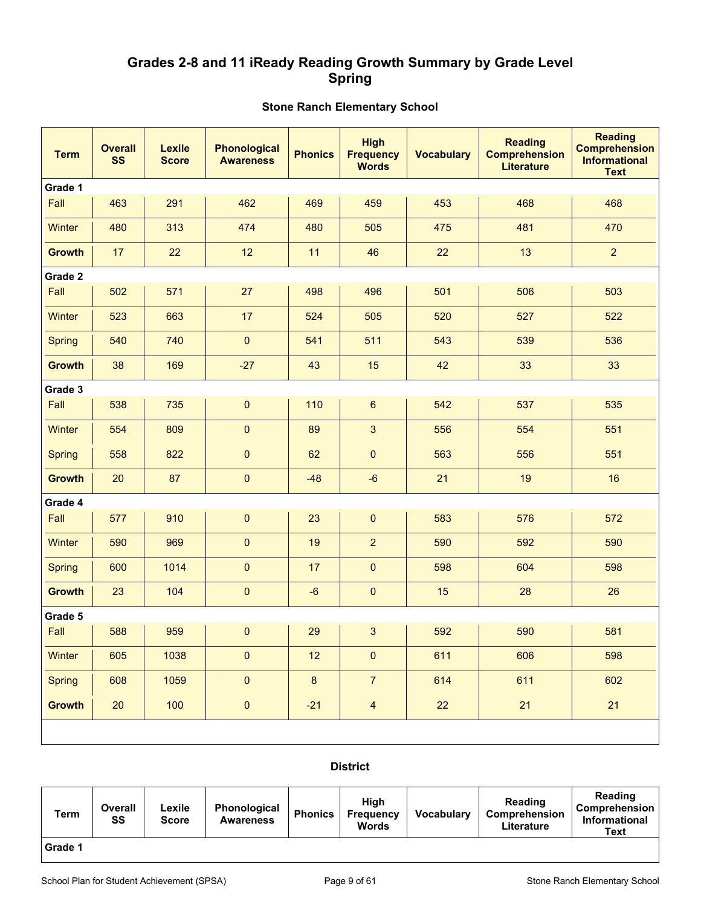## Grades 2-8 and 11 iReady Reading Growth Summary by Grade Level Spring

### Stone Ranch Elementary School

| Term | Overall SS | Lexile Score | Phonological Awareness | Phonics | High Frequency Words | Vocabulary | Reading Comprehension Literature | Reading Comprehension Informational Text |
|---|---|---|---|---|---|---|---|---|
| **Grade 1** | | | | | | | | |
| Fall | 463 | 291 | 462 | 469 | 459 | 453 | 468 | 468 |
| Winter | 480 | 313 | 474 | 480 | 505 | 475 | 481 | 470 |
| **Growth** | 17 | 22 | 12 | 11 | 46 | 22 | 13 | 2 |
| **Grade 2** | | | | | | | | |
| Fall | 502 | 571 | 27 | 498 | 496 | 501 | 506 | 503 |
| Winter | 523 | 663 | 17 | 524 | 505 | 520 | 527 | 522 |
| Spring | 540 | 740 | 0 | 541 | 511 | 543 | 539 | 536 |
| **Growth** | 38 | 169 | -27 | 43 | 15 | 42 | 33 | 33 |
| **Grade 3** | | | | | | | | |
| Fall | 538 | 735 | 0 | 110 | 6 | 542 | 537 | 535 |
| Winter | 554 | 809 | 0 | 89 | 3 | 556 | 554 | 551 |
| Spring | 558 | 822 | 0 | 62 | 0 | 563 | 556 | 551 |
| **Growth** | 20 | 87 | 0 | -48 | -6 | 21 | 19 | 16 |
| **Grade 4** | | | | | | | | |
| Fall | 577 | 910 | 0 | 23 | 0 | 583 | 576 | 572 |
| Winter | 590 | 969 | 0 | 19 | 2 | 590 | 592 | 590 |
| Spring | 600 | 1014 | 0 | 17 | 0 | 598 | 604 | 598 |
| **Growth** | 23 | 104 | 0 | -6 | 0 | 15 | 28 | 26 |
| **Grade 5** | | | | | | | | |
| Fall | 588 | 959 | 0 | 29 | 3 | 592 | 590 | 581 |
| Winter | 605 | 1038 | 0 | 12 | 0 | 611 | 606 | 598 |
| Spring | 608 | 1059 | 0 | 8 | 7 | 614 | 611 | 602 |
| **Growth** | 20 | 100 | 0 | -21 | 4 | 22 | 21 | 21 |

### District

| Term | Overall SS | Lexile Score | Phonological Awareness | Phonics | High Frequency Words | Vocabulary | Reading Comprehension Literature | Reading Comprehension Informational Text |
|---|---|---|---|---|---|---|---|---|
| **Grade 1** | | | | | | | | |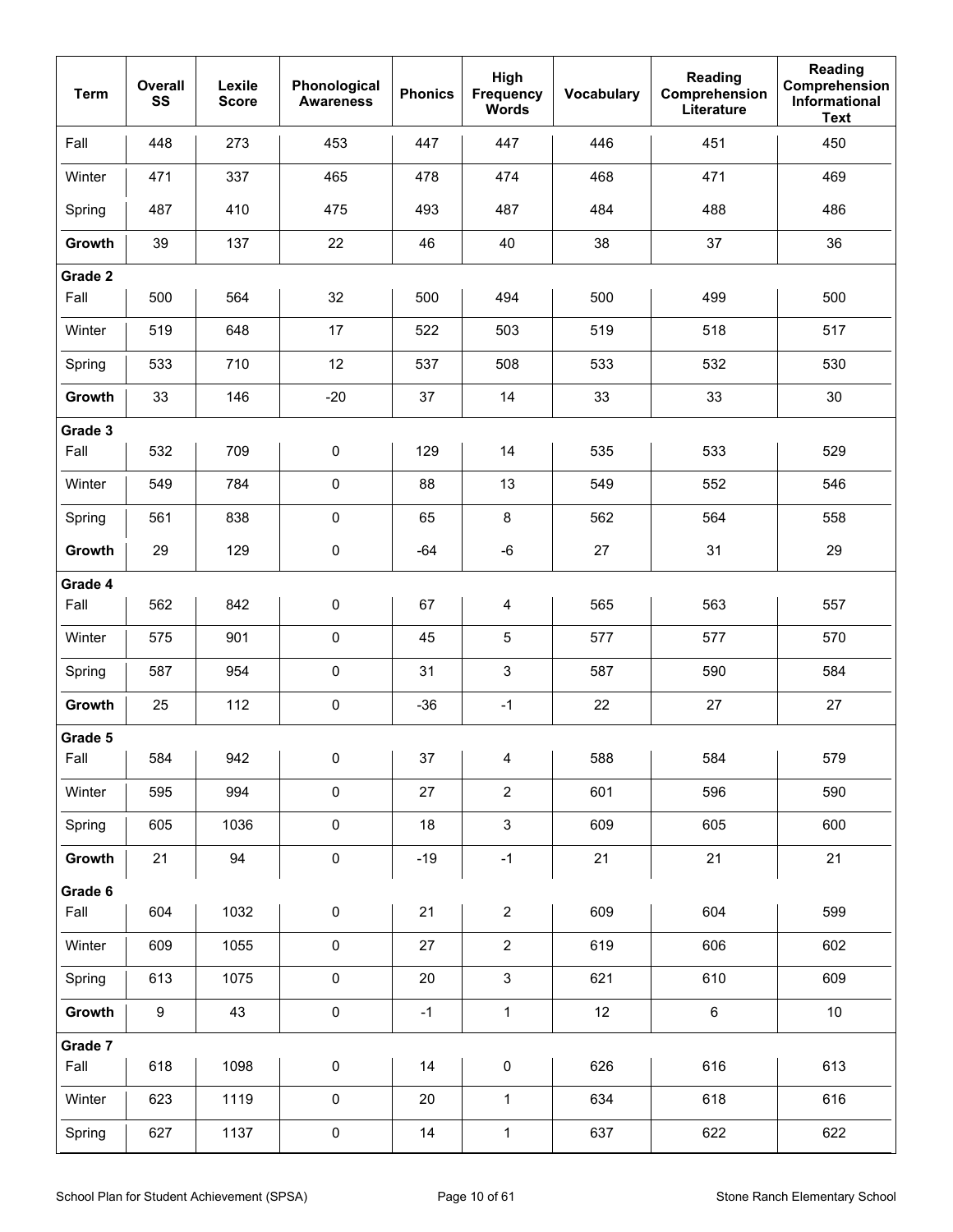| Term | Overall SS | Lexile Score | Phonological Awareness | Phonics | High Frequency Words | Vocabulary | Reading Comprehension Literature | Reading Comprehension Informational Text |
|---|---|---|---|---|---|---|---|---|
| Fall | 448 | 273 | 453 | 447 | 447 | 446 | 451 | 450 |
| Winter | 471 | 337 | 465 | 478 | 474 | 468 | 471 | 469 |
| Spring | 487 | 410 | 475 | 493 | 487 | 484 | 488 | 486 |
| **Growth** | 39 | 137 | 22 | 46 | 40 | 38 | 37 | 36 |
| **Grade 2** | | | | | | | | |
| Fall | 500 | 564 | 32 | 500 | 494 | 500 | 499 | 500 |
| Winter | 519 | 648 | 17 | 522 | 503 | 519 | 518 | 517 |
| Spring | 533 | 710 | 12 | 537 | 508 | 533 | 532 | 530 |
| **Growth** | 33 | 146 | -20 | 37 | 14 | 33 | 33 | 30 |
| **Grade 3** | | | | | | | | |
| Fall | 532 | 709 | 0 | 129 | 14 | 535 | 533 | 529 |
| Winter | 549 | 784 | 0 | 88 | 13 | 549 | 552 | 546 |
| Spring | 561 | 838 | 0 | 65 | 8 | 562 | 564 | 558 |
| **Growth** | 29 | 129 | 0 | -64 | -6 | 27 | 31 | 29 |
| **Grade 4** | | | | | | | | |
| Fall | 562 | 842 | 0 | 67 | 4 | 565 | 563 | 557 |
| Winter | 575 | 901 | 0 | 45 | 5 | 577 | 577 | 570 |
| Spring | 587 | 954 | 0 | 31 | 3 | 587 | 590 | 584 |
| **Growth** | 25 | 112 | 0 | -36 | -1 | 22 | 27 | 27 |
| **Grade 5** | | | | | | | | |
| Fall | 584 | 942 | 0 | 37 | 4 | 588 | 584 | 579 |
| Winter | 595 | 994 | 0 | 27 | 2 | 601 | 596 | 590 |
| Spring | 605 | 1036 | 0 | 18 | 3 | 609 | 605 | 600 |
| **Growth** | 21 | 94 | 0 | -19 | -1 | 21 | 21 | 21 |
| **Grade 6** | | | | | | | | |
| Fall | 604 | 1032 | 0 | 21 | 2 | 609 | 604 | 599 |
| Winter | 609 | 1055 | 0 | 27 | 2 | 619 | 606 | 602 |
| Spring | 613 | 1075 | 0 | 20 | 3 | 621 | 610 | 609 |
| **Growth** | 9 | 43 | 0 | -1 | 1 | 12 | 6 | 10 |
| **Grade 7** | | | | | | | | |
| Fall | 618 | 1098 | 0 | 14 | 0 | 626 | 616 | 613 |
| Winter | 623 | 1119 | 0 | 20 | 1 | 634 | 618 | 616 |
| Spring | 627 | 1137 | 0 | 14 | 1 | 637 | 622 | 622 |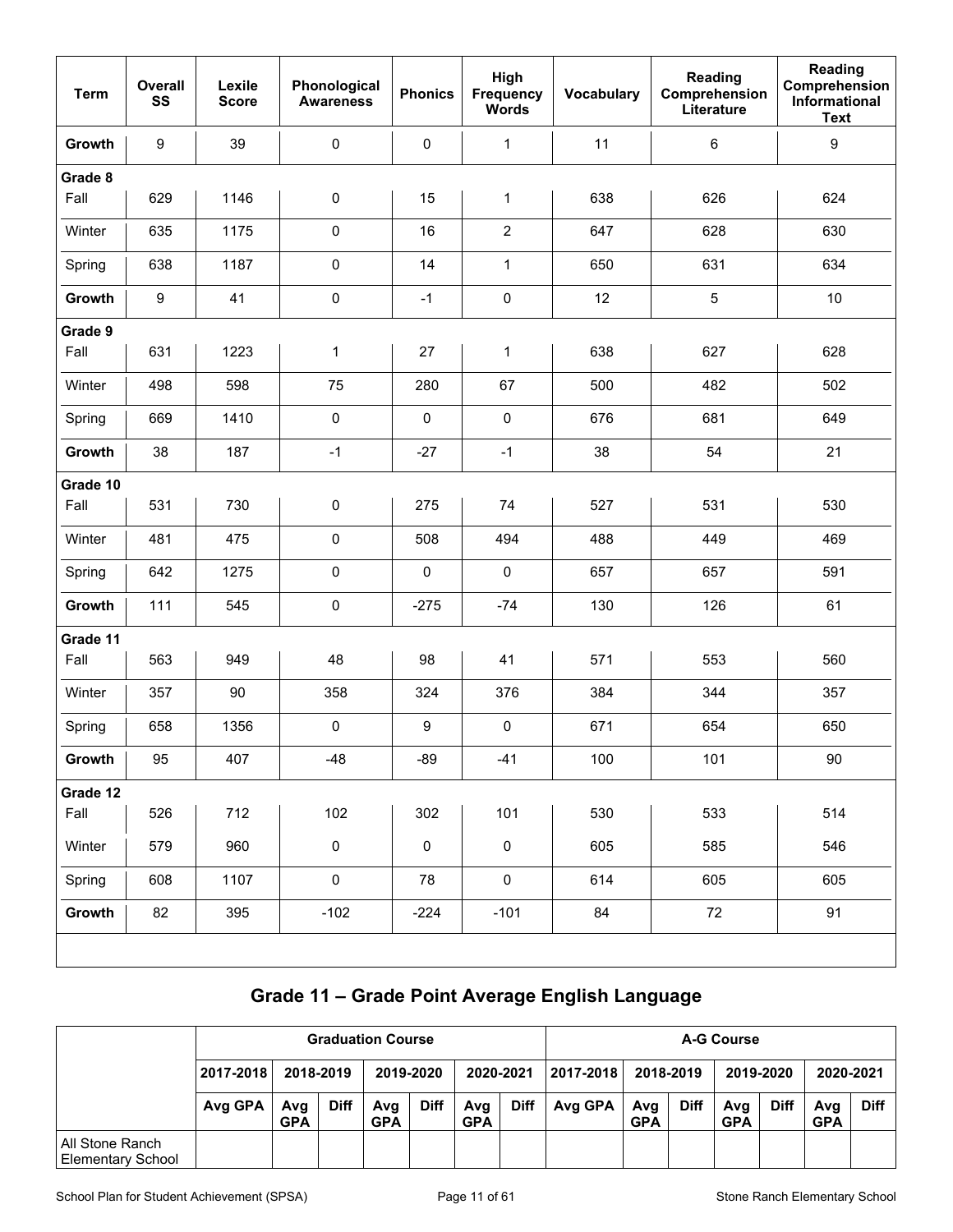| Term | Overall SS | Lexile Score | Phonological Awareness | Phonics | High Frequency Words | Vocabulary | Reading Comprehension Literature | Reading Comprehension Informational Text |
|---|---|---|---|---|---|---|---|---|
| **Growth** | 9 | 39 | 0 | 0 | 1 | 11 | 6 | 9 |
| **Grade 8** | | | | | | | | |
| Fall | 629 | 1146 | 0 | 15 | 1 | 638 | 626 | 624 |
| Winter | 635 | 1175 | 0 | 16 | 2 | 647 | 628 | 630 |
| Spring | 638 | 1187 | 0 | 14 | 1 | 650 | 631 | 634 |
| **Growth** | 9 | 41 | 0 | -1 | 0 | 12 | 5 | 10 |
| **Grade 9** | | | | | | | | |
| Fall | 631 | 1223 | 1 | 27 | 1 | 638 | 627 | 628 |
| Winter | 498 | 598 | 75 | 280 | 67 | 500 | 482 | 502 |
| Spring | 669 | 1410 | 0 | 0 | 0 | 676 | 681 | 649 |
| **Growth** | 38 | 187 | -1 | -27 | -1 | 38 | 54 | 21 |
| **Grade 10** | | | | | | | | |
| Fall | 531 | 730 | 0 | 275 | 74 | 527 | 531 | 530 |
| Winter | 481 | 475 | 0 | 508 | 494 | 488 | 449 | 469 |
| Spring | 642 | 1275 | 0 | 0 | 0 | 657 | 657 | 591 |
| **Growth** | 111 | 545 | 0 | -275 | -74 | 130 | 126 | 61 |
| **Grade 11** | | | | | | | | |
| Fall | 563 | 949 | 48 | 98 | 41 | 571 | 553 | 560 |
| Winter | 357 | 90 | 358 | 324 | 376 | 384 | 344 | 357 |
| Spring | 658 | 1356 | 0 | 9 | 0 | 671 | 654 | 650 |
| **Growth** | 95 | 407 | -48 | -89 | -41 | 100 | 101 | 90 |
| **Grade 12** | | | | | | | | |
| Fall | 526 | 712 | 102 | 302 | 101 | 530 | 533 | 514 |
| Winter | 579 | 960 | 0 | 0 | 0 | 605 | 585 | 546 |
| Spring | 608 | 1107 | 0 | 78 | 0 | 614 | 605 | 605 |
| **Growth** | 82 | 395 | -102 | -224 | -101 | 84 | 72 | 91 |

## Grade 11 – Grade Point Average English Language

| | Graduation Course | | | | | | | A-G Course | | | | | | |
|---|---|---|---|---|---|---|---|---|---|---|---|---|---|---|
| | 2017-2018 | 2018-2019 | | 2019-2020 | | 2020-2021 | | 2017-2018 | 2018-2019 | | 2019-2020 | | 2020-2021 | |
| | Avg GPA | Avg GPA | Diff | Avg GPA | Diff | Avg GPA | Diff | Avg GPA | Avg GPA | Diff | Avg GPA | Diff | Avg GPA | Diff |
| All Stone Ranch Elementary School | | | | | | | | | | | | | | |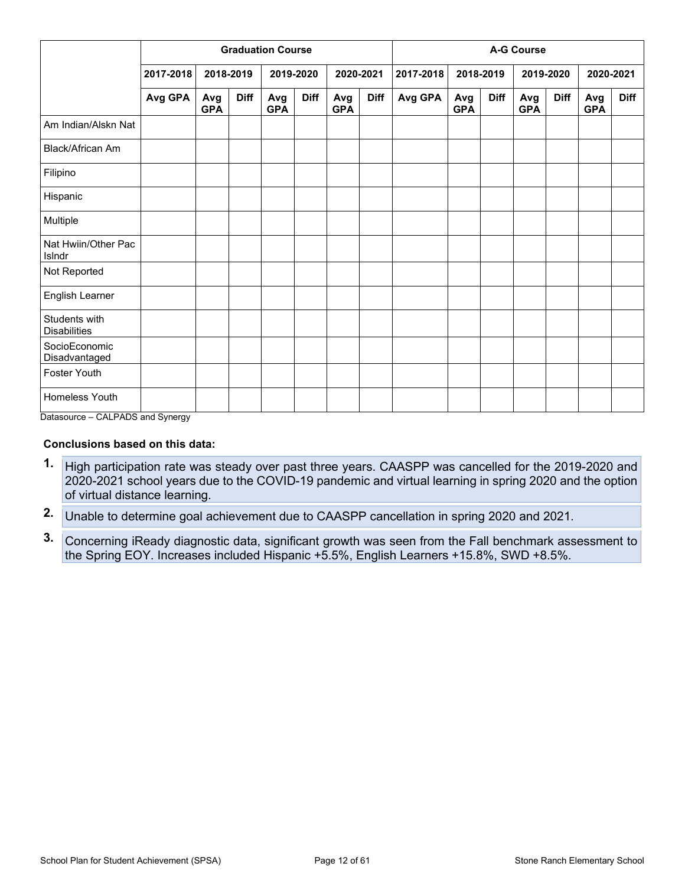| | Graduation Course | | | | | | | A-G Course | | | | | | |
|---|---|---|---|---|---|---|---|---|---|---|---|---|---|---|
| | 2017-2018 | 2018-2019 | | 2019-2020 | | 2020-2021 | | 2017-2018 | 2018-2019 | | 2019-2020 | | 2020-2021 | |
| | Avg GPA | Avg GPA | Diff | Avg GPA | Diff | Avg GPA | Diff | Avg GPA | Avg GPA | Diff | Avg GPA | Diff | Avg GPA | Diff |
| Am Indian/Alskn Nat | | | | | | | | | | | | | | |
| Black/African Am | | | | | | | | | | | | | | |
| Filipino | | | | | | | | | | | | | | |
| Hispanic | | | | | | | | | | | | | | |
| Multiple | | | | | | | | | | | | | | |
| Nat Hwiin/Other Pac Islndr | | | | | | | | | | | | | | |
| Not Reported | | | | | | | | | | | | | | |
| English Learner | | | | | | | | | | | | | | |
| Students with Disabilities | | | | | | | | | | | | | | |
| SocioEconomic Disadvantaged | | | | | | | | | | | | | | |
| Foster Youth | | | | | | | | | | | | | | |
| Homeless Youth | | | | | | | | | | | | | | |

Datasource – CALPADS and Synergy

**Conclusions based on this data:**

1. High participation rate was steady over past three years. CAASPP was cancelled for the 2019-2020 and 2020-2021 school years due to the COVID-19 pandemic and virtual learning in spring 2020 and the option of virtual distance learning.
2. Unable to determine goal achievement due to CAASPP cancellation in spring 2020 and 2021.
3. Concerning iReady diagnostic data, significant growth was seen from the Fall benchmark assessment to the Spring EOY. Increases included Hispanic +5.5%, English Learners +15.8%, SWD +8.5%.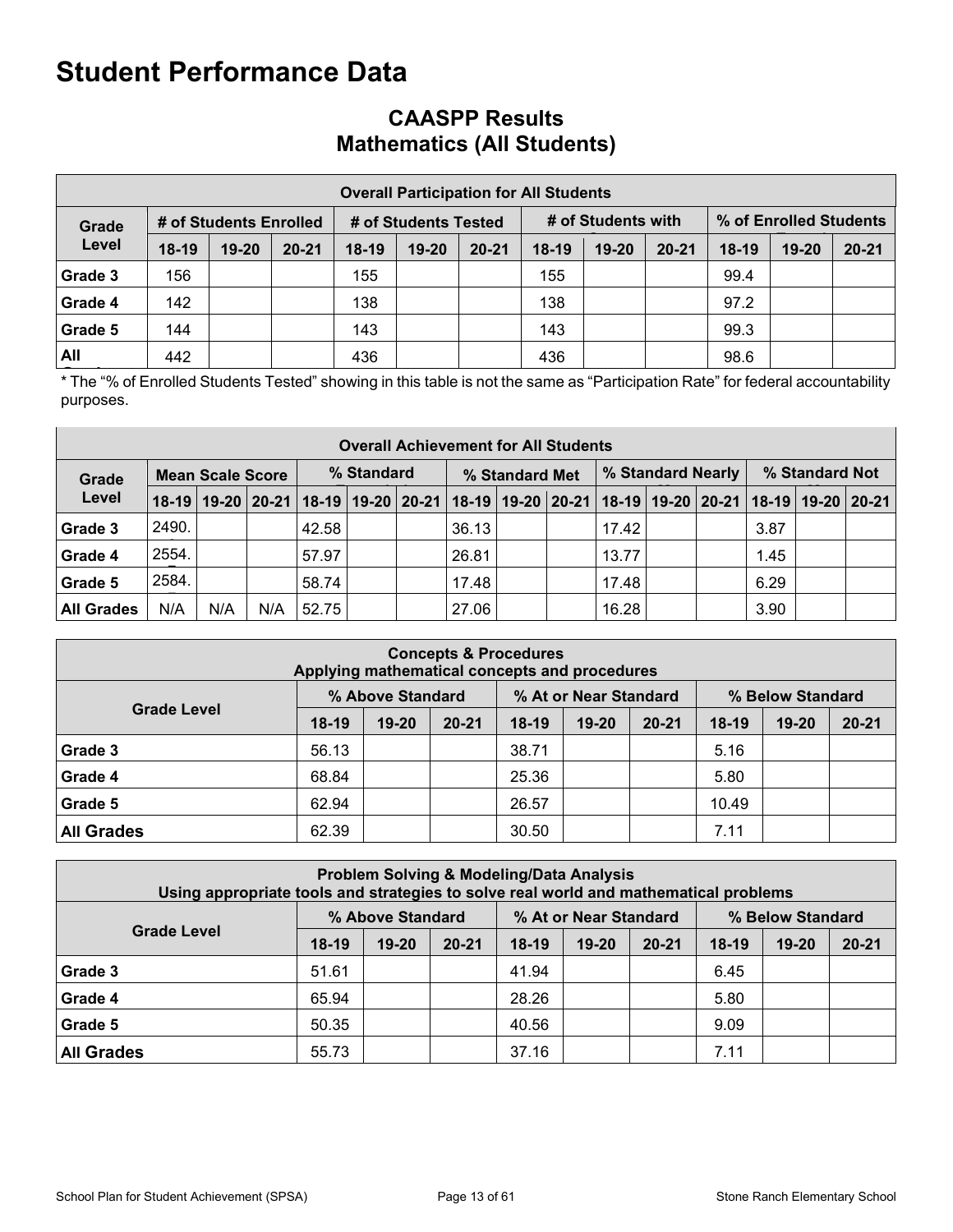# Student Performance Data

## CAASPP Results
## Mathematics (All Students)

| Overall Participation for All Students | | | | | | | | | | | | |
|---|---|---|---|---|---|---|---|---|---|---|---|---|
| Grade Level | # of Students Enrolled | | | # of Students Tested | | | # of Students with | | | % of Enrolled Students | | |
| | 18-19 | 19-20 | 20-21 | 18-19 | 19-20 | 20-21 | 18-19 | 19-20 | 20-21 | 18-19 | 19-20 | 20-21 |
| Grade 3 | 156 | | | 155 | | | 155 | | | 99.4 | | |
| Grade 4 | 142 | | | 138 | | | 138 | | | 97.2 | | |
| Grade 5 | 144 | | | 143 | | | 143 | | | 99.3 | | |
| All | 442 | | | 436 | | | 436 | | | 98.6 | | |

* The "% of Enrolled Students Tested" showing in this table is not the same as "Participation Rate" for federal accountability purposes.

| Overall Achievement for All Students | | | | | | | | | | | | | | | |
|---|---|---|---|---|---|---|---|---|---|---|---|---|---|---|---|
| Grade Level | Mean Scale Score | | | % Standard | | | % Standard Met | | | % Standard Nearly | | | % Standard Not | | |
| | 18-19 | 19-20 | 20-21 | 18-19 | 19-20 | 20-21 | 18-19 | 19-20 | 20-21 | 18-19 | 19-20 | 20-21 | 18-19 | 19-20 | 20-21 |
| Grade 3 | 2490. | | | 42.58 | | | 36.13 | | | 17.42 | | | 3.87 | | |
| Grade 4 | 2554. | | | 57.97 | | | 26.81 | | | 13.77 | | | 1.45 | | |
| Grade 5 | 2584. | | | 58.74 | | | 17.48 | | | 17.48 | | | 6.29 | | |
| All Grades | N/A | N/A | N/A | 52.75 | | | 27.06 | | | 16.28 | | | 3.90 | | |

| Concepts & Procedures<br>Applying mathematical concepts and procedures | | | | | | | | | |
|---|---|---|---|---|---|---|---|---|---|
| Grade Level | % Above Standard | | | % At or Near Standard | | | % Below Standard | | |
| | 18-19 | 19-20 | 20-21 | 18-19 | 19-20 | 20-21 | 18-19 | 19-20 | 20-21 |
| Grade 3 | 56.13 | | | 38.71 | | | 5.16 | | |
| Grade 4 | 68.84 | | | 25.36 | | | 5.80 | | |
| Grade 5 | 62.94 | | | 26.57 | | | 10.49 | | |
| All Grades | 62.39 | | | 30.50 | | | 7.11 | | |

| Problem Solving & Modeling/Data Analysis<br>Using appropriate tools and strategies to solve real world and mathematical problems | | | | | | | | | |
|---|---|---|---|---|---|---|---|---|---|
| Grade Level | % Above Standard | | | % At or Near Standard | | | % Below Standard | | |
| | 18-19 | 19-20 | 20-21 | 18-19 | 19-20 | 20-21 | 18-19 | 19-20 | 20-21 |
| Grade 3 | 51.61 | | | 41.94 | | | 6.45 | | |
| Grade 4 | 65.94 | | | 28.26 | | | 5.80 | | |
| Grade 5 | 50.35 | | | 40.56 | | | 9.09 | | |
| All Grades | 55.73 | | | 37.16 | | | 7.11 | | |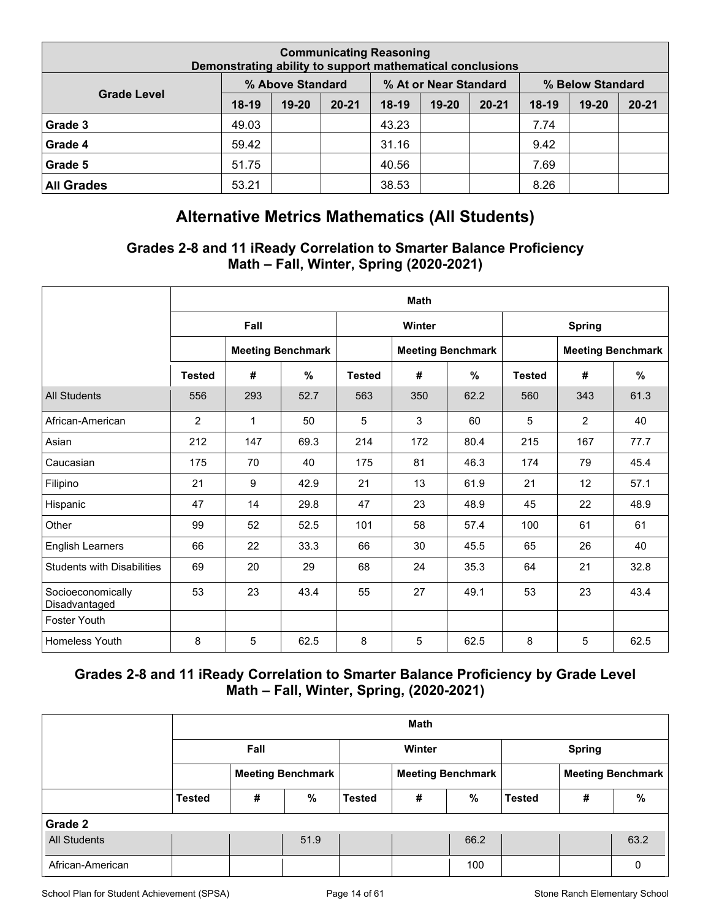| Communicating Reasoning<br>Demonstrating ability to support mathematical conclusions | | | | | | | | | |
|---|---|---|---|---|---|---|---|---|---|
| Grade Level | % Above Standard | | | % At or Near Standard | | | % Below Standard | | |
| | 18-19 | 19-20 | 20-21 | 18-19 | 19-20 | 20-21 | 18-19 | 19-20 | 20-21 |
| Grade 3 | 49.03 | | | 43.23 | | | 7.74 | | |
| Grade 4 | 59.42 | | | 31.16 | | | 9.42 | | |
| Grade 5 | 51.75 | | | 40.56 | | | 7.69 | | |
| **All Grades** | 53.21 | | | 38.53 | | | 8.26 | | |

## Alternative Metrics Mathematics (All Students)

### Grades 2-8 and 11 iReady Correlation to Smarter Balance Proficiency Math – Fall, Winter, Spring (2020-2021)

| | Math | | | | | | | | |
|---|---|---|---|---|---|---|---|---|---|
| | Fall | | | Winter | | | Spring | | |
| | | Meeting Benchmark | | | Meeting Benchmark | | | Meeting Benchmark | |
| | Tested | # | % | Tested | # | % | Tested | # | % |
| All Students | 556 | 293 | 52.7 | 563 | 350 | 62.2 | 560 | 343 | 61.3 |
| African-American | 2 | 1 | 50 | 5 | 3 | 60 | 5 | 2 | 40 |
| Asian | 212 | 147 | 69.3 | 214 | 172 | 80.4 | 215 | 167 | 77.7 |
| Caucasian | 175 | 70 | 40 | 175 | 81 | 46.3 | 174 | 79 | 45.4 |
| Filipino | 21 | 9 | 42.9 | 21 | 13 | 61.9 | 21 | 12 | 57.1 |
| Hispanic | 47 | 14 | 29.8 | 47 | 23 | 48.9 | 45 | 22 | 48.9 |
| Other | 99 | 52 | 52.5 | 101 | 58 | 57.4 | 100 | 61 | 61 |
| English Learners | 66 | 22 | 33.3 | 66 | 30 | 45.5 | 65 | 26 | 40 |
| Students with Disabilities | 69 | 20 | 29 | 68 | 24 | 35.3 | 64 | 21 | 32.8 |
| Socioeconomically Disadvantaged | 53 | 23 | 43.4 | 55 | 27 | 49.1 | 53 | 23 | 43.4 |
| Foster Youth | | | | | | | | | |
| Homeless Youth | 8 | 5 | 62.5 | 8 | 5 | 62.5 | 8 | 5 | 62.5 |

### Grades 2-8 and 11 iReady Correlation to Smarter Balance Proficiency by Grade Level Math – Fall, Winter, Spring, (2020-2021)

| | Math | | | | | | | | |
|---|---|---|---|---|---|---|---|---|---|
| | Fall | | | Winter | | | Spring | | |
| | | Meeting Benchmark | | | Meeting Benchmark | | | Meeting Benchmark | |
| | Tested | # | % | Tested | # | % | Tested | # | % |
| **Grade 2** | | | | | | | | | |
| All Students | | | 51.9 | | | 66.2 | | | 63.2 |
| African-American | | | | | | 100 | | | 0 |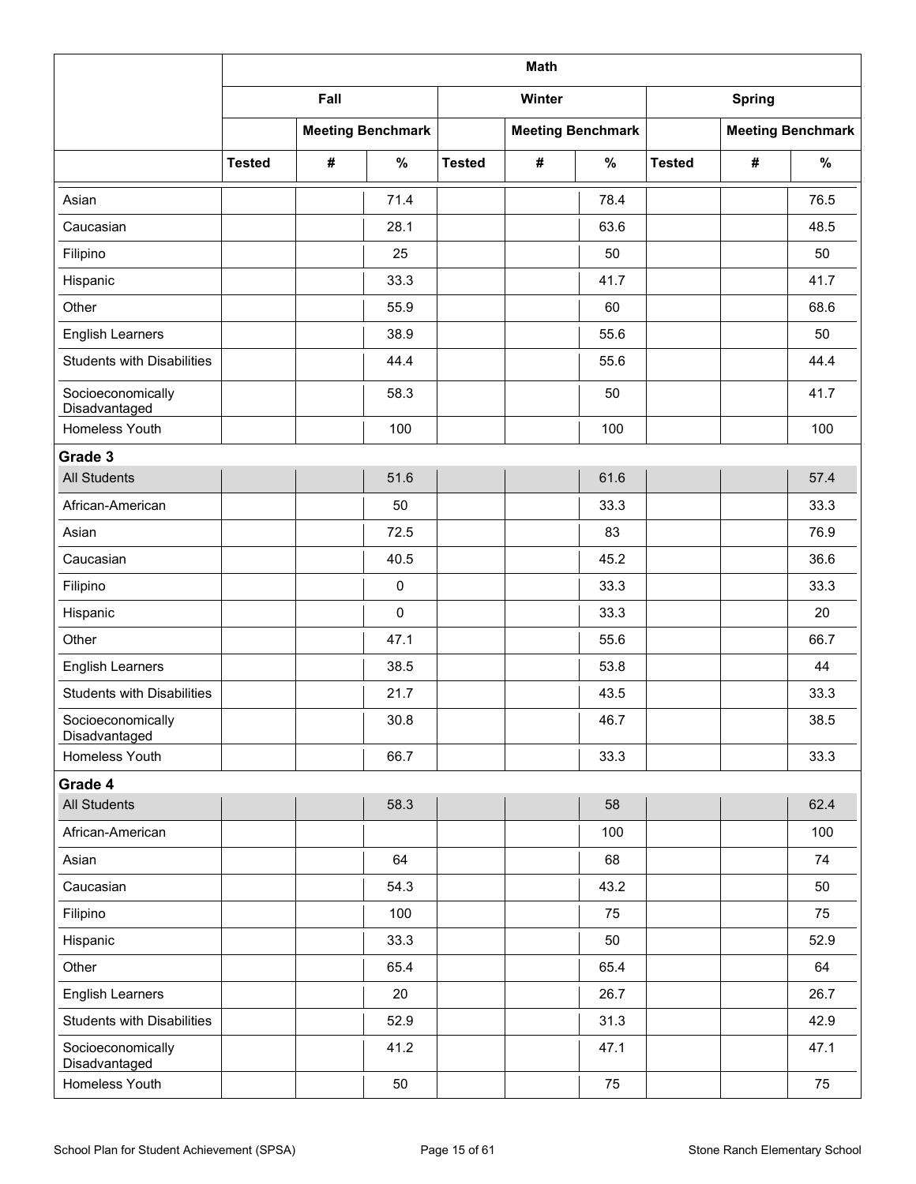| | Math | | | | | | | | |
|---|---|---|---|---|---|---|---|---|---|
| | Fall | | | Winter | | | Spring | | |
| | | Meeting Benchmark | | | Meeting Benchmark | | | Meeting Benchmark | |
| | Tested | # | % | Tested | # | % | Tested | # | % |
| Asian | | | 71.4 | | | 78.4 | | | 76.5 |
| Caucasian | | | 28.1 | | | 63.6 | | | 48.5 |
| Filipino | | | 25 | | | 50 | | | 50 |
| Hispanic | | | 33.3 | | | 41.7 | | | 41.7 |
| Other | | | 55.9 | | | 60 | | | 68.6 |
| English Learners | | | 38.9 | | | 55.6 | | | 50 |
| Students with Disabilities | | | 44.4 | | | 55.6 | | | 44.4 |
| Socioeconomically Disadvantaged | | | 58.3 | | | 50 | | | 41.7 |
| Homeless Youth | | | 100 | | | 100 | | | 100 |
| **Grade 3** | | | | | | | | | |
| All Students | | | 51.6 | | | 61.6 | | | 57.4 |
| African-American | | | 50 | | | 33.3 | | | 33.3 |
| Asian | | | 72.5 | | | 83 | | | 76.9 |
| Caucasian | | | 40.5 | | | 45.2 | | | 36.6 |
| Filipino | | | 0 | | | 33.3 | | | 33.3 |
| Hispanic | | | 0 | | | 33.3 | | | 20 |
| Other | | | 47.1 | | | 55.6 | | | 66.7 |
| English Learners | | | 38.5 | | | 53.8 | | | 44 |
| Students with Disabilities | | | 21.7 | | | 43.5 | | | 33.3 |
| Socioeconomically Disadvantaged | | | 30.8 | | | 46.7 | | | 38.5 |
| Homeless Youth | | | 66.7 | | | 33.3 | | | 33.3 |
| **Grade 4** | | | | | | | | | |
| All Students | | | 58.3 | | | 58 | | | 62.4 |
| African-American | | | | | | 100 | | | 100 |
| Asian | | | 64 | | | 68 | | | 74 |
| Caucasian | | | 54.3 | | | 43.2 | | | 50 |
| Filipino | | | 100 | | | 75 | | | 75 |
| Hispanic | | | 33.3 | | | 50 | | | 52.9 |
| Other | | | 65.4 | | | 65.4 | | | 64 |
| English Learners | | | 20 | | | 26.7 | | | 26.7 |
| Students with Disabilities | | | 52.9 | | | 31.3 | | | 42.9 |
| Socioeconomically Disadvantaged | | | 41.2 | | | 47.1 | | | 47.1 |
| Homeless Youth | | | 50 | | | 75 | | | 75 |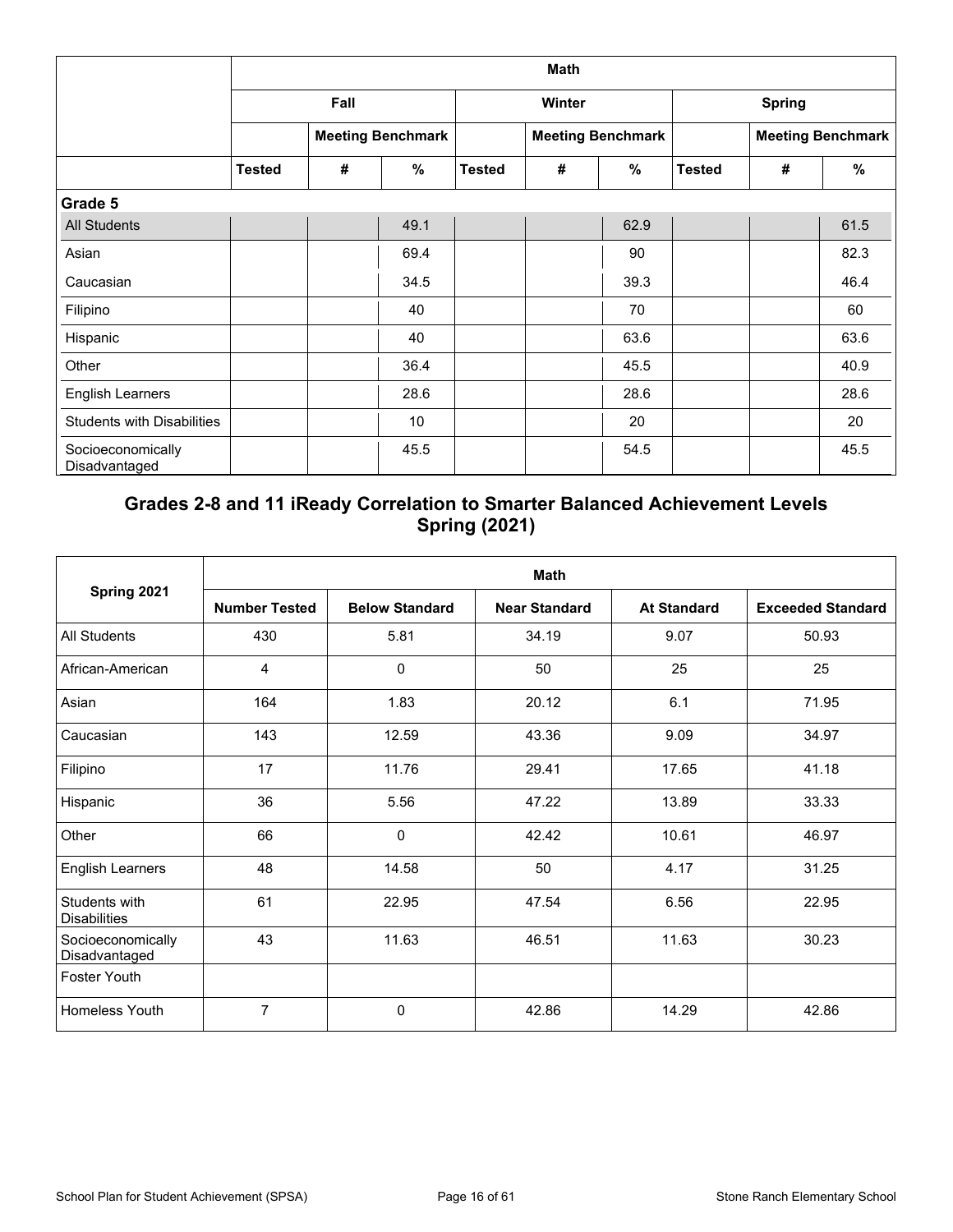| | Math | | | | | | | | |
|---|---|---|---|---|---|---|---|---|---|
| | Fall | | | Winter | | | Spring | | |
| | | Meeting Benchmark | | | Meeting Benchmark | | | Meeting Benchmark | |
| | Tested | # | % | Tested | # | % | Tested | # | % |
| **Grade 5** | | | | | | | | | |
| All Students | | | 49.1 | | | 62.9 | | | 61.5 |
| Asian | | | 69.4 | | | 90 | | | 82.3 |
| Caucasian | | | 34.5 | | | 39.3 | | | 46.4 |
| Filipino | | | 40 | | | 70 | | | 60 |
| Hispanic | | | 40 | | | 63.6 | | | 63.6 |
| Other | | | 36.4 | | | 45.5 | | | 40.9 |
| English Learners | | | 28.6 | | | 28.6 | | | 28.6 |
| Students with Disabilities | | | 10 | | | 20 | | | 20 |
| Socioeconomically Disadvantaged | | | 45.5 | | | 54.5 | | | 45.5 |

## Grades 2-8 and 11 iReady Correlation to Smarter Balanced Achievement Levels Spring (2021)

| Spring 2021 | Math | | | | |
|---|---|---|---|---|---|
| | Number Tested | Below Standard | Near Standard | At Standard | Exceeded Standard |
| All Students | 430 | 5.81 | 34.19 | 9.07 | 50.93 |
| African-American | 4 | 0 | 50 | 25 | 25 |
| Asian | 164 | 1.83 | 20.12 | 6.1 | 71.95 |
| Caucasian | 143 | 12.59 | 43.36 | 9.09 | 34.97 |
| Filipino | 17 | 11.76 | 29.41 | 17.65 | 41.18 |
| Hispanic | 36 | 5.56 | 47.22 | 13.89 | 33.33 |
| Other | 66 | 0 | 42.42 | 10.61 | 46.97 |
| English Learners | 48 | 14.58 | 50 | 4.17 | 31.25 |
| Students with Disabilities | 61 | 22.95 | 47.54 | 6.56 | 22.95 |
| Socioeconomically Disadvantaged | 43 | 11.63 | 46.51 | 11.63 | 30.23 |
| Foster Youth | | | | | |
| Homeless Youth | 7 | 0 | 42.86 | 14.29 | 42.86 |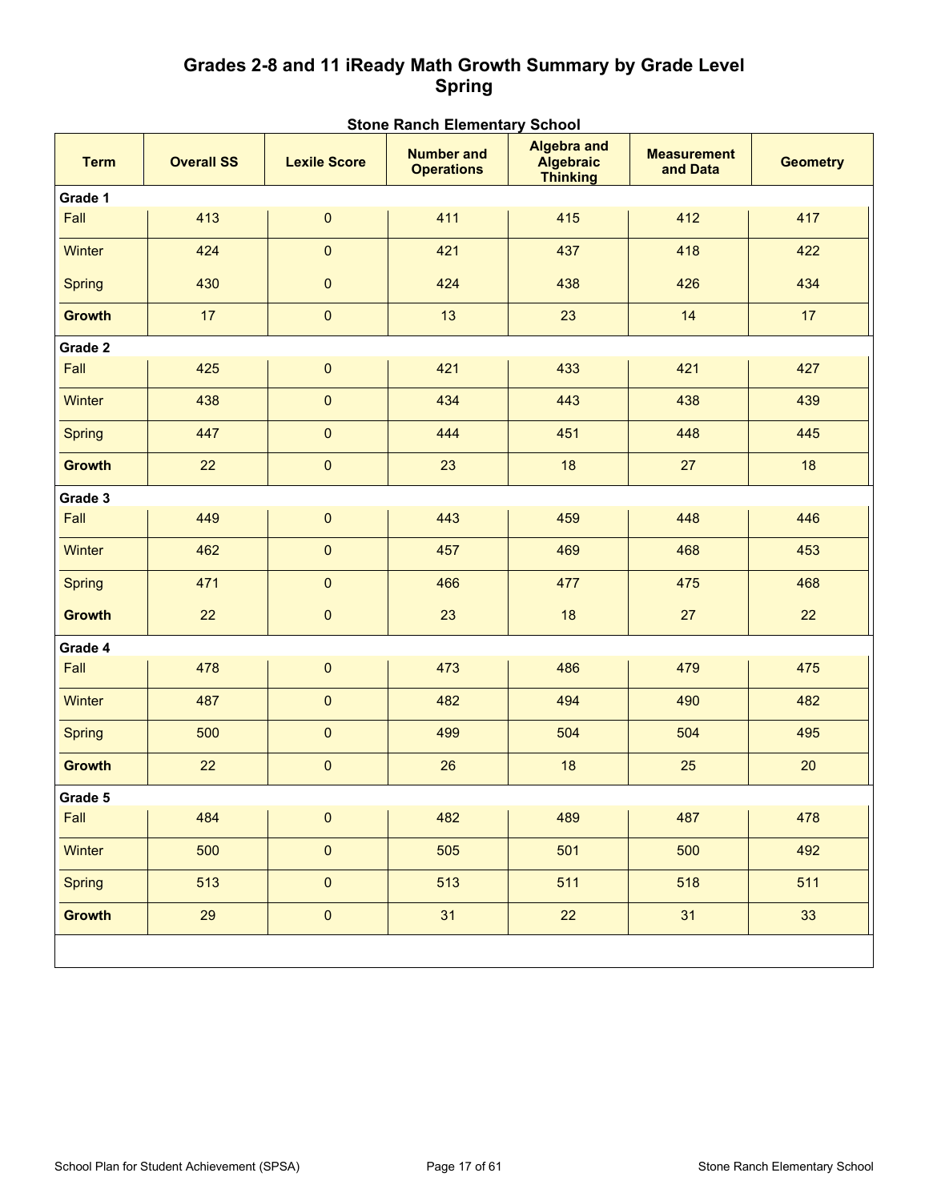## Grades 2-8 and 11 iReady Math Growth Summary by Grade Level Spring

### Stone Ranch Elementary School

| Term | Overall SS | Lexile Score | Number and Operations | Algebra and Algebraic Thinking | Measurement and Data | Geometry |
|---|---|---|---|---|---|---|
| **Grade 1** | | | | | | |
| Fall | 413 | 0 | 411 | 415 | 412 | 417 |
| Winter | 424 | 0 | 421 | 437 | 418 | 422 |
| Spring | 430 | 0 | 424 | 438 | 426 | 434 |
| **Growth** | 17 | 0 | 13 | 23 | 14 | 17 |
| **Grade 2** | | | | | | |
| Fall | 425 | 0 | 421 | 433 | 421 | 427 |
| Winter | 438 | 0 | 434 | 443 | 438 | 439 |
| Spring | 447 | 0 | 444 | 451 | 448 | 445 |
| **Growth** | 22 | 0 | 23 | 18 | 27 | 18 |
| **Grade 3** | | | | | | |
| Fall | 449 | 0 | 443 | 459 | 448 | 446 |
| Winter | 462 | 0 | 457 | 469 | 468 | 453 |
| Spring | 471 | 0 | 466 | 477 | 475 | 468 |
| **Growth** | 22 | 0 | 23 | 18 | 27 | 22 |
| **Grade 4** | | | | | | |
| Fall | 478 | 0 | 473 | 486 | 479 | 475 |
| Winter | 487 | 0 | 482 | 494 | 490 | 482 |
| Spring | 500 | 0 | 499 | 504 | 504 | 495 |
| **Growth** | 22 | 0 | 26 | 18 | 25 | 20 |
| **Grade 5** | | | | | | |
| Fall | 484 | 0 | 482 | 489 | 487 | 478 |
| Winter | 500 | 0 | 505 | 501 | 500 | 492 |
| Spring | 513 | 0 | 513 | 511 | 518 | 511 |
| **Growth** | 29 | 0 | 31 | 22 | 31 | 33 |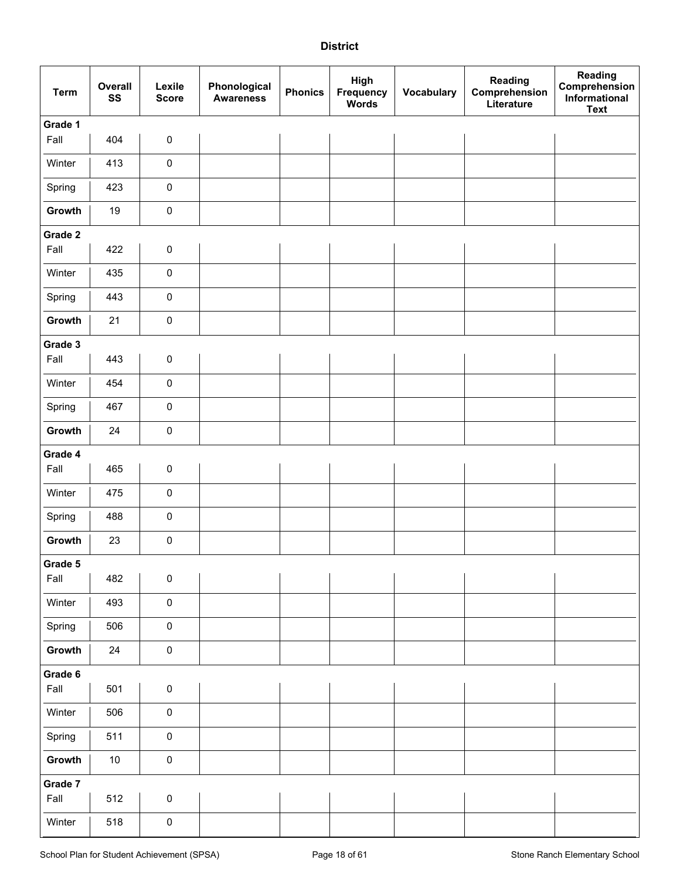**District**

| Term | Overall SS | Lexile Score | Phonological Awareness | Phonics | High Frequency Words | Vocabulary | Reading Comprehension Literature | Reading Comprehension Informational Text |
|---|---|---|---|---|---|---|---|---|
| **Grade 1** | | | | | | | | |
| Fall | 404 | 0 | | | | | | |
| Winter | 413 | 0 | | | | | | |
| Spring | 423 | 0 | | | | | | |
| **Growth** | 19 | 0 | | | | | | |
| **Grade 2** | | | | | | | | |
| Fall | 422 | 0 | | | | | | |
| Winter | 435 | 0 | | | | | | |
| Spring | 443 | 0 | | | | | | |
| **Growth** | 21 | 0 | | | | | | |
| **Grade 3** | | | | | | | | |
| Fall | 443 | 0 | | | | | | |
| Winter | 454 | 0 | | | | | | |
| Spring | 467 | 0 | | | | | | |
| **Growth** | 24 | 0 | | | | | | |
| **Grade 4** | | | | | | | | |
| Fall | 465 | 0 | | | | | | |
| Winter | 475 | 0 | | | | | | |
| Spring | 488 | 0 | | | | | | |
| **Growth** | 23 | 0 | | | | | | |
| **Grade 5** | | | | | | | | |
| Fall | 482 | 0 | | | | | | |
| Winter | 493 | 0 | | | | | | |
| Spring | 506 | 0 | | | | | | |
| **Growth** | 24 | 0 | | | | | | |
| **Grade 6** | | | | | | | | |
| Fall | 501 | 0 | | | | | | |
| Winter | 506 | 0 | | | | | | |
| Spring | 511 | 0 | | | | | | |
| **Growth** | 10 | 0 | | | | | | |
| **Grade 7** | | | | | | | | |
| Fall | 512 | 0 | | | | | | |
| Winter | 518 | 0 | | | | | | |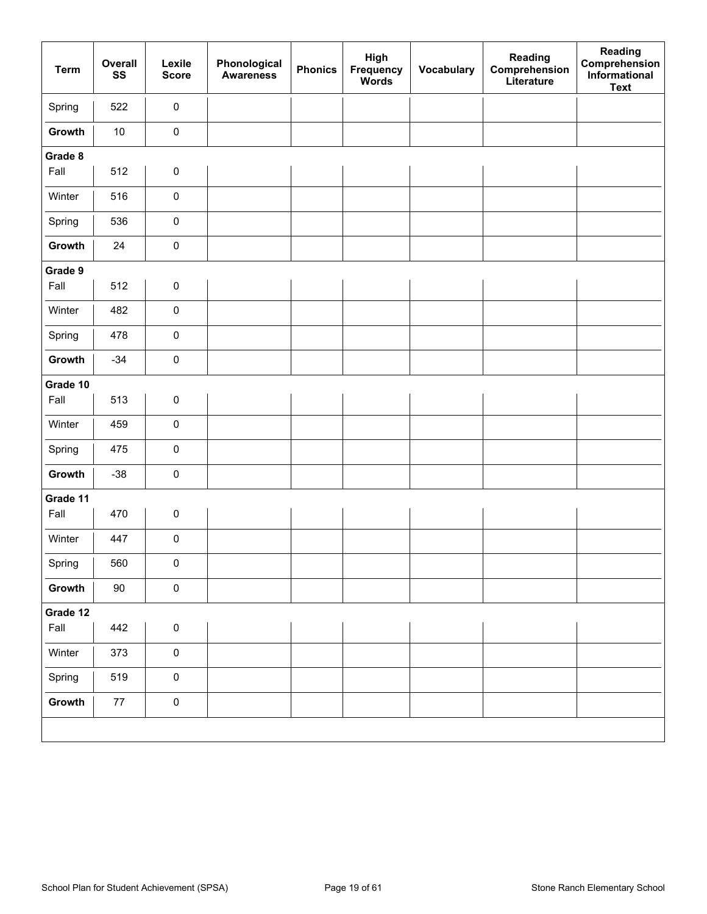| Term | Overall SS | Lexile Score | Phonological Awareness | Phonics | High Frequency Words | Vocabulary | Reading Comprehension Literature | Reading Comprehension Informational Text |
|---|---|---|---|---|---|---|---|---|
| Spring | 522 | 0 | | | | | | |
| **Growth** | 10 | 0 | | | | | | |
| **Grade 8** | | | | | | | | |
| Fall | 512 | 0 | | | | | | |
| Winter | 516 | 0 | | | | | | |
| Spring | 536 | 0 | | | | | | |
| **Growth** | 24 | 0 | | | | | | |
| **Grade 9** | | | | | | | | |
| Fall | 512 | 0 | | | | | | |
| Winter | 482 | 0 | | | | | | |
| Spring | 478 | 0 | | | | | | |
| **Growth** | -34 | 0 | | | | | | |
| **Grade 10** | | | | | | | | |
| Fall | 513 | 0 | | | | | | |
| Winter | 459 | 0 | | | | | | |
| Spring | 475 | 0 | | | | | | |
| **Growth** | -38 | 0 | | | | | | |
| **Grade 11** | | | | | | | | |
| Fall | 470 | 0 | | | | | | |
| Winter | 447 | 0 | | | | | | |
| Spring | 560 | 0 | | | | | | |
| **Growth** | 90 | 0 | | | | | | |
| **Grade 12** | | | | | | | | |
| Fall | 442 | 0 | | | | | | |
| Winter | 373 | 0 | | | | | | |
| Spring | 519 | 0 | | | | | | |
| **Growth** | 77 | 0 | | | | | | |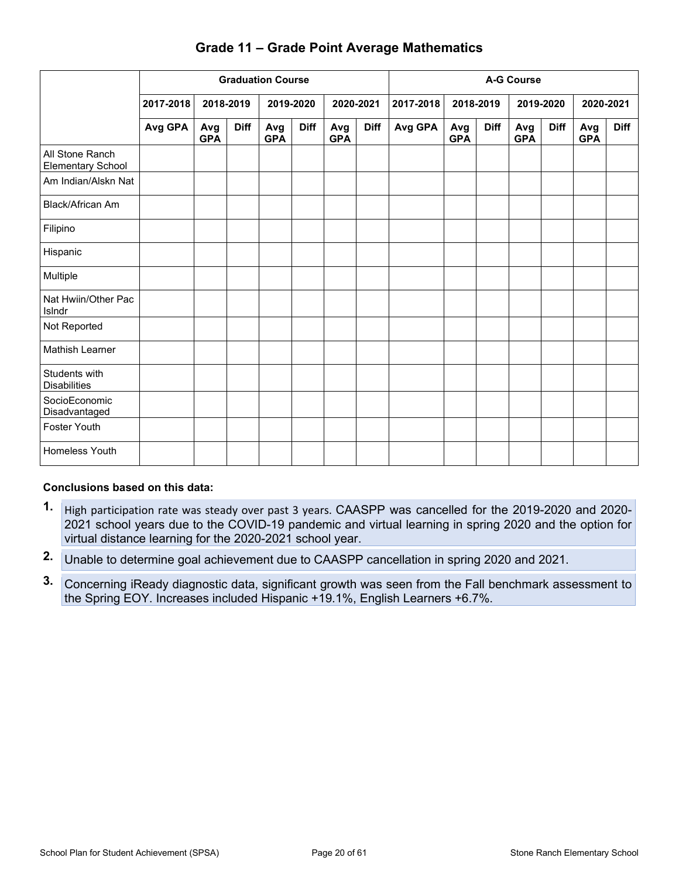# Grade 11 – Grade Point Average Mathematics

| | Graduation Course | | | | | | | A-G Course | | | | | | |
|---|---|---|---|---|---|---|---|---|---|---|---|---|---|---|
| | 2017-2018 | 2018-2019 | | 2019-2020 | | 2020-2021 | | 2017-2018 | 2018-2019 | | 2019-2020 | | 2020-2021 | |
| | Avg GPA | Avg GPA | Diff | Avg GPA | Diff | Avg GPA | Diff | Avg GPA | Avg GPA | Diff | Avg GPA | Diff | Avg GPA | Diff |
| All Stone Ranch Elementary School | | | | | | | | | | | | | | |
| Am Indian/Alskn Nat | | | | | | | | | | | | | | |
| Black/African Am | | | | | | | | | | | | | | |
| Filipino | | | | | | | | | | | | | | |
| Hispanic | | | | | | | | | | | | | | |
| Multiple | | | | | | | | | | | | | | |
| Nat Hwiin/Other Pac Islndr | | | | | | | | | | | | | | |
| Not Reported | | | | | | | | | | | | | | |
| Mathish Learner | | | | | | | | | | | | | | |
| Students with Disabilities | | | | | | | | | | | | | | |
| SocioEconomic Disadvantaged | | | | | | | | | | | | | | |
| Foster Youth | | | | | | | | | | | | | | |
| Homeless Youth | | | | | | | | | | | | | | |

**Conclusions based on this data:**

1. High participation rate was steady over past 3 years. CAASPP was cancelled for the 2019-2020 and 2020-2021 school years due to the COVID-19 pandemic and virtual learning in spring 2020 and the option for virtual distance learning for the 2020-2021 school year.
2. Unable to determine goal achievement due to CAASPP cancellation in spring 2020 and 2021.
3. Concerning iReady diagnostic data, significant growth was seen from the Fall benchmark assessment to the Spring EOY. Increases included Hispanic +19.1%, English Learners +6.7%.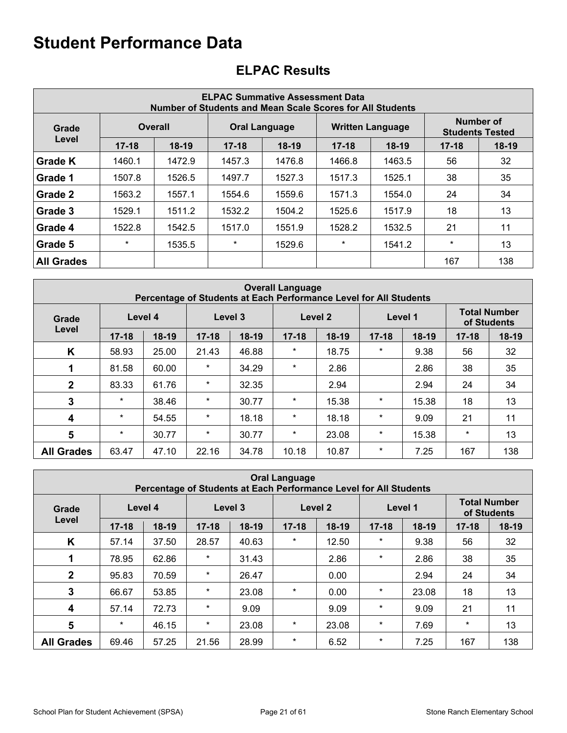# Student Performance Data

## ELPAC Results

| ELPAC Summative Assessment Data<br>Number of Students and Mean Scale Scores for All Students | | | | | | | | |
|---|---|---|---|---|---|---|---|---|
| Grade Level | Overall | | Oral Language | | Written Language | | Number of Students Tested | |
| | 17-18 | 18-19 | 17-18 | 18-19 | 17-18 | 18-19 | 17-18 | 18-19 |
| **Grade K** | 1460.1 | 1472.9 | 1457.3 | 1476.8 | 1466.8 | 1463.5 | 56 | 32 |
| **Grade 1** | 1507.8 | 1526.5 | 1497.7 | 1527.3 | 1517.3 | 1525.1 | 38 | 35 |
| **Grade 2** | 1563.2 | 1557.1 | 1554.6 | 1559.6 | 1571.3 | 1554.0 | 24 | 34 |
| **Grade 3** | 1529.1 | 1511.2 | 1532.2 | 1504.2 | 1525.6 | 1517.9 | 18 | 13 |
| **Grade 4** | 1522.8 | 1542.5 | 1517.0 | 1551.9 | 1528.2 | 1532.5 | 21 | 11 |
| **Grade 5** | * | 1535.5 | * | 1529.6 | * | 1541.2 | * | 13 |
| **All Grades** | | | | | | | 167 | 138 |

| Overall Language<br>Percentage of Students at Each Performance Level for All Students | | | | | | | | | | |
|---|---|---|---|---|---|---|---|---|---|---|
| Grade Level | Level 4 | | Level 3 | | Level 2 | | Level 1 | | Total Number of Students | |
| | 17-18 | 18-19 | 17-18 | 18-19 | 17-18 | 18-19 | 17-18 | 18-19 | 17-18 | 18-19 |
| **K** | 58.93 | 25.00 | 21.43 | 46.88 | * | 18.75 | * | 9.38 | 56 | 32 |
| **1** | 81.58 | 60.00 | * | 34.29 | * | 2.86 | | 2.86 | 38 | 35 |
| **2** | 83.33 | 61.76 | * | 32.35 | | 2.94 | | 2.94 | 24 | 34 |
| **3** | * | 38.46 | * | 30.77 | * | 15.38 | * | 15.38 | 18 | 13 |
| **4** | * | 54.55 | * | 18.18 | * | 18.18 | * | 9.09 | 21 | 11 |
| **5** | * | 30.77 | * | 30.77 | * | 23.08 | * | 15.38 | * | 13 |
| **All Grades** | 63.47 | 47.10 | 22.16 | 34.78 | 10.18 | 10.87 | * | 7.25 | 167 | 138 |

| Oral Language<br>Percentage of Students at Each Performance Level for All Students | | | | | | | | | | |
|---|---|---|---|---|---|---|---|---|---|---|
| Grade Level | Level 4 | | Level 3 | | Level 2 | | Level 1 | | Total Number of Students | |
| | 17-18 | 18-19 | 17-18 | 18-19 | 17-18 | 18-19 | 17-18 | 18-19 | 17-18 | 18-19 |
| **K** | 57.14 | 37.50 | 28.57 | 40.63 | * | 12.50 | * | 9.38 | 56 | 32 |
| **1** | 78.95 | 62.86 | * | 31.43 | | 2.86 | * | 2.86 | 38 | 35 |
| **2** | 95.83 | 70.59 | * | 26.47 | | 0.00 | | 2.94 | 24 | 34 |
| **3** | 66.67 | 53.85 | * | 23.08 | * | 0.00 | * | 23.08 | 18 | 13 |
| **4** | 57.14 | 72.73 | * | 9.09 | | 9.09 | * | 9.09 | 21 | 11 |
| **5** | * | 46.15 | * | 23.08 | * | 23.08 | * | 7.69 | * | 13 |
| **All Grades** | 69.46 | 57.25 | 21.56 | 28.99 | * | 6.52 | * | 7.25 | 167 | 138 |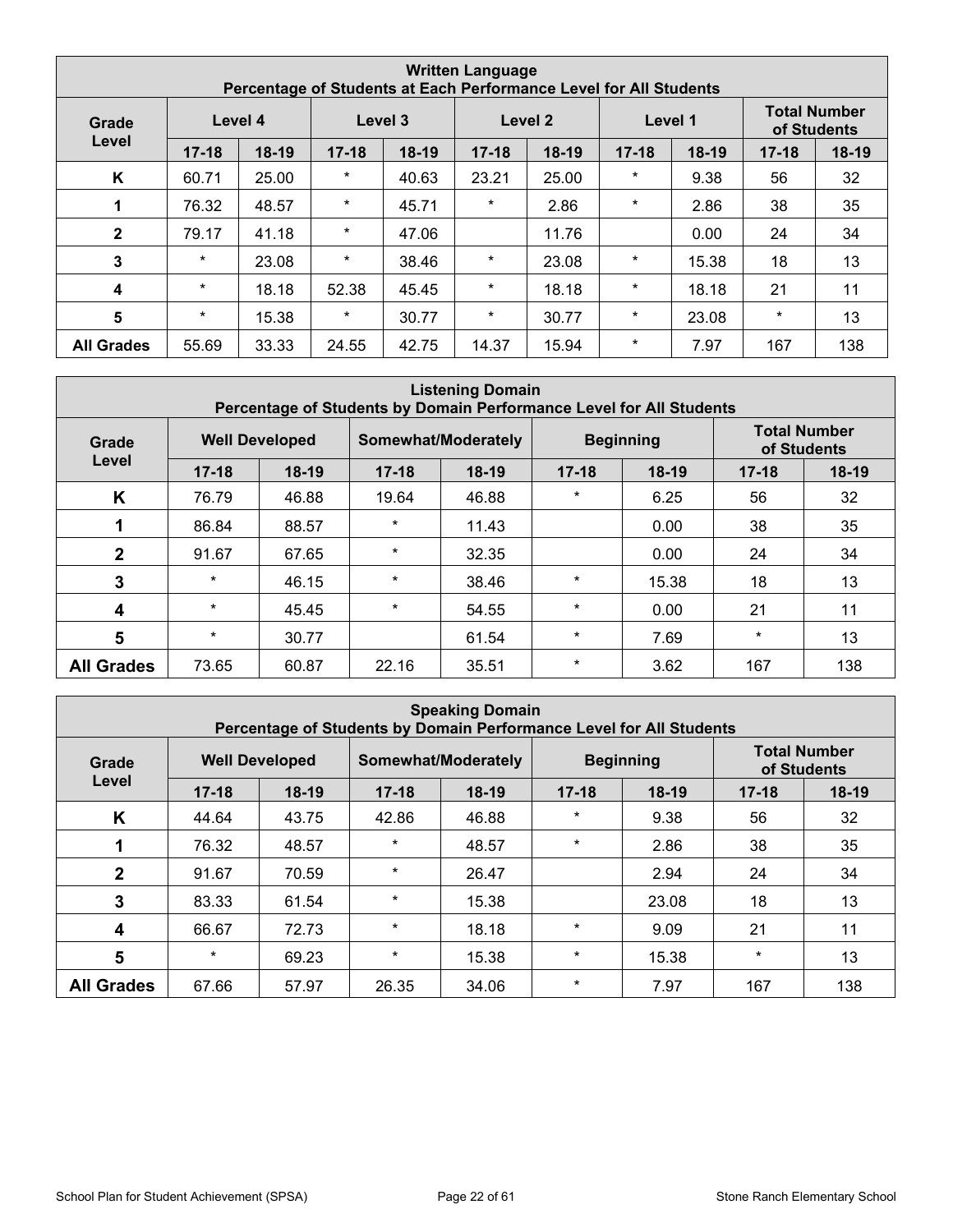| Written Language<br>Percentage of Students at Each Performance Level for All Students | | | | | | | | | | |
|---|---|---|---|---|---|---|---|---|---|---|
| Grade Level | Level 4 | | Level 3 | | Level 2 | | Level 1 | | Total Number of Students | |
| | 17-18 | 18-19 | 17-18 | 18-19 | 17-18 | 18-19 | 17-18 | 18-19 | 17-18 | 18-19 |
| K | 60.71 | 25.00 | * | 40.63 | 23.21 | 25.00 | * | 9.38 | 56 | 32 |
| 1 | 76.32 | 48.57 | * | 45.71 | * | 2.86 | * | 2.86 | 38 | 35 |
| 2 | 79.17 | 41.18 | * | 47.06 | | 11.76 | | 0.00 | 24 | 34 |
| 3 | * | 23.08 | * | 38.46 | * | 23.08 | * | 15.38 | 18 | 13 |
| 4 | * | 18.18 | 52.38 | 45.45 | * | 18.18 | * | 18.18 | 21 | 11 |
| 5 | * | 15.38 | * | 30.77 | * | 30.77 | * | 23.08 | * | 13 |
| All Grades | 55.69 | 33.33 | 24.55 | 42.75 | 14.37 | 15.94 | * | 7.97 | 167 | 138 |

| Listening Domain<br>Percentage of Students by Domain Performance Level for All Students | | | | | | | | |
|---|---|---|---|---|---|---|---|---|
| Grade Level | Well Developed | | Somewhat/Moderately | | Beginning | | Total Number of Students | |
| | 17-18 | 18-19 | 17-18 | 18-19 | 17-18 | 18-19 | 17-18 | 18-19 |
| K | 76.79 | 46.88 | 19.64 | 46.88 | * | 6.25 | 56 | 32 |
| 1 | 86.84 | 88.57 | * | 11.43 | | 0.00 | 38 | 35 |
| 2 | 91.67 | 67.65 | * | 32.35 | | 0.00 | 24 | 34 |
| 3 | * | 46.15 | * | 38.46 | * | 15.38 | 18 | 13 |
| 4 | * | 45.45 | * | 54.55 | * | 0.00 | 21 | 11 |
| 5 | * | 30.77 | | 61.54 | * | 7.69 | * | 13 |
| All Grades | 73.65 | 60.87 | 22.16 | 35.51 | * | 3.62 | 167 | 138 |

| Speaking Domain<br>Percentage of Students by Domain Performance Level for All Students | | | | | | | | |
|---|---|---|---|---|---|---|---|---|
| Grade Level | Well Developed | | Somewhat/Moderately | | Beginning | | Total Number of Students | |
| | 17-18 | 18-19 | 17-18 | 18-19 | 17-18 | 18-19 | 17-18 | 18-19 |
| K | 44.64 | 43.75 | 42.86 | 46.88 | * | 9.38 | 56 | 32 |
| 1 | 76.32 | 48.57 | * | 48.57 | * | 2.86 | 38 | 35 |
| 2 | 91.67 | 70.59 | * | 26.47 | | 2.94 | 24 | 34 |
| 3 | 83.33 | 61.54 | * | 15.38 | | 23.08 | 18 | 13 |
| 4 | 66.67 | 72.73 | * | 18.18 | * | 9.09 | 21 | 11 |
| 5 | * | 69.23 | * | 15.38 | * | 15.38 | * | 13 |
| All Grades | 67.66 | 57.97 | 26.35 | 34.06 | * | 7.97 | 167 | 138 |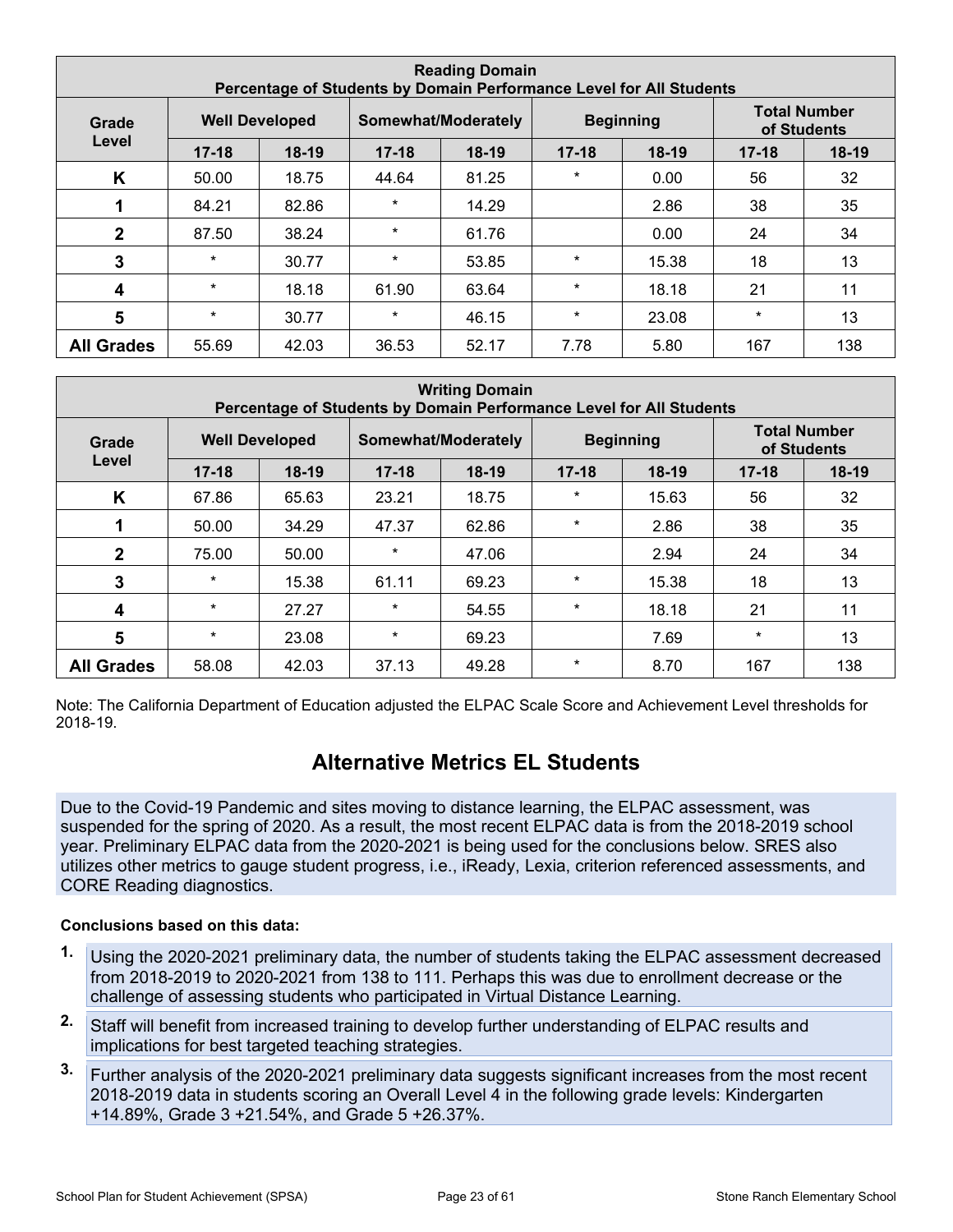| Reading Domain<br>Percentage of Students by Domain Performance Level for All Students | | | | | | | | |
|---|---|---|---|---|---|---|---|---|
| Grade Level | Well Developed | | Somewhat/Moderately | | Beginning | | Total Number of Students | |
| | 17-18 | 18-19 | 17-18 | 18-19 | 17-18 | 18-19 | 17-18 | 18-19 |
| K | 50.00 | 18.75 | 44.64 | 81.25 | * | 0.00 | 56 | 32 |
| 1 | 84.21 | 82.86 | * | 14.29 | | 2.86 | 38 | 35 |
| 2 | 87.50 | 38.24 | * | 61.76 | | 0.00 | 24 | 34 |
| 3 | * | 30.77 | * | 53.85 | * | 15.38 | 18 | 13 |
| 4 | * | 18.18 | 61.90 | 63.64 | * | 18.18 | 21 | 11 |
| 5 | * | 30.77 | * | 46.15 | * | 23.08 | * | 13 |
| All Grades | 55.69 | 42.03 | 36.53 | 52.17 | 7.78 | 5.80 | 167 | 138 |

| Writing Domain<br>Percentage of Students by Domain Performance Level for All Students | | | | | | | | |
|---|---|---|---|---|---|---|---|---|
| Grade Level | Well Developed | | Somewhat/Moderately | | Beginning | | Total Number of Students | |
| | 17-18 | 18-19 | 17-18 | 18-19 | 17-18 | 18-19 | 17-18 | 18-19 |
| K | 67.86 | 65.63 | 23.21 | 18.75 | * | 15.63 | 56 | 32 |
| 1 | 50.00 | 34.29 | 47.37 | 62.86 | * | 2.86 | 38 | 35 |
| 2 | 75.00 | 50.00 | * | 47.06 | | 2.94 | 24 | 34 |
| 3 | * | 15.38 | 61.11 | 69.23 | * | 15.38 | 18 | 13 |
| 4 | * | 27.27 | * | 54.55 | * | 18.18 | 21 | 11 |
| 5 | * | 23.08 | * | 69.23 | | 7.69 | * | 13 |
| All Grades | 58.08 | 42.03 | 37.13 | 49.28 | * | 8.70 | 167 | 138 |

Note: The California Department of Education adjusted the ELPAC Scale Score and Achievement Level thresholds for 2018-19.

## Alternative Metrics EL Students

Due to the Covid-19 Pandemic and sites moving to distance learning, the ELPAC assessment, was suspended for the spring of 2020. As a result, the most recent ELPAC data is from the 2018-2019 school year. Preliminary ELPAC data from the 2020-2021 is being used for the conclusions below. SRES also utilizes other metrics to gauge student progress, i.e., iReady, Lexia, criterion referenced assessments, and CORE Reading diagnostics.

**Conclusions based on this data:**

1. Using the 2020-2021 preliminary data, the number of students taking the ELPAC assessment decreased from 2018-2019 to 2020-2021 from 138 to 111. Perhaps this was due to enrollment decrease or the challenge of assessing students who participated in Virtual Distance Learning.
2. Staff will benefit from increased training to develop further understanding of ELPAC results and implications for best targeted teaching strategies.
3. Further analysis of the 2020-2021 preliminary data suggests significant increases from the most recent 2018-2019 data in students scoring an Overall Level 4 in the following grade levels: Kindergarten +14.89%, Grade 3 +21.54%, and Grade 5 +26.37%.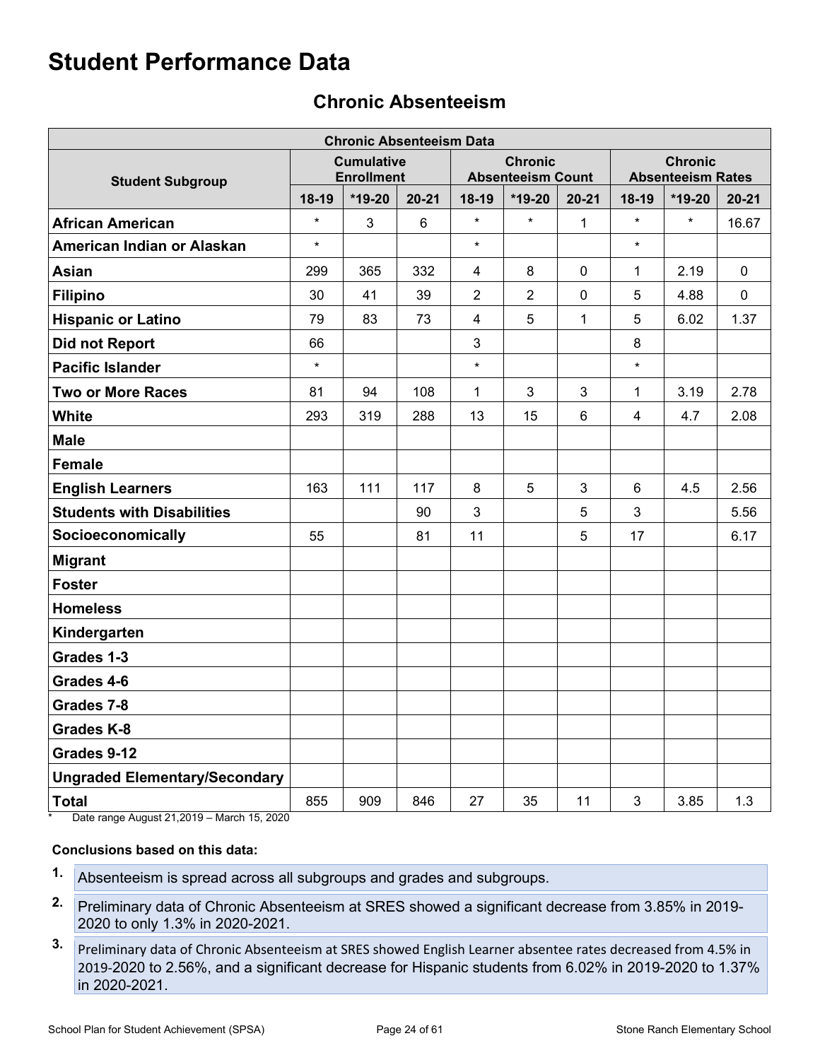# Student Performance Data

## Chronic Absenteeism

| Chronic Absenteeism Data | | | | | | | | | |
|---|---|---|---|---|---|---|---|---|---|
| **Student Subgroup** | **Cumulative Enrollment** | | | **Chronic Absenteeism Count** | | | **Chronic Absenteeism Rates** | | |
| | **18-19** | ***19-20** | **20-21** | **18-19** | ***19-20** | **20-21** | **18-19** | ***19-20** | **20-21** |
| **African American** | * | 3 | 6 | * | * | 1 | * | * | 16.67 |
| **American Indian or Alaskan** | * | | | * | | | * | | |
| **Asian** | 299 | 365 | 332 | 4 | 8 | 0 | 1 | 2.19 | 0 |
| **Filipino** | 30 | 41 | 39 | 2 | 2 | 0 | 5 | 4.88 | 0 |
| **Hispanic or Latino** | 79 | 83 | 73 | 4 | 5 | 1 | 5 | 6.02 | 1.37 |
| **Did not Report** | 66 | | | 3 | | | 8 | | |
| **Pacific Islander** | * | | | * | | | * | | |
| **Two or More Races** | 81 | 94 | 108 | 1 | 3 | 3 | 1 | 3.19 | 2.78 |
| **White** | 293 | 319 | 288 | 13 | 15 | 6 | 4 | 4.7 | 2.08 |
| **Male** | | | | | | | | | |
| **Female** | | | | | | | | | |
| **English Learners** | 163 | 111 | 117 | 8 | 5 | 3 | 6 | 4.5 | 2.56 |
| **Students with Disabilities** | | | 90 | 3 | | 5 | 3 | | 5.56 |
| **Socioeconomically** | 55 | | 81 | 11 | | 5 | 17 | | 6.17 |
| **Migrant** | | | | | | | | | |
| **Foster** | | | | | | | | | |
| **Homeless** | | | | | | | | | |
| **Kindergarten** | | | | | | | | | |
| **Grades 1-3** | | | | | | | | | |
| **Grades 4-6** | | | | | | | | | |
| **Grades 7-8** | | | | | | | | | |
| **Grades K-8** | | | | | | | | | |
| **Grades 9-12** | | | | | | | | | |
| **Ungraded Elementary/Secondary** | | | | | | | | | |
| **Total** | 855 | 909 | 846 | 27 | 35 | 11 | 3 | 3.85 | 1.3 |

\* Date range August 21,2019 – March 15, 2020

**Conclusions based on this data:**

1. Absenteeism is spread across all subgroups and grades and subgroups.
2. Preliminary data of Chronic Absenteeism at SRES showed a significant decrease from 3.85% in 2019-2020 to only 1.3% in 2020-2021.
3. Preliminary data of Chronic Absenteeism at SRES showed English Learner absentee rates decreased from 4.5% in 2019-2020 to 2.56%, and a significant decrease for Hispanic students from 6.02% in 2019-2020 to 1.37% in 2020-2021.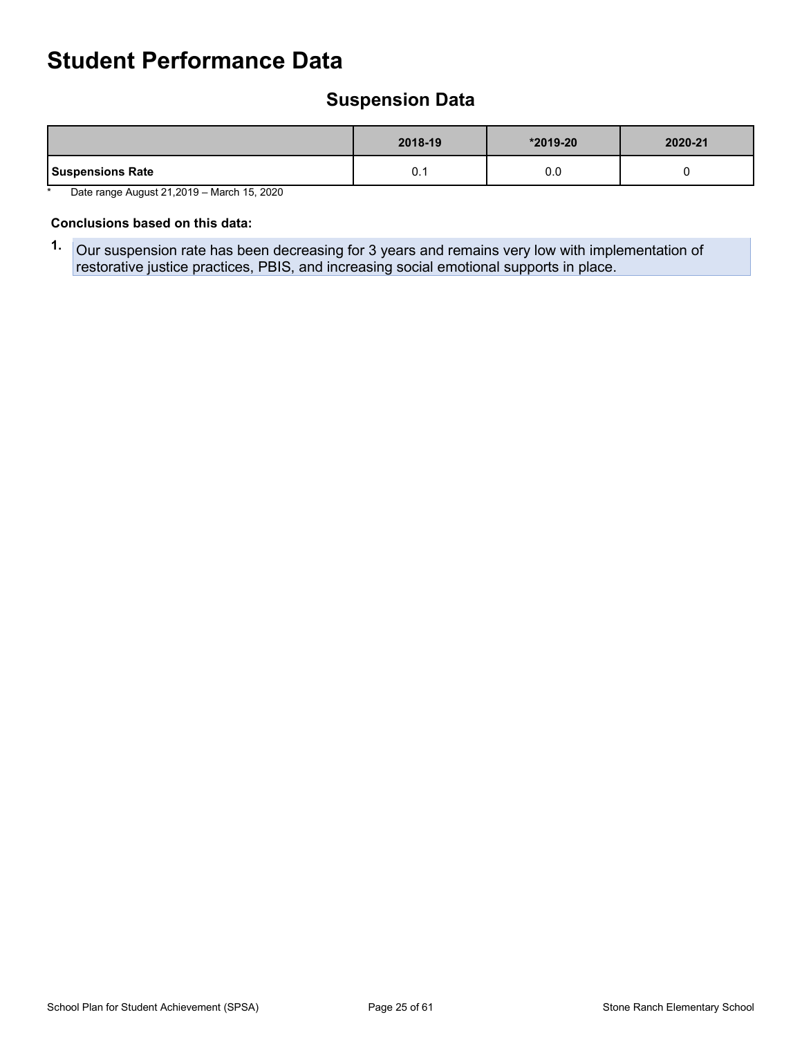# Student Performance Data

## Suspension Data

| | 2018-19 | *2019-20 | 2020-21 |
|---|---|---|---|
| **Suspensions Rate** | 0.1 | 0.0 | 0 |

* Date range August 21,2019 – March 15, 2020

**Conclusions based on this data:**

1. Our suspension rate has been decreasing for 3 years and remains very low with implementation of restorative justice practices, PBIS, and increasing social emotional supports in place.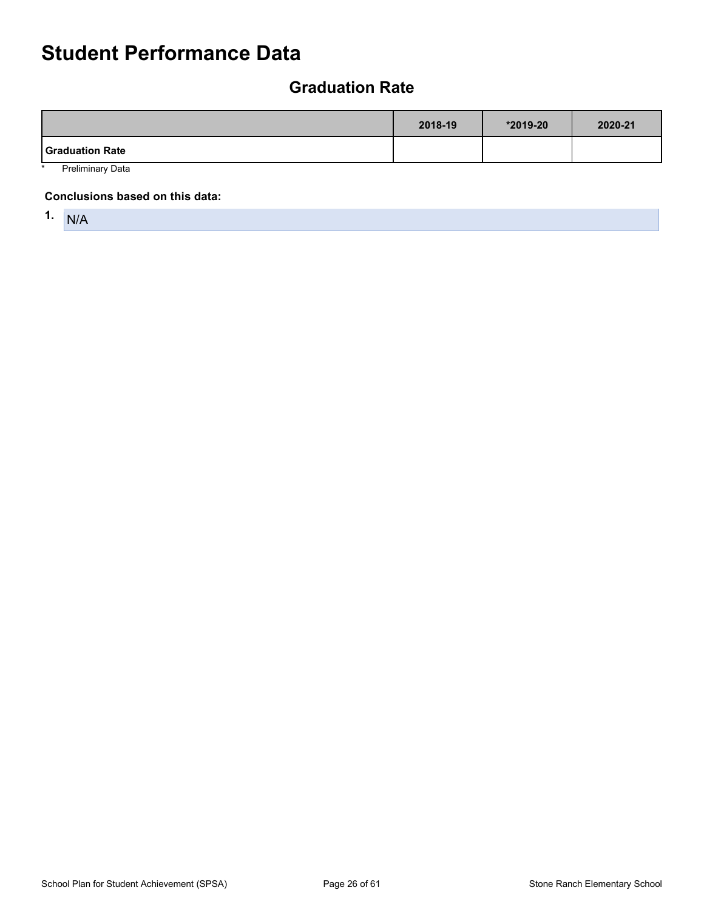# Student Performance Data

## Graduation Rate

| | 2018-19 | *2019-20 | 2020-21 |
|---|---|---|---|
| **Graduation Rate** | | | |

* Preliminary Data

**Conclusions based on this data:**

1. N/A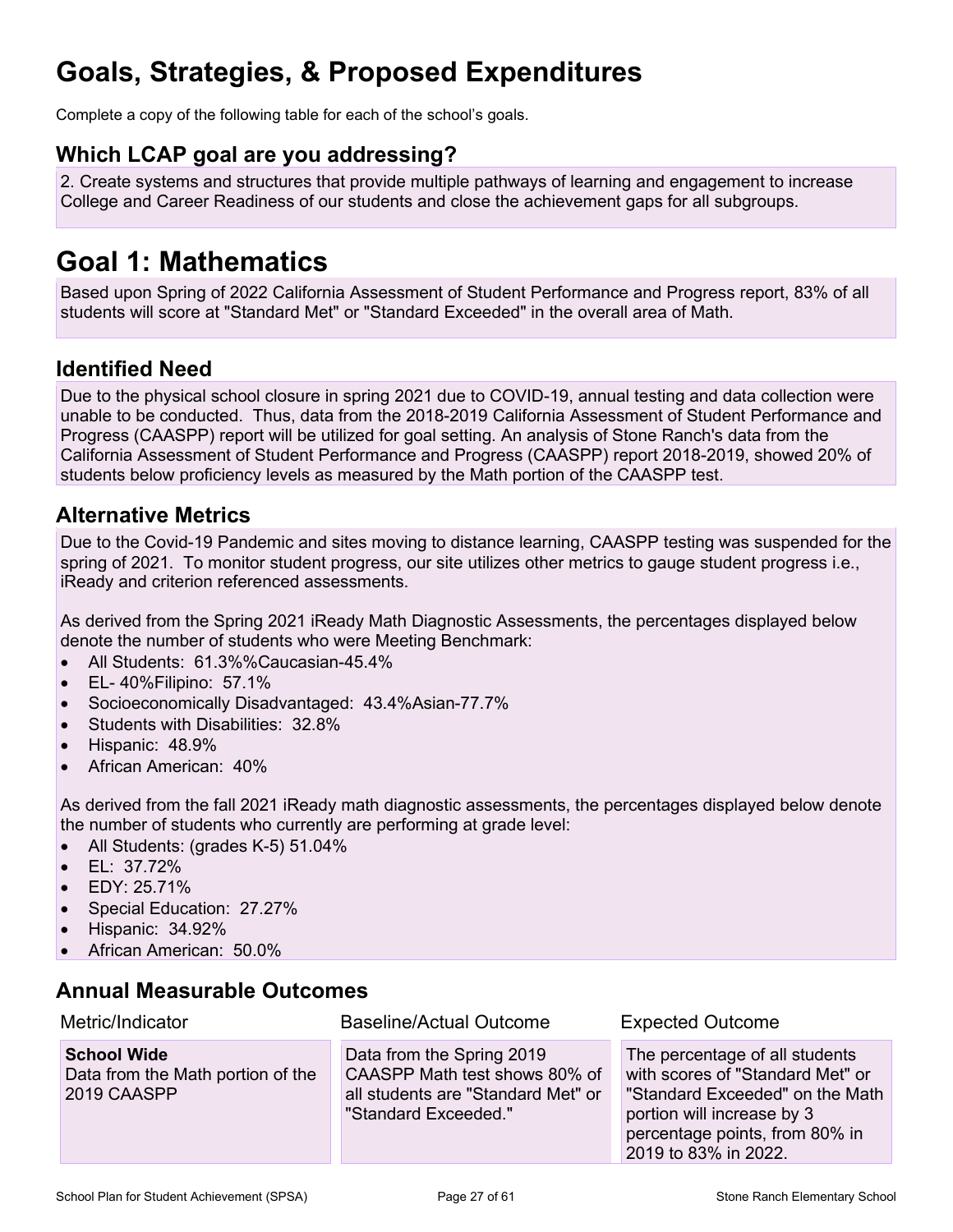# Goals, Strategies, & Proposed Expenditures

Complete a copy of the following table for each of the school's goals.

## Which LCAP goal are you addressing?

2. Create systems and structures that provide multiple pathways of learning and engagement to increase College and Career Readiness of our students and close the achievement gaps for all subgroups.

# Goal 1: Mathematics

Based upon Spring of 2022 California Assessment of Student Performance and Progress report, 83% of all students will score at "Standard Met" or "Standard Exceeded" in the overall area of Math.

## Identified Need

Due to the physical school closure in spring 2021 due to COVID-19, annual testing and data collection were unable to be conducted. Thus, data from the 2018-2019 California Assessment of Student Performance and Progress (CAASPP) report will be utilized for goal setting. An analysis of Stone Ranch's data from the California Assessment of Student Performance and Progress (CAASPP) report 2018-2019, showed 20% of students below proficiency levels as measured by the Math portion of the CAASPP test.

## Alternative Metrics

Due to the Covid-19 Pandemic and sites moving to distance learning, CAASPP testing was suspended for the spring of 2021. To monitor student progress, our site utilizes other metrics to gauge student progress i.e., iReady and criterion referenced assessments.

As derived from the Spring 2021 iReady Math Diagnostic Assessments, the percentages displayed below denote the number of students who were Meeting Benchmark:

- All Students: 61.3%%Caucasian-45.4%
- EL- 40%Filipino: 57.1%
- Socioeconomically Disadvantaged: 43.4%Asian-77.7%
- Students with Disabilities: 32.8%
- Hispanic: 48.9%
- African American: 40%

As derived from the fall 2021 iReady math diagnostic assessments, the percentages displayed below denote the number of students who currently are performing at grade level:

- All Students: (grades K-5) 51.04%
- EL: 37.72%
- EDY: 25.71%
- Special Education: 27.27%
- Hispanic: 34.92%
- African American: 50.0%

## Annual Measurable Outcomes

| Metric/Indicator | Baseline/Actual Outcome | Expected Outcome |
|---|---|---|
| **School Wide** Data from the Math portion of the 2019 CAASPP | Data from the Spring 2019 CAASPP Math test shows 80% of all students are "Standard Met" or "Standard Exceeded." | The percentage of all students with scores of "Standard Met" or "Standard Exceeded" on the Math portion will increase by 3 percentage points, from 80% in 2019 to 83% in 2022. |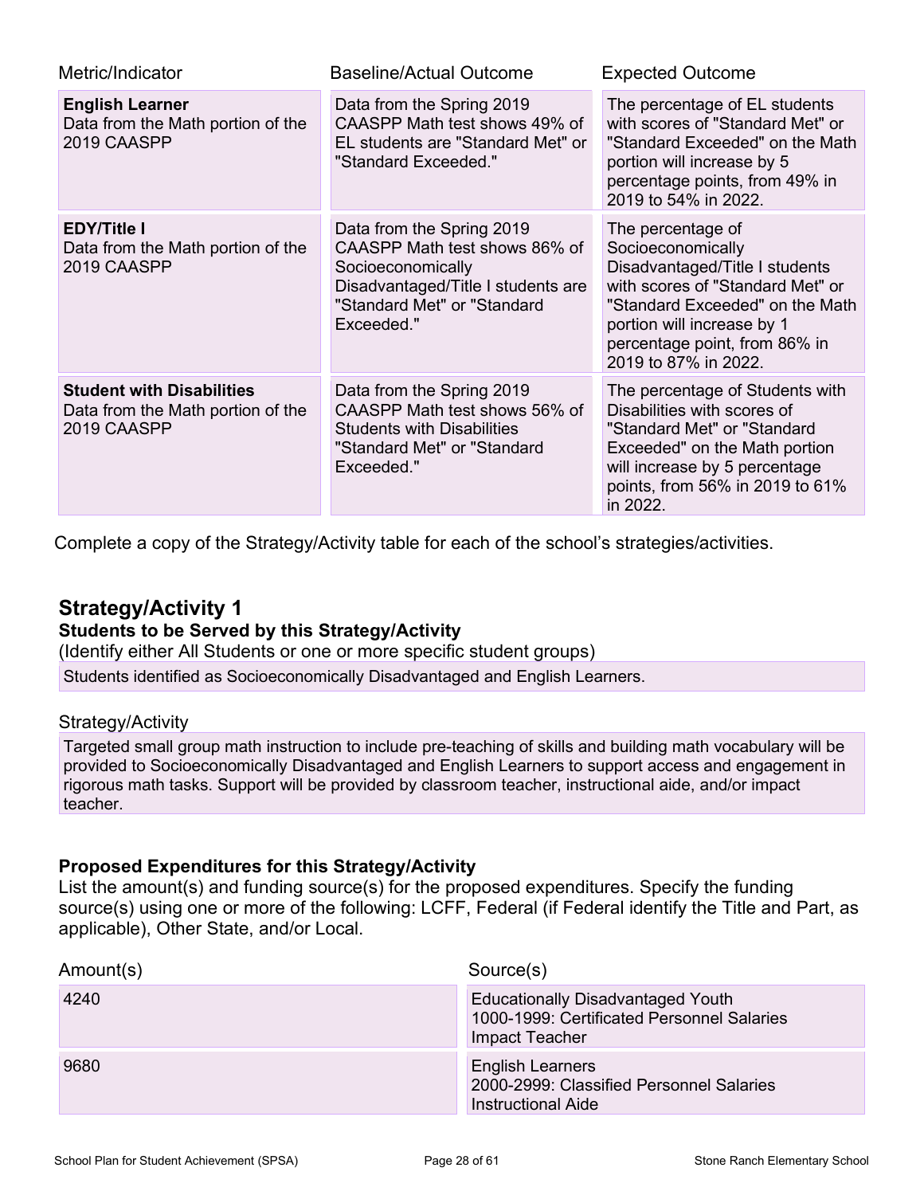| Metric/Indicator | Baseline/Actual Outcome | Expected Outcome |
|---|---|---|
| **English Learner** Data from the Math portion of the 2019 CAASPP | Data from the Spring 2019 CAASPP Math test shows 49% of EL students are "Standard Met" or "Standard Exceeded." | The percentage of EL students with scores of "Standard Met" or "Standard Exceeded" on the Math portion will increase by 5 percentage points, from 49% in 2019 to 54% in 2022. |
| **EDY/Title I** Data from the Math portion of the 2019 CAASPP | Data from the Spring 2019 CAASPP Math test shows 86% of Socioeconomically Disadvantaged/Title I students are "Standard Met" or "Standard Exceeded." | The percentage of Socioeconomically Disadvantaged/Title I students with scores of "Standard Met" or "Standard Exceeded" on the Math portion will increase by 1 percentage point, from 86% in 2019 to 87% in 2022. |
| **Student with Disabilities** Data from the Math portion of the 2019 CAASPP | Data from the Spring 2019 CAASPP Math test shows 56% of Students with Disabilities "Standard Met" or "Standard Exceeded." | The percentage of Students with Disabilities with scores of "Standard Met" or "Standard Exceeded" on the Math portion will increase by 5 percentage points, from 56% in 2019 to 61% in 2022. |

Complete a copy of the Strategy/Activity table for each of the school's strategies/activities.

## Strategy/Activity 1

### Students to be Served by this Strategy/Activity

(Identify either All Students or one or more specific student groups)

Students identified as Socioeconomically Disadvantaged and English Learners.

Strategy/Activity

Targeted small group math instruction to include pre-teaching of skills and building math vocabulary will be provided to Socioeconomically Disadvantaged and English Learners to support access and engagement in rigorous math tasks. Support will be provided by classroom teacher, instructional aide, and/or impact teacher.

### Proposed Expenditures for this Strategy/Activity

List the amount(s) and funding source(s) for the proposed expenditures. Specify the funding source(s) using one or more of the following: LCFF, Federal (if Federal identify the Title and Part, as applicable), Other State, and/or Local.

| Amount(s) | Source(s) |
|---|---|
| 4240 | Educationally Disadvantaged Youth<br>1000-1999: Certificated Personnel Salaries<br>Impact Teacher |
| 9680 | English Learners<br>2000-2999: Classified Personnel Salaries<br>Instructional Aide |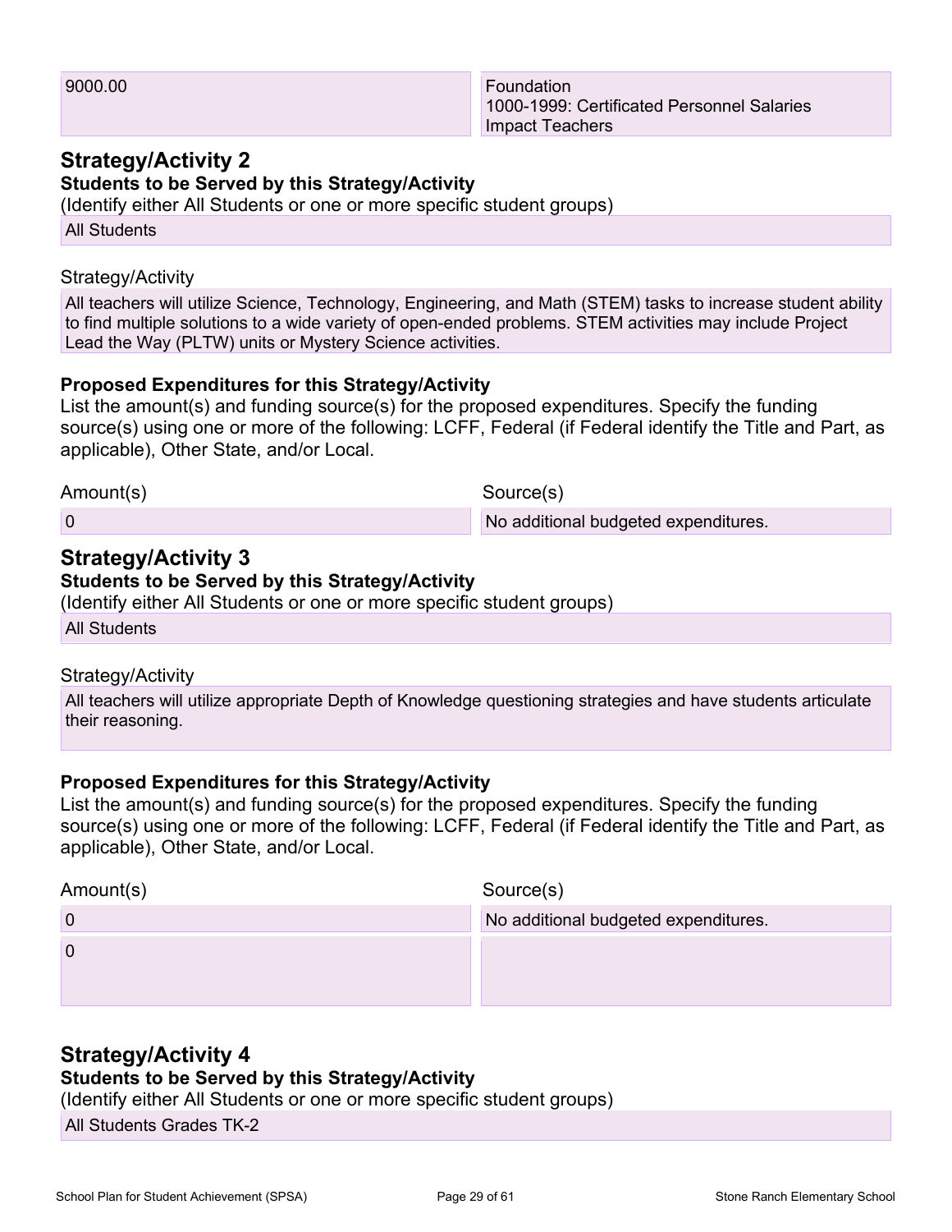| | |
|---|---|
| 9000.00 | Foundation<br>1000-1999: Certificated Personnel Salaries<br>Impact Teachers |

## Strategy/Activity 2

**Students to be Served by this Strategy/Activity**

(Identify either All Students or one or more specific student groups)

All Students

Strategy/Activity

All teachers will utilize Science, Technology, Engineering, and Math (STEM) tasks to increase student ability to find multiple solutions to a wide variety of open-ended problems. STEM activities may include Project Lead the Way (PLTW) units or Mystery Science activities.

**Proposed Expenditures for this Strategy/Activity**

List the amount(s) and funding source(s) for the proposed expenditures. Specify the funding source(s) using one or more of the following: LCFF, Federal (if Federal identify the Title and Part, as applicable), Other State, and/or Local.

| Amount(s) | Source(s) |
|---|---|
| 0 | No additional budgeted expenditures. |

## Strategy/Activity 3

**Students to be Served by this Strategy/Activity**

(Identify either All Students or one or more specific student groups)

All Students

Strategy/Activity

All teachers will utilize appropriate Depth of Knowledge questioning strategies and have students articulate their reasoning.

**Proposed Expenditures for this Strategy/Activity**

List the amount(s) and funding source(s) for the proposed expenditures. Specify the funding source(s) using one or more of the following: LCFF, Federal (if Federal identify the Title and Part, as applicable), Other State, and/or Local.

| Amount(s) | Source(s) |
|---|---|
| 0 | No additional budgeted expenditures. |
| 0 | |

## Strategy/Activity 4

**Students to be Served by this Strategy/Activity**

(Identify either All Students or one or more specific student groups)

All Students Grades TK-2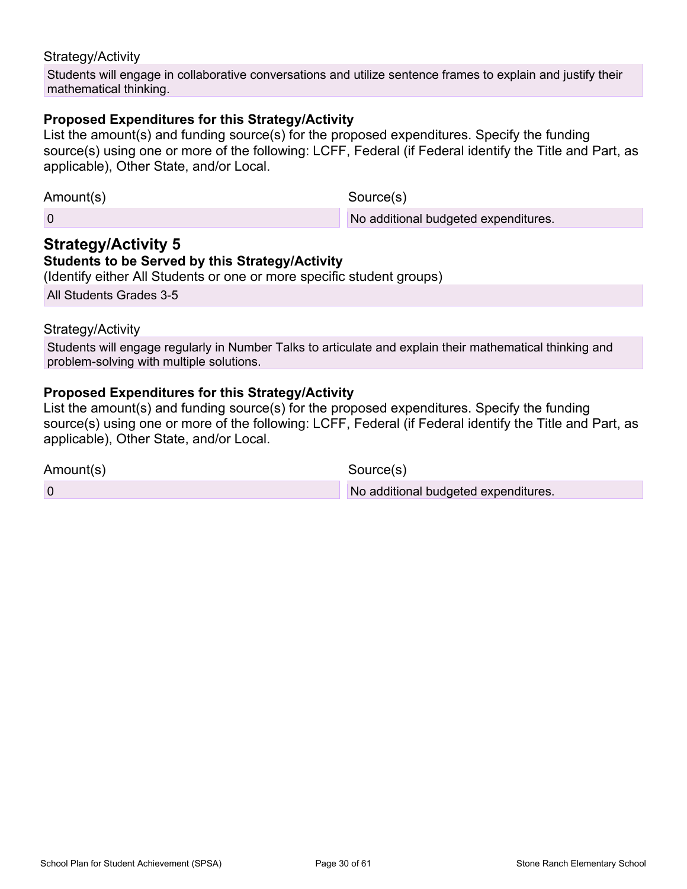Strategy/Activity

Students will engage in collaborative conversations and utilize sentence frames to explain and justify their mathematical thinking.

**Proposed Expenditures for this Strategy/Activity**

List the amount(s) and funding source(s) for the proposed expenditures. Specify the funding source(s) using one or more of the following: LCFF, Federal (if Federal identify the Title and Part, as applicable), Other State, and/or Local.

| Amount(s) | Source(s) |
| --- | --- |
| 0 | No additional budgeted expenditures. |

## Strategy/Activity 5

**Students to be Served by this Strategy/Activity**

(Identify either All Students or one or more specific student groups)

All Students Grades 3-5

Strategy/Activity

Students will engage regularly in Number Talks to articulate and explain their mathematical thinking and problem-solving with multiple solutions.

**Proposed Expenditures for this Strategy/Activity**

List the amount(s) and funding source(s) for the proposed expenditures. Specify the funding source(s) using one or more of the following: LCFF, Federal (if Federal identify the Title and Part, as applicable), Other State, and/or Local.

| Amount(s) | Source(s) |
| --- | --- |
| 0 | No additional budgeted expenditures. |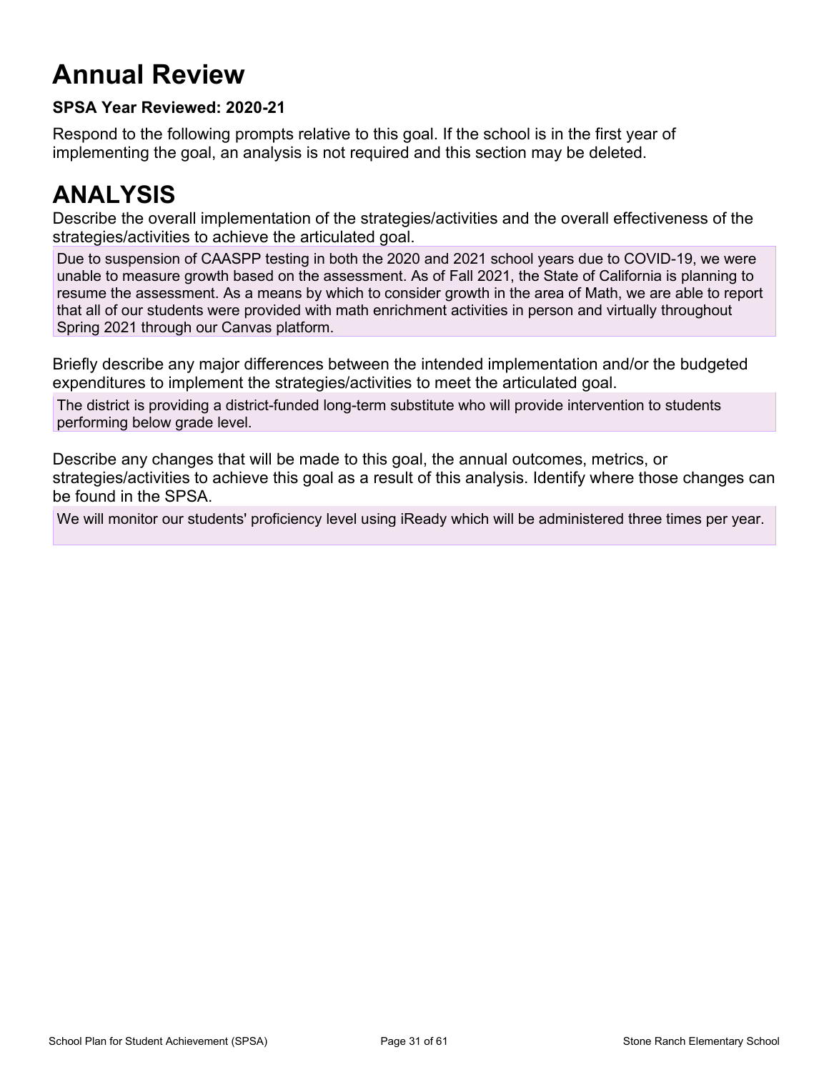# Annual Review

**SPSA Year Reviewed: 2020-21**

Respond to the following prompts relative to this goal. If the school is in the first year of implementing the goal, an analysis is not required and this section may be deleted.

# ANALYSIS

Describe the overall implementation of the strategies/activities and the overall effectiveness of the strategies/activities to achieve the articulated goal.

Due to suspension of CAASPP testing in both the 2020 and 2021 school years due to COVID-19, we were unable to measure growth based on the assessment. As of Fall 2021, the State of California is planning to resume the assessment. As a means by which to consider growth in the area of Math, we are able to report that all of our students were provided with math enrichment activities in person and virtually throughout Spring 2021 through our Canvas platform.

Briefly describe any major differences between the intended implementation and/or the budgeted expenditures to implement the strategies/activities to meet the articulated goal.

The district is providing a district-funded long-term substitute who will provide intervention to students performing below grade level.

Describe any changes that will be made to this goal, the annual outcomes, metrics, or strategies/activities to achieve this goal as a result of this analysis. Identify where those changes can be found in the SPSA.

We will monitor our students' proficiency level using iReady which will be administered three times per year.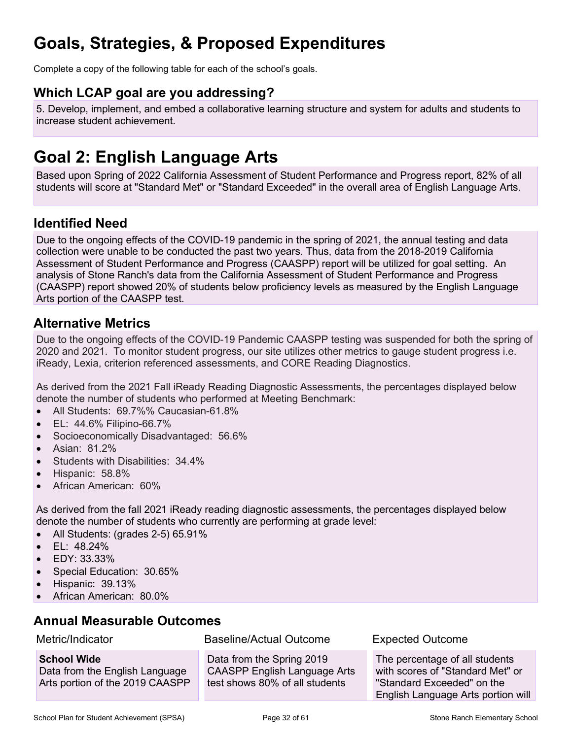# Goals, Strategies, & Proposed Expenditures

Complete a copy of the following table for each of the school's goals.

## Which LCAP goal are you addressing?

5. Develop, implement, and embed a collaborative learning structure and system for adults and students to increase student achievement.

# Goal 2: English Language Arts

Based upon Spring of 2022 California Assessment of Student Performance and Progress report, 82% of all students will score at "Standard Met" or "Standard Exceeded" in the overall area of English Language Arts.

## Identified Need

Due to the ongoing effects of the COVID-19 pandemic in the spring of 2021, the annual testing and data collection were unable to be conducted the past two years. Thus, data from the 2018-2019 California Assessment of Student Performance and Progress (CAASPP) report will be utilized for goal setting. An analysis of Stone Ranch's data from the California Assessment of Student Performance and Progress (CAASPP) report showed 20% of students below proficiency levels as measured by the English Language Arts portion of the CAASPP test.

## Alternative Metrics

Due to the ongoing effects of the COVID-19 Pandemic CAASPP testing was suspended for both the spring of 2020 and 2021. To monitor student progress, our site utilizes other metrics to gauge student progress i.e. iReady, Lexia, criterion referenced assessments, and CORE Reading Diagnostics.

As derived from the 2021 Fall iReady Reading Diagnostic Assessments, the percentages displayed below denote the number of students who performed at Meeting Benchmark:

- All Students: 69.7%% Caucasian-61.8%
- EL: 44.6% Filipino-66.7%
- Socioeconomically Disadvantaged: 56.6%
- Asian: 81.2%
- Students with Disabilities: 34.4%
- Hispanic: 58.8%
- African American: 60%

As derived from the fall 2021 iReady reading diagnostic assessments, the percentages displayed below denote the number of students who currently are performing at grade level:

- All Students: (grades 2-5) 65.91%
- EL: 48.24%
- EDY: 33.33%
- Special Education: 30.65%
- Hispanic: 39.13%
- African American: 80.0%

## Annual Measurable Outcomes

| Metric/Indicator | Baseline/Actual Outcome | Expected Outcome |
| --- | --- | --- |
| **School Wide** Data from the English Language Arts portion of the 2019 CAASPP | Data from the Spring 2019 CAASPP English Language Arts test shows 80% of all students | The percentage of all students with scores of "Standard Met" or "Standard Exceeded" on the English Language Arts portion will |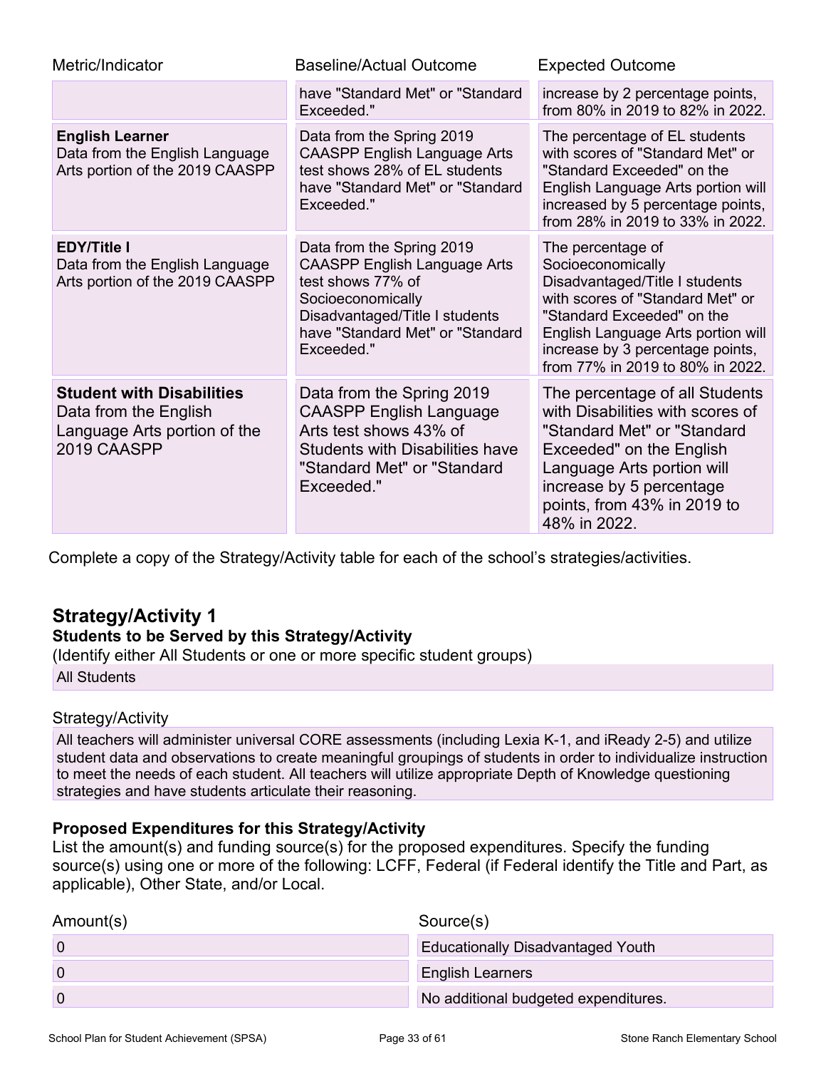| Metric/Indicator | Baseline/Actual Outcome | Expected Outcome |
| --- | --- | --- |
| | have "Standard Met" or "Standard Exceeded." | increase by 2 percentage points, from 80% in 2019 to 82% in 2022. |
| **English Learner** Data from the English Language Arts portion of the 2019 CAASPP | Data from the Spring 2019 CAASPP English Language Arts test shows 28% of EL students have "Standard Met" or "Standard Exceeded." | The percentage of EL students with scores of "Standard Met" or "Standard Exceeded" on the English Language Arts portion will increased by 5 percentage points, from 28% in 2019 to 33% in 2022. |
| **EDY/Title I** Data from the English Language Arts portion of the 2019 CAASPP | Data from the Spring 2019 CAASPP English Language Arts test shows 77% of Socioeconomically Disadvantaged/Title I students have "Standard Met" or "Standard Exceeded." | The percentage of Socioeconomically Disadvantaged/Title I students with scores of "Standard Met" or "Standard Exceeded" on the English Language Arts portion will increase by 3 percentage points, from 77% in 2019 to 80% in 2022. |
| **Student with Disabilities** Data from the English Language Arts portion of the 2019 CAASPP | Data from the Spring 2019 CAASPP English Language Arts test shows 43% of Students with Disabilities have "Standard Met" or "Standard Exceeded." | The percentage of all Students with Disabilities with scores of "Standard Met" or "Standard Exceeded" on the English Language Arts portion will increase by 5 percentage points, from 43% in 2019 to 48% in 2022. |

Complete a copy of the Strategy/Activity table for each of the school's strategies/activities.

## Strategy/Activity 1

**Students to be Served by this Strategy/Activity**

(Identify either All Students or one or more specific student groups)

All Students

Strategy/Activity

All teachers will administer universal CORE assessments (including Lexia K-1, and iReady 2-5) and utilize student data and observations to create meaningful groupings of students in order to individualize instruction to meet the needs of each student. All teachers will utilize appropriate Depth of Knowledge questioning strategies and have students articulate their reasoning.

**Proposed Expenditures for this Strategy/Activity**

List the amount(s) and funding source(s) for the proposed expenditures. Specify the funding source(s) using one or more of the following: LCFF, Federal (if Federal identify the Title and Part, as applicable), Other State, and/or Local.

| Amount(s) | Source(s) |
| --- | --- |
| 0 | Educationally Disadvantaged Youth |
| 0 | English Learners |
| 0 | No additional budgeted expenditures. |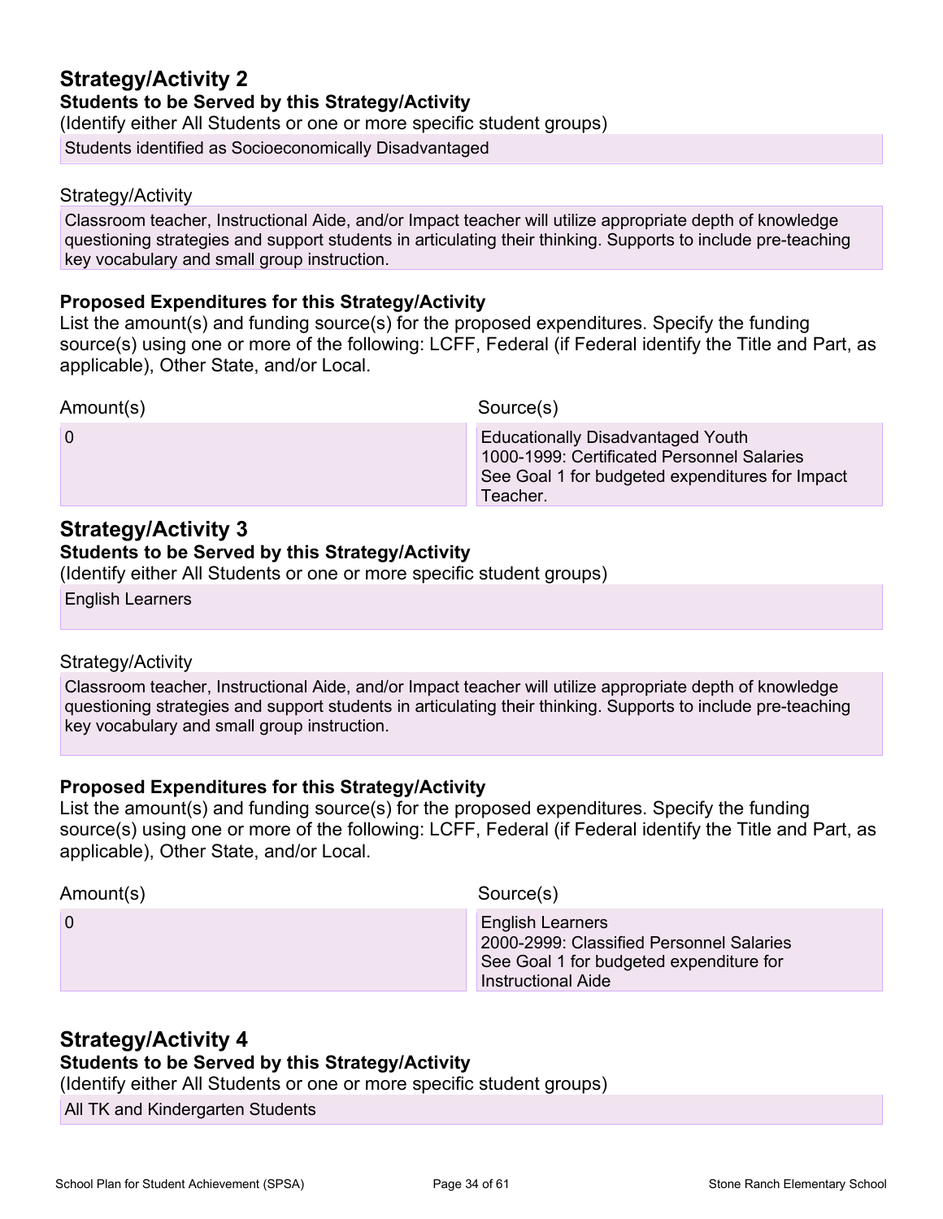## Strategy/Activity 2

**Students to be Served by this Strategy/Activity**

(Identify either All Students or one or more specific student groups)

Students identified as Socioeconomically Disadvantaged

Strategy/Activity

Classroom teacher, Instructional Aide, and/or Impact teacher will utilize appropriate depth of knowledge questioning strategies and support students in articulating their thinking. Supports to include pre-teaching key vocabulary and small group instruction.

**Proposed Expenditures for this Strategy/Activity**

List the amount(s) and funding source(s) for the proposed expenditures. Specify the funding source(s) using one or more of the following: LCFF, Federal (if Federal identify the Title and Part, as applicable), Other State, and/or Local.

| Amount(s) | Source(s) |
| --- | --- |
| 0 | Educationally Disadvantaged Youth<br>1000-1999: Certificated Personnel Salaries<br>See Goal 1 for budgeted expenditures for Impact Teacher. |

## Strategy/Activity 3

**Students to be Served by this Strategy/Activity**

(Identify either All Students or one or more specific student groups)

English Learners

Strategy/Activity

Classroom teacher, Instructional Aide, and/or Impact teacher will utilize appropriate depth of knowledge questioning strategies and support students in articulating their thinking. Supports to include pre-teaching key vocabulary and small group instruction.

**Proposed Expenditures for this Strategy/Activity**

List the amount(s) and funding source(s) for the proposed expenditures. Specify the funding source(s) using one or more of the following: LCFF, Federal (if Federal identify the Title and Part, as applicable), Other State, and/or Local.

| Amount(s) | Source(s) |
| --- | --- |
| 0 | English Learners<br>2000-2999: Classified Personnel Salaries<br>See Goal 1 for budgeted expenditure for Instructional Aide |

## Strategy/Activity 4

**Students to be Served by this Strategy/Activity**

(Identify either All Students or one or more specific student groups)

All TK and Kindergarten Students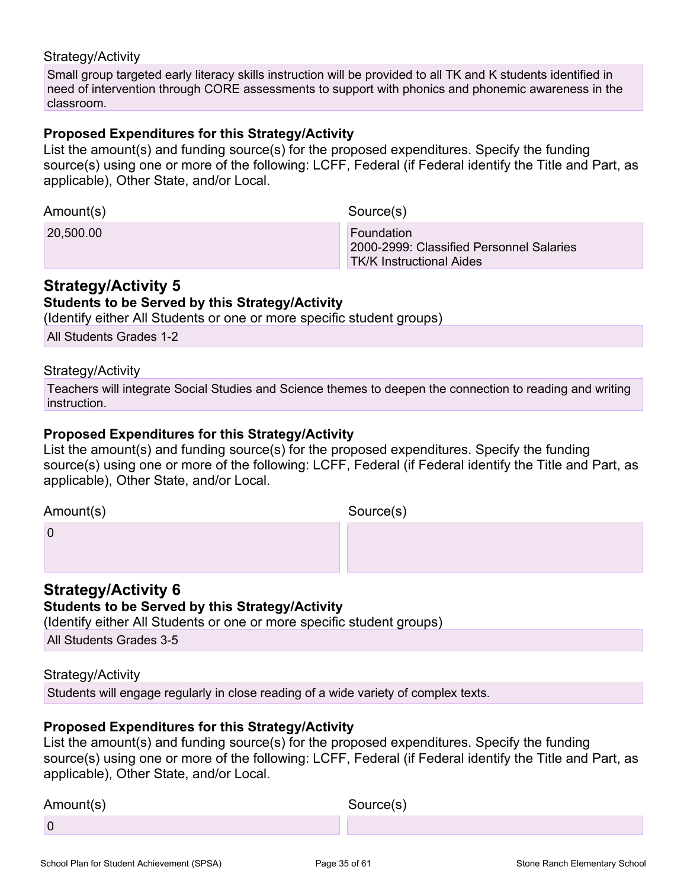Strategy/Activity

Small group targeted early literacy skills instruction will be provided to all TK and K students identified in need of intervention through CORE assessments to support with phonics and phonemic awareness in the classroom.

**Proposed Expenditures for this Strategy/Activity**

List the amount(s) and funding source(s) for the proposed expenditures. Specify the funding source(s) using one or more of the following: LCFF, Federal (if Federal identify the Title and Part, as applicable), Other State, and/or Local.

| Amount(s) | Source(s) |
| --- | --- |
| 20,500.00 | Foundation<br>2000-2999: Classified Personnel Salaries<br>TK/K Instructional Aides |

## Strategy/Activity 5

**Students to be Served by this Strategy/Activity**

(Identify either All Students or one or more specific student groups)

All Students Grades 1-2

Strategy/Activity

Teachers will integrate Social Studies and Science themes to deepen the connection to reading and writing instruction.

**Proposed Expenditures for this Strategy/Activity**

List the amount(s) and funding source(s) for the proposed expenditures. Specify the funding source(s) using one or more of the following: LCFF, Federal (if Federal identify the Title and Part, as applicable), Other State, and/or Local.

| Amount(s) | Source(s) |
| --- | --- |
| 0 | |

## Strategy/Activity 6

**Students to be Served by this Strategy/Activity**

(Identify either All Students or one or more specific student groups)

All Students Grades 3-5

Strategy/Activity

Students will engage regularly in close reading of a wide variety of complex texts.

**Proposed Expenditures for this Strategy/Activity**

List the amount(s) and funding source(s) for the proposed expenditures. Specify the funding source(s) using one or more of the following: LCFF, Federal (if Federal identify the Title and Part, as applicable), Other State, and/or Local.

| Amount(s) | Source(s) |
| --- | --- |
| 0 | |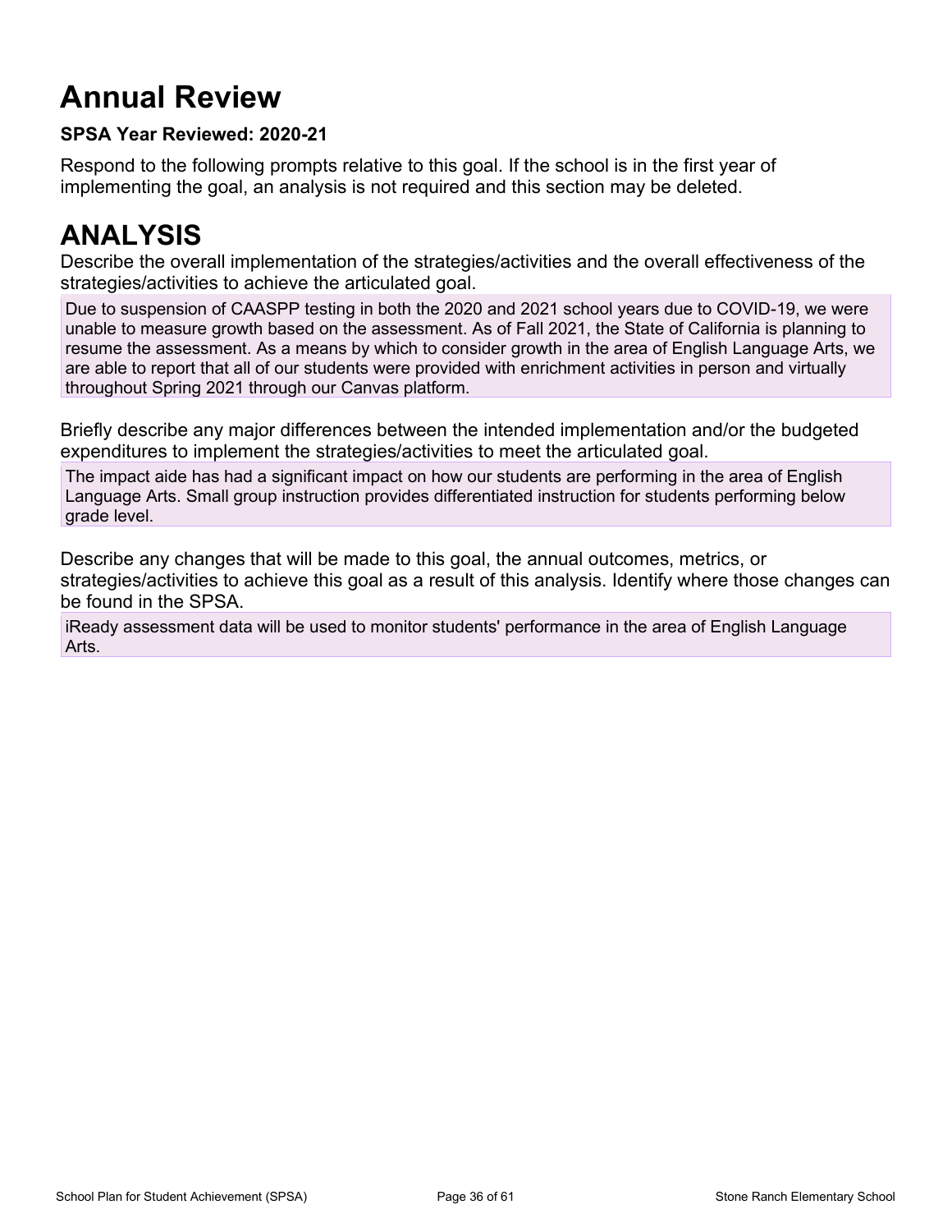# Annual Review

**SPSA Year Reviewed: 2020-21**

Respond to the following prompts relative to this goal. If the school is in the first year of implementing the goal, an analysis is not required and this section may be deleted.

# ANALYSIS

Describe the overall implementation of the strategies/activities and the overall effectiveness of the strategies/activities to achieve the articulated goal.

Due to suspension of CAASPP testing in both the 2020 and 2021 school years due to COVID-19, we were unable to measure growth based on the assessment. As of Fall 2021, the State of California is planning to resume the assessment. As a means by which to consider growth in the area of English Language Arts, we are able to report that all of our students were provided with enrichment activities in person and virtually throughout Spring 2021 through our Canvas platform.

Briefly describe any major differences between the intended implementation and/or the budgeted expenditures to implement the strategies/activities to meet the articulated goal.

The impact aide has had a significant impact on how our students are performing in the area of English Language Arts. Small group instruction provides differentiated instruction for students performing below grade level.

Describe any changes that will be made to this goal, the annual outcomes, metrics, or strategies/activities to achieve this goal as a result of this analysis. Identify where those changes can be found in the SPSA.

iReady assessment data will be used to monitor students' performance in the area of English Language Arts.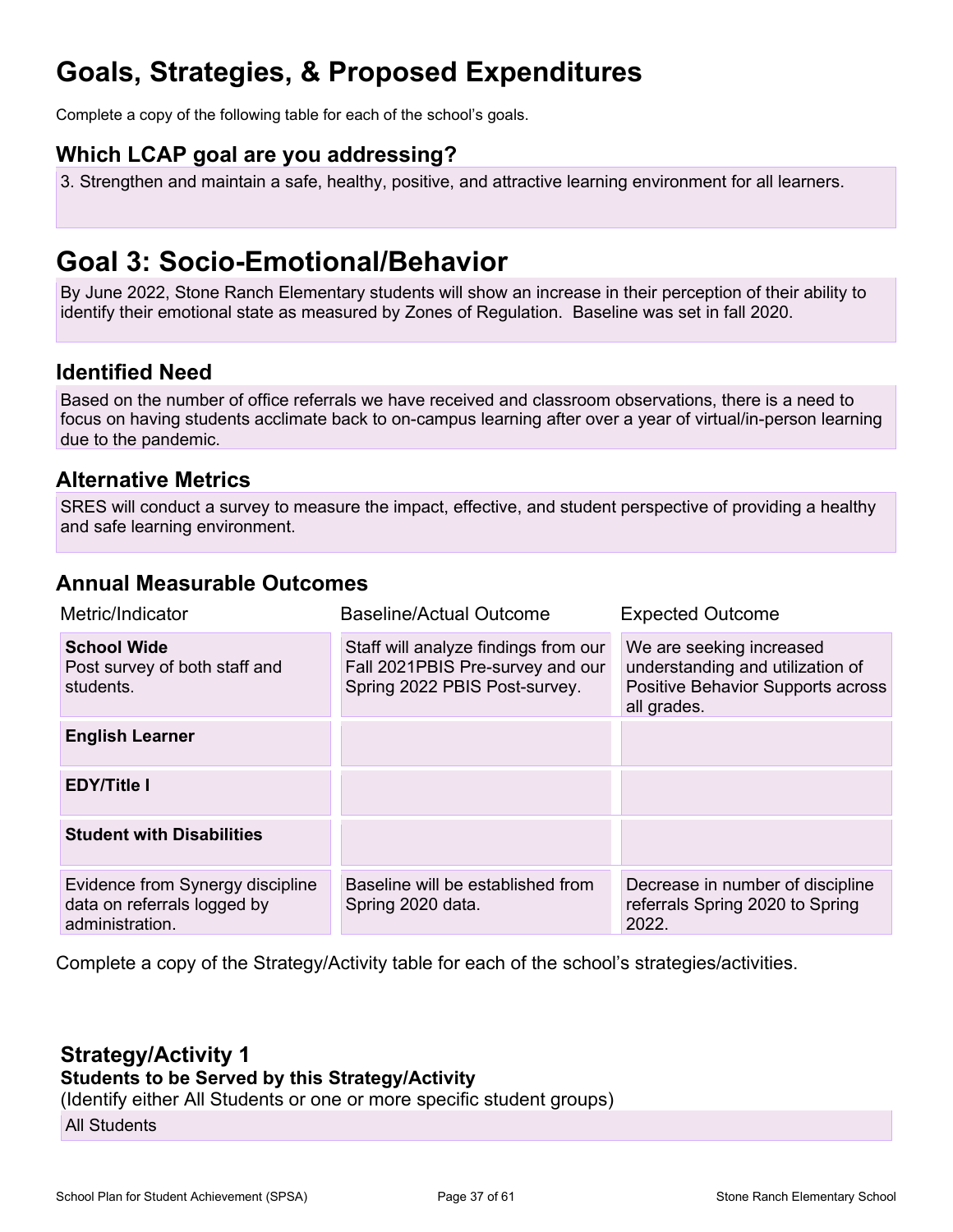# Goals, Strategies, & Proposed Expenditures

Complete a copy of the following table for each of the school's goals.

## Which LCAP goal are you addressing?

3. Strengthen and maintain a safe, healthy, positive, and attractive learning environment for all learners.

# Goal 3: Socio-Emotional/Behavior

By June 2022, Stone Ranch Elementary students will show an increase in their perception of their ability to identify their emotional state as measured by Zones of Regulation. Baseline was set in fall 2020.

## Identified Need

Based on the number of office referrals we have received and classroom observations, there is a need to focus on having students acclimate back to on-campus learning after over a year of virtual/in-person learning due to the pandemic.

## Alternative Metrics

SRES will conduct a survey to measure the impact, effective, and student perspective of providing a healthy and safe learning environment.

## Annual Measurable Outcomes

| Metric/Indicator | Baseline/Actual Outcome | Expected Outcome |
| --- | --- | --- |
| **School Wide** Post survey of both staff and students. | Staff will analyze findings from our Fall 2021PBIS Pre-survey and our Spring 2022 PBIS Post-survey. | We are seeking increased understanding and utilization of Positive Behavior Supports across all grades. |
| **English Learner** | | |
| **EDY/Title I** | | |
| **Student with Disabilities** | | |
| Evidence from Synergy discipline data on referrals logged by administration. | Baseline will be established from Spring 2020 data. | Decrease in number of discipline referrals Spring 2020 to Spring 2022. |

Complete a copy of the Strategy/Activity table for each of the school's strategies/activities.

### Strategy/Activity 1

**Students to be Served by this Strategy/Activity**

(Identify either All Students or one or more specific student groups)

All Students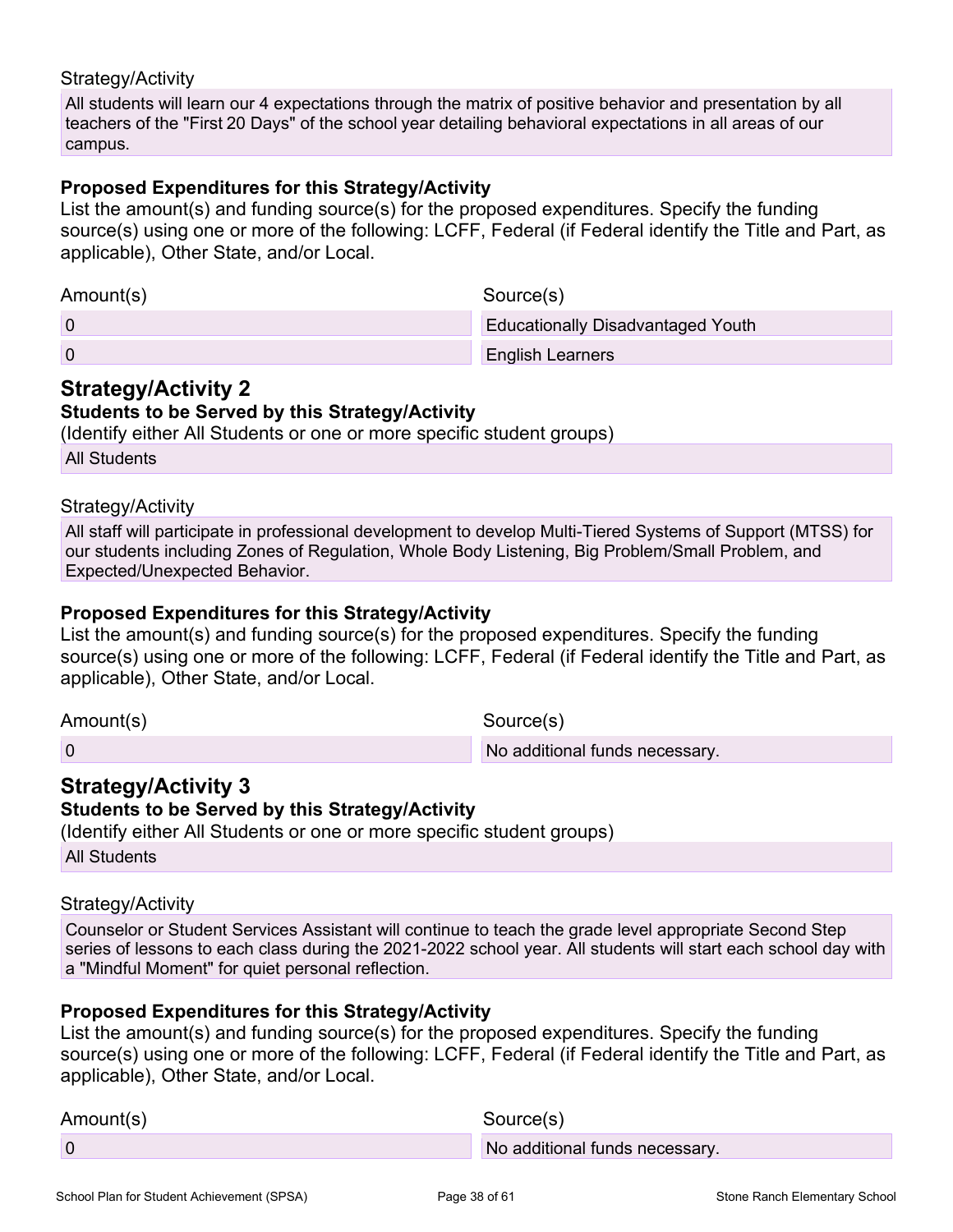Strategy/Activity

All students will learn our 4 expectations through the matrix of positive behavior and presentation by all teachers of the "First 20 Days" of the school year detailing behavioral expectations in all areas of our campus.

**Proposed Expenditures for this Strategy/Activity**

List the amount(s) and funding source(s) for the proposed expenditures. Specify the funding source(s) using one or more of the following: LCFF, Federal (if Federal identify the Title and Part, as applicable), Other State, and/or Local.

| Amount(s) | Source(s) |
|---|---|
| 0 | Educationally Disadvantaged Youth |
| 0 | English Learners |

## Strategy/Activity 2

**Students to be Served by this Strategy/Activity**

(Identify either All Students or one or more specific student groups)

All Students

Strategy/Activity

All staff will participate in professional development to develop Multi-Tiered Systems of Support (MTSS) for our students including Zones of Regulation, Whole Body Listening, Big Problem/Small Problem, and Expected/Unexpected Behavior.

**Proposed Expenditures for this Strategy/Activity**

List the amount(s) and funding source(s) for the proposed expenditures. Specify the funding source(s) using one or more of the following: LCFF, Federal (if Federal identify the Title and Part, as applicable), Other State, and/or Local.

| Amount(s) | Source(s) |
|---|---|
| 0 | No additional funds necessary. |

## Strategy/Activity 3

**Students to be Served by this Strategy/Activity**

(Identify either All Students or one or more specific student groups)

All Students

Strategy/Activity

Counselor or Student Services Assistant will continue to teach the grade level appropriate Second Step series of lessons to each class during the 2021-2022 school year. All students will start each school day with a "Mindful Moment" for quiet personal reflection.

**Proposed Expenditures for this Strategy/Activity**

List the amount(s) and funding source(s) for the proposed expenditures. Specify the funding source(s) using one or more of the following: LCFF, Federal (if Federal identify the Title and Part, as applicable), Other State, and/or Local.

| Amount(s) | Source(s) |
|---|---|
| 0 | No additional funds necessary. |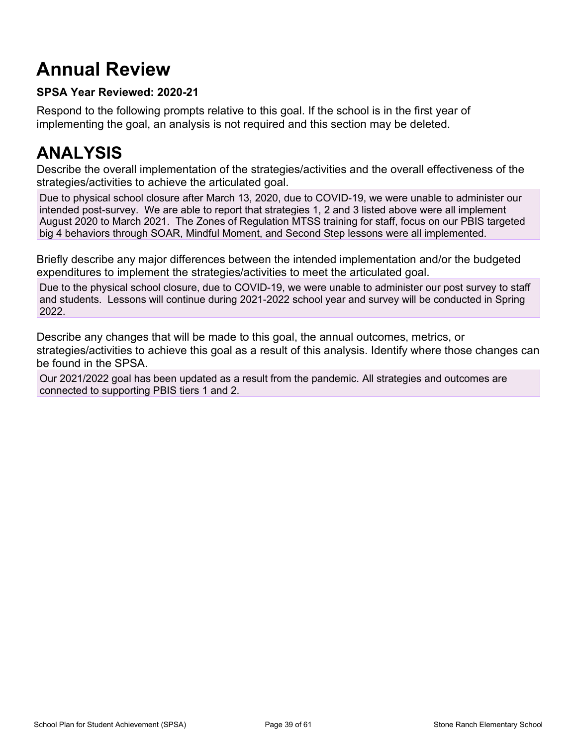# Annual Review

**SPSA Year Reviewed: 2020-21**

Respond to the following prompts relative to this goal. If the school is in the first year of implementing the goal, an analysis is not required and this section may be deleted.

# ANALYSIS

Describe the overall implementation of the strategies/activities and the overall effectiveness of the strategies/activities to achieve the articulated goal.

Due to physical school closure after March 13, 2020, due to COVID-19, we were unable to administer our intended post-survey. We are able to report that strategies 1, 2 and 3 listed above were all implement August 2020 to March 2021. The Zones of Regulation MTSS training for staff, focus on our PBIS targeted big 4 behaviors through SOAR, Mindful Moment, and Second Step lessons were all implemented.

Briefly describe any major differences between the intended implementation and/or the budgeted expenditures to implement the strategies/activities to meet the articulated goal.

Due to the physical school closure, due to COVID-19, we were unable to administer our post survey to staff and students. Lessons will continue during 2021-2022 school year and survey will be conducted in Spring 2022.

Describe any changes that will be made to this goal, the annual outcomes, metrics, or strategies/activities to achieve this goal as a result of this analysis. Identify where those changes can be found in the SPSA.

Our 2021/2022 goal has been updated as a result from the pandemic. All strategies and outcomes are connected to supporting PBIS tiers 1 and 2.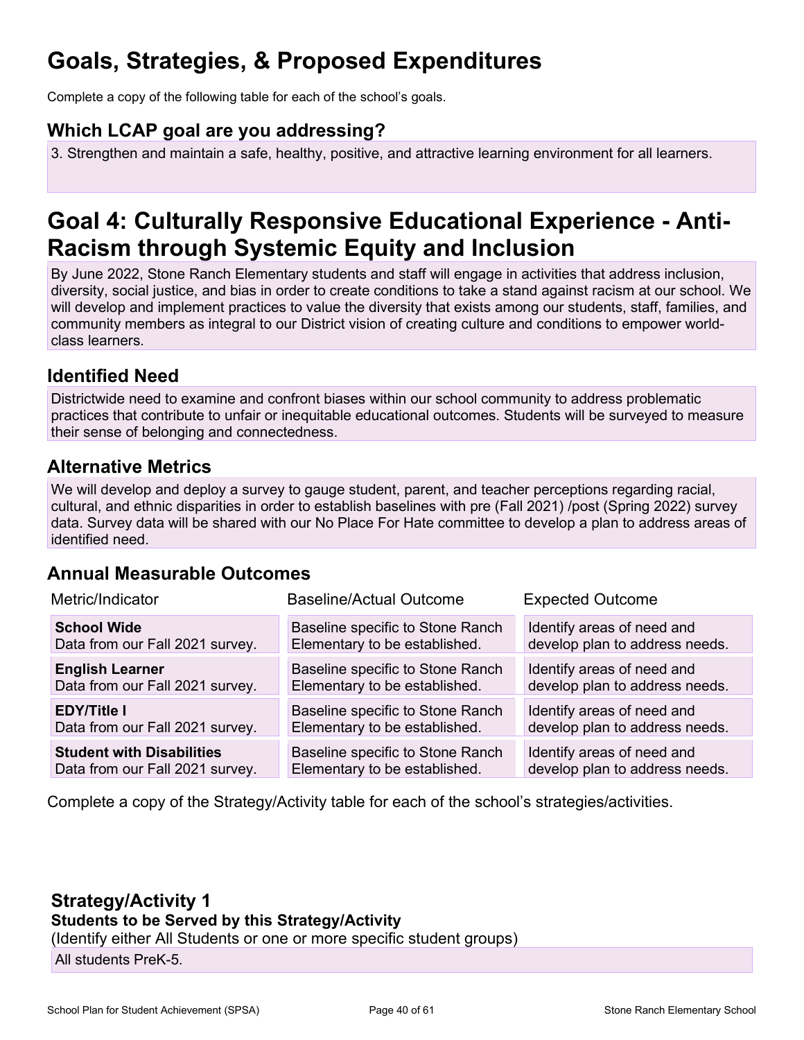# Goals, Strategies, & Proposed Expenditures

Complete a copy of the following table for each of the school's goals.

## Which LCAP goal are you addressing?

3. Strengthen and maintain a safe, healthy, positive, and attractive learning environment for all learners.

# Goal 4: Culturally Responsive Educational Experience - Anti-Racism through Systemic Equity and Inclusion

By June 2022, Stone Ranch Elementary students and staff will engage in activities that address inclusion, diversity, social justice, and bias in order to create conditions to take a stand against racism at our school. We will develop and implement practices to value the diversity that exists among our students, staff, families, and community members as integral to our District vision of creating culture and conditions to empower world-class learners.

## Identified Need

Districtwide need to examine and confront biases within our school community to address problematic practices that contribute to unfair or inequitable educational outcomes. Students will be surveyed to measure their sense of belonging and connectedness.

## Alternative Metrics

We will develop and deploy a survey to gauge student, parent, and teacher perceptions regarding racial, cultural, and ethnic disparities in order to establish baselines with pre (Fall 2021) /post (Spring 2022) survey data. Survey data will be shared with our No Place For Hate committee to develop a plan to address areas of identified need.

## Annual Measurable Outcomes

| Metric/Indicator | Baseline/Actual Outcome | Expected Outcome |
|---|---|---|
| **School Wide** Data from our Fall 2021 survey. | Baseline specific to Stone Ranch Elementary to be established. | Identify areas of need and develop plan to address needs. |
| **English Learner** Data from our Fall 2021 survey. | Baseline specific to Stone Ranch Elementary to be established. | Identify areas of need and develop plan to address needs. |
| **EDY/Title I** Data from our Fall 2021 survey. | Baseline specific to Stone Ranch Elementary to be established. | Identify areas of need and develop plan to address needs. |
| **Student with Disabilities** Data from our Fall 2021 survey. | Baseline specific to Stone Ranch Elementary to be established. | Identify areas of need and develop plan to address needs. |

Complete a copy of the Strategy/Activity table for each of the school's strategies/activities.

## Strategy/Activity 1

**Students to be Served by this Strategy/Activity**

(Identify either All Students or one or more specific student groups)

All students PreK-5.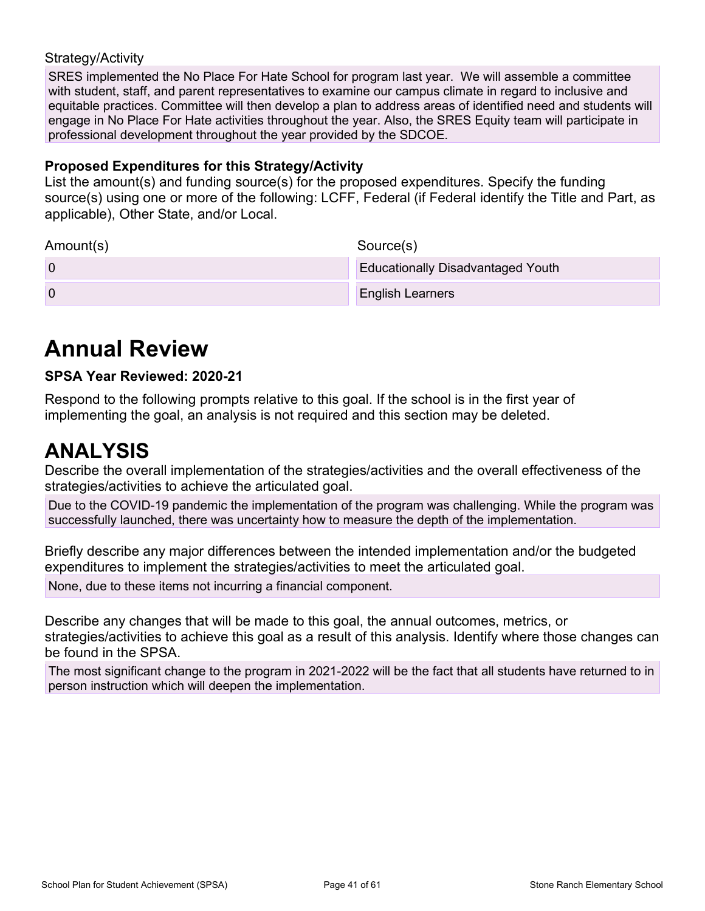Strategy/Activity

SRES implemented the No Place For Hate School for program last year. We will assemble a committee with student, staff, and parent representatives to examine our campus climate in regard to inclusive and equitable practices. Committee will then develop a plan to address areas of identified need and students will engage in No Place For Hate activities throughout the year. Also, the SRES Equity team will participate in professional development throughout the year provided by the SDCOE.

**Proposed Expenditures for this Strategy/Activity**

List the amount(s) and funding source(s) for the proposed expenditures. Specify the funding source(s) using one or more of the following: LCFF, Federal (if Federal identify the Title and Part, as applicable), Other State, and/or Local.

| Amount(s) | Source(s) |
|---|---|
| 0 | Educationally Disadvantaged Youth |
| 0 | English Learners |

# Annual Review

**SPSA Year Reviewed: 2020-21**

Respond to the following prompts relative to this goal. If the school is in the first year of implementing the goal, an analysis is not required and this section may be deleted.

# ANALYSIS

Describe the overall implementation of the strategies/activities and the overall effectiveness of the strategies/activities to achieve the articulated goal.

Due to the COVID-19 pandemic the implementation of the program was challenging. While the program was successfully launched, there was uncertainty how to measure the depth of the implementation.

Briefly describe any major differences between the intended implementation and/or the budgeted expenditures to implement the strategies/activities to meet the articulated goal.

None, due to these items not incurring a financial component.

Describe any changes that will be made to this goal, the annual outcomes, metrics, or strategies/activities to achieve this goal as a result of this analysis. Identify where those changes can be found in the SPSA.

The most significant change to the program in 2021-2022 will be the fact that all students have returned to in person instruction which will deepen the implementation.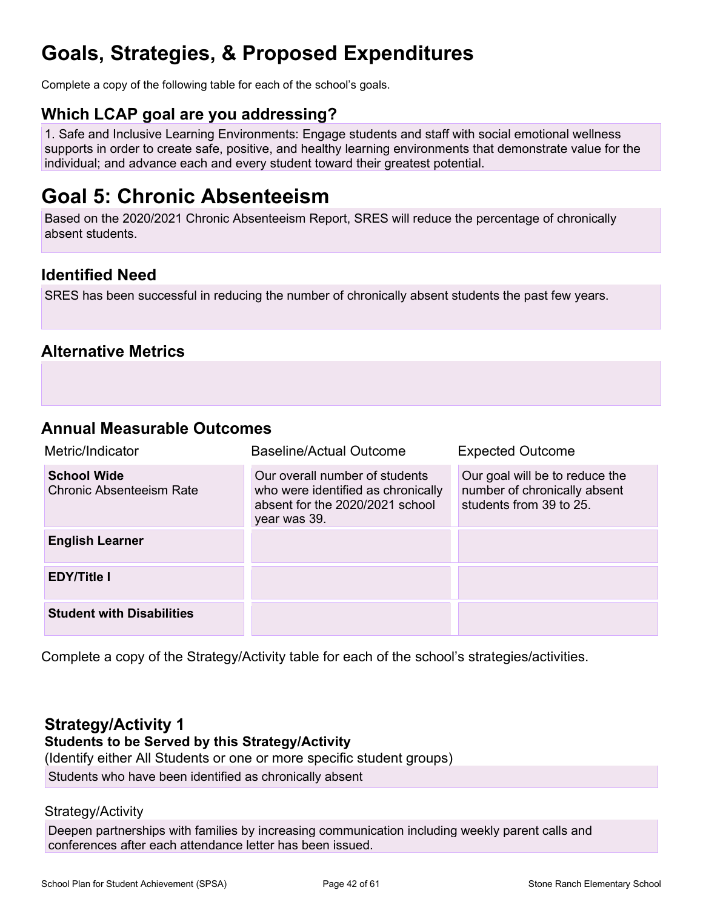# Goals, Strategies, & Proposed Expenditures

Complete a copy of the following table for each of the school's goals.

## Which LCAP goal are you addressing?

1. Safe and Inclusive Learning Environments: Engage students and staff with social emotional wellness supports in order to create safe, positive, and healthy learning environments that demonstrate value for the individual; and advance each and every student toward their greatest potential.

# Goal 5: Chronic Absenteeism

Based on the 2020/2021 Chronic Absenteeism Report, SRES will reduce the percentage of chronically absent students.

## Identified Need

SRES has been successful in reducing the number of chronically absent students the past few years.

## Alternative Metrics

## Annual Measurable Outcomes

| Metric/Indicator | Baseline/Actual Outcome | Expected Outcome |
|---|---|---|
| **School Wide** Chronic Absenteeism Rate | Our overall number of students who were identified as chronically absent for the 2020/2021 school year was 39. | Our goal will be to reduce the number of chronically absent students from 39 to 25. |
| **English Learner** | | |
| **EDY/Title I** | | |
| **Student with Disabilities** | | |

Complete a copy of the Strategy/Activity table for each of the school's strategies/activities.

### Strategy/Activity 1

**Students to be Served by this Strategy/Activity**

(Identify either All Students or one or more specific student groups)

Students who have been identified as chronically absent

Strategy/Activity

Deepen partnerships with families by increasing communication including weekly parent calls and conferences after each attendance letter has been issued.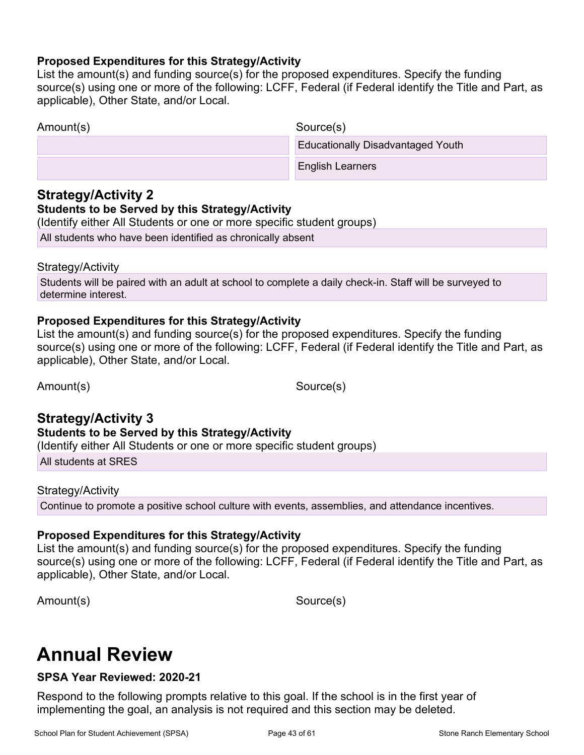### Proposed Expenditures for this Strategy/Activity

List the amount(s) and funding source(s) for the proposed expenditures. Specify the funding source(s) using one or more of the following: LCFF, Federal (if Federal identify the Title and Part, as applicable), Other State, and/or Local.

| Amount(s) | Source(s) |
|---|---|
| | Educationally Disadvantaged Youth |
| | English Learners |

## Strategy/Activity 2

### Students to be Served by this Strategy/Activity

(Identify either All Students or one or more specific student groups)

All students who have been identified as chronically absent

Strategy/Activity

Students will be paired with an adult at school to complete a daily check-in. Staff will be surveyed to determine interest.

### Proposed Expenditures for this Strategy/Activity

List the amount(s) and funding source(s) for the proposed expenditures. Specify the funding source(s) using one or more of the following: LCFF, Federal (if Federal identify the Title and Part, as applicable), Other State, and/or Local.

| Amount(s) | Source(s) |
|---|---|

## Strategy/Activity 3

### Students to be Served by this Strategy/Activity

(Identify either All Students or one or more specific student groups)

All students at SRES

Strategy/Activity

Continue to promote a positive school culture with events, assemblies, and attendance incentives.

### Proposed Expenditures for this Strategy/Activity

List the amount(s) and funding source(s) for the proposed expenditures. Specify the funding source(s) using one or more of the following: LCFF, Federal (if Federal identify the Title and Part, as applicable), Other State, and/or Local.

| Amount(s) | Source(s) |
|---|---|

# Annual Review

### SPSA Year Reviewed: 2020-21

Respond to the following prompts relative to this goal. If the school is in the first year of implementing the goal, an analysis is not required and this section may be deleted.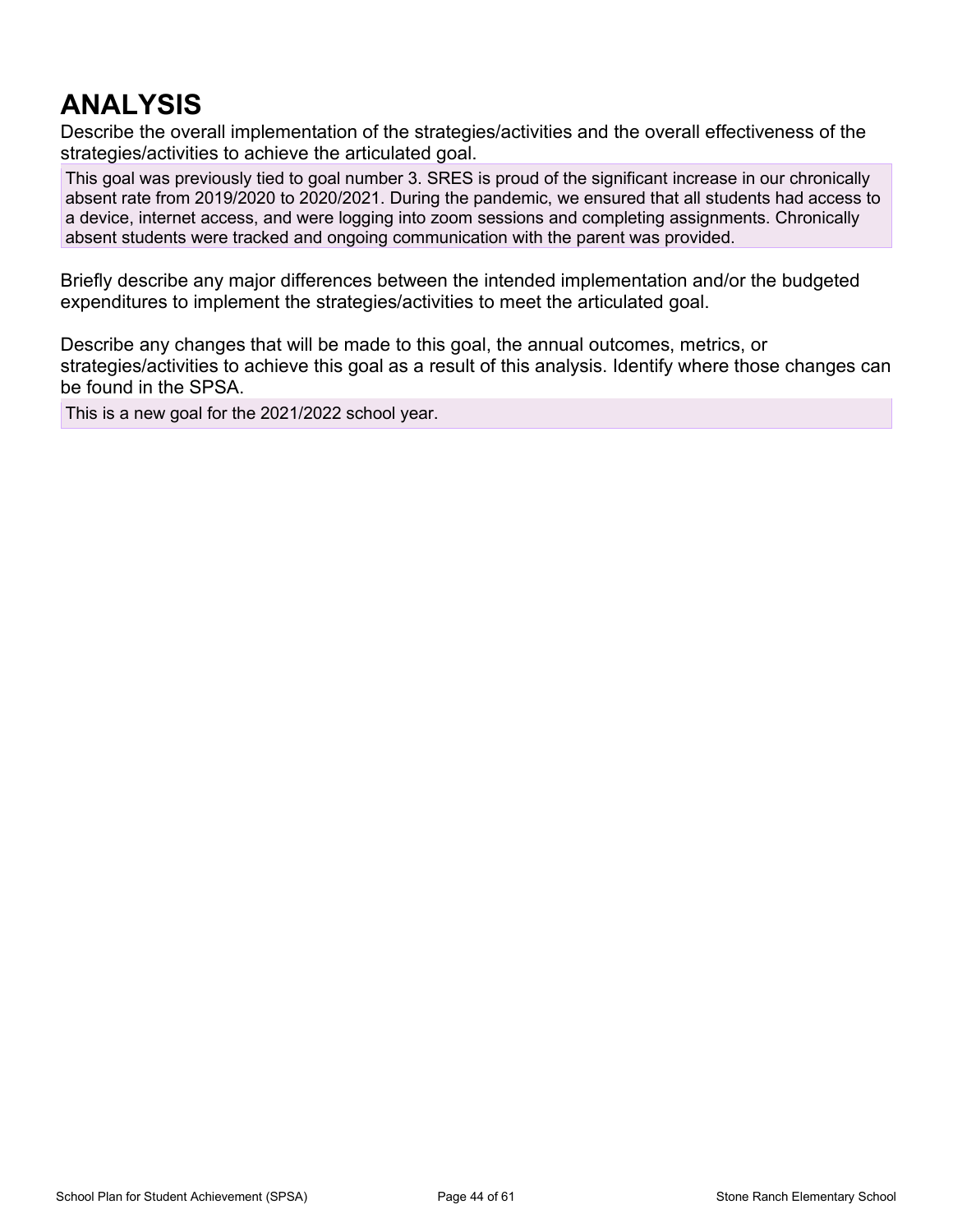# ANALYSIS

Describe the overall implementation of the strategies/activities and the overall effectiveness of the strategies/activities to achieve the articulated goal.

This goal was previously tied to goal number 3. SRES is proud of the significant increase in our chronically absent rate from 2019/2020 to 2020/2021. During the pandemic, we ensured that all students had access to a device, internet access, and were logging into zoom sessions and completing assignments. Chronically absent students were tracked and ongoing communication with the parent was provided.

Briefly describe any major differences between the intended implementation and/or the budgeted expenditures to implement the strategies/activities to meet the articulated goal.

Describe any changes that will be made to this goal, the annual outcomes, metrics, or strategies/activities to achieve this goal as a result of this analysis. Identify where those changes can be found in the SPSA.

This is a new goal for the 2021/2022 school year.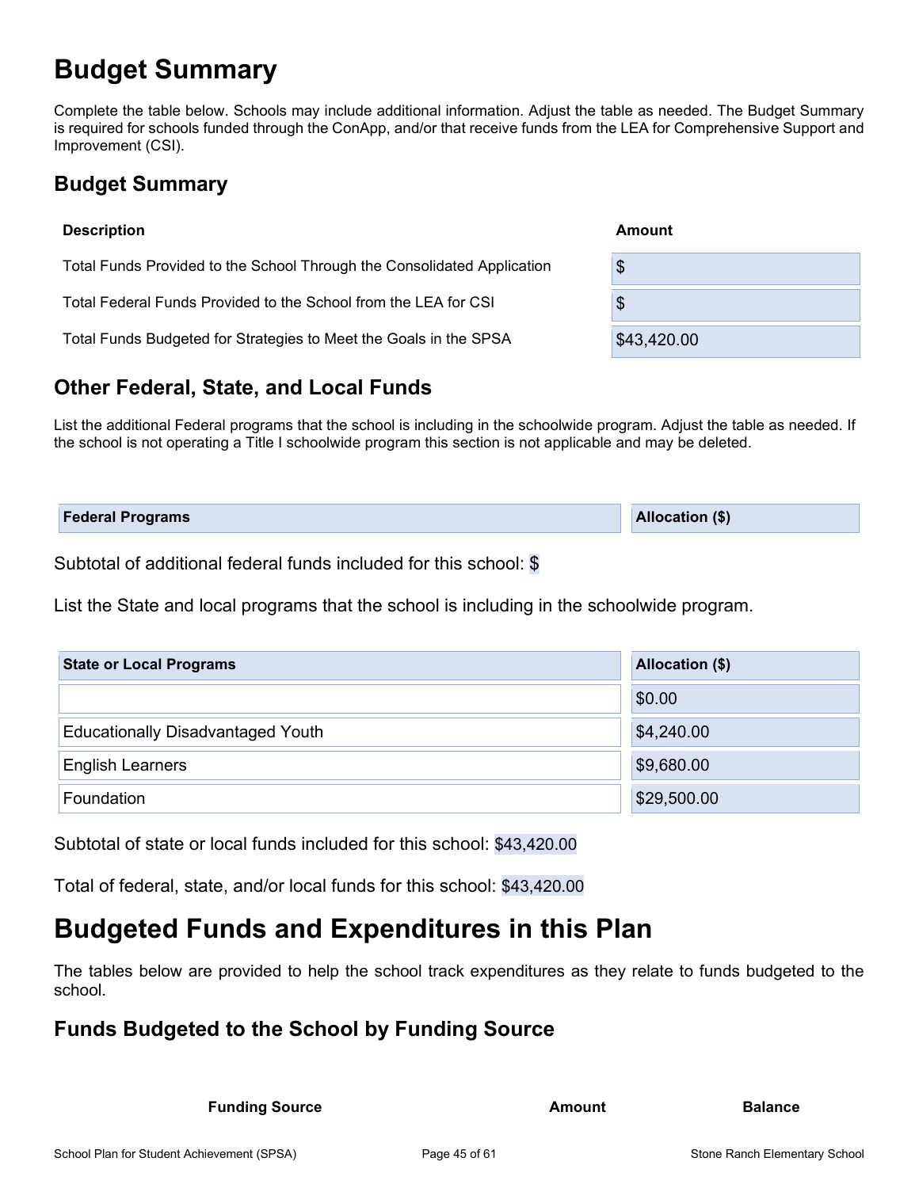# Budget Summary

Complete the table below. Schools may include additional information. Adjust the table as needed. The Budget Summary is required for schools funded through the ConApp, and/or that receive funds from the LEA for Comprehensive Support and Improvement (CSI).

## Budget Summary

| Description | Amount |
| --- | --- |
| Total Funds Provided to the School Through the Consolidated Application | $ |
| Total Federal Funds Provided to the School from the LEA for CSI | $ |
| Total Funds Budgeted for Strategies to Meet the Goals in the SPSA | $43,420.00 |

## Other Federal, State, and Local Funds

List the additional Federal programs that the school is including in the schoolwide program. Adjust the table as needed. If the school is not operating a Title I schoolwide program this section is not applicable and may be deleted.

| Federal Programs | Allocation ($) |
| --- | --- |

Subtotal of additional federal funds included for this school: $

List the State and local programs that the school is including in the schoolwide program.

| State or Local Programs | Allocation ($) |
| --- | --- |
| | $0.00 |
| Educationally Disadvantaged Youth | $4,240.00 |
| English Learners | $9,680.00 |
| Foundation | $29,500.00 |

Subtotal of state or local funds included for this school: $43,420.00

Total of federal, state, and/or local funds for this school: $43,420.00

# Budgeted Funds and Expenditures in this Plan

The tables below are provided to help the school track expenditures as they relate to funds budgeted to the school.

## Funds Budgeted to the School by Funding Source

| Funding Source | Amount | Balance |
| --- | --- | --- |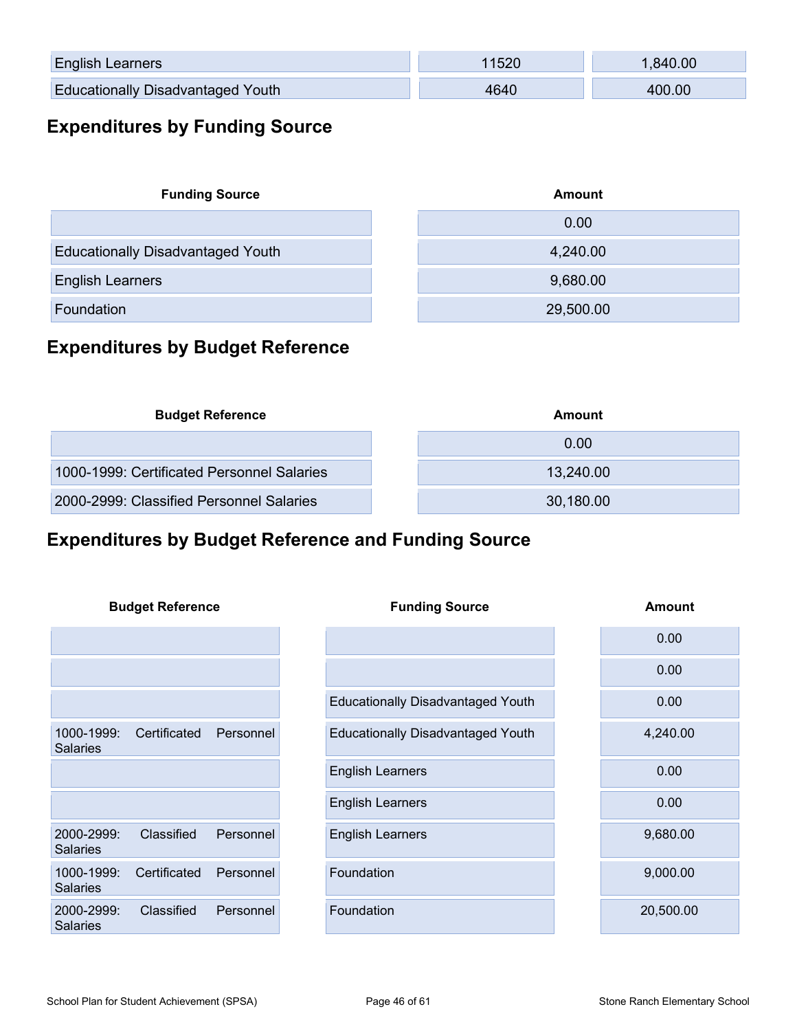| | | |
|---|---|---|
| English Learners | 11520 | 1,840.00 |
| Educationally Disadvantaged Youth | 4640 | 400.00 |

## Expenditures by Funding Source

| Funding Source | Amount |
|---|---|
| | 0.00 |
| Educationally Disadvantaged Youth | 4,240.00 |
| English Learners | 9,680.00 |
| Foundation | 29,500.00 |

## Expenditures by Budget Reference

| Budget Reference | Amount |
|---|---|
| | 0.00 |
| 1000-1999: Certificated Personnel Salaries | 13,240.00 |
| 2000-2999: Classified Personnel Salaries | 30,180.00 |

## Expenditures by Budget Reference and Funding Source

| Budget Reference | Funding Source | Amount |
|---|---|---|
| | | 0.00 |
| | | 0.00 |
| | Educationally Disadvantaged Youth | 0.00 |
| 1000-1999: Certificated Personnel Salaries | Educationally Disadvantaged Youth | 4,240.00 |
| | English Learners | 0.00 |
| | English Learners | 0.00 |
| 2000-2999: Classified Personnel Salaries | English Learners | 9,680.00 |
| 1000-1999: Certificated Personnel Salaries | Foundation | 9,000.00 |
| 2000-2999: Classified Personnel Salaries | Foundation | 20,500.00 |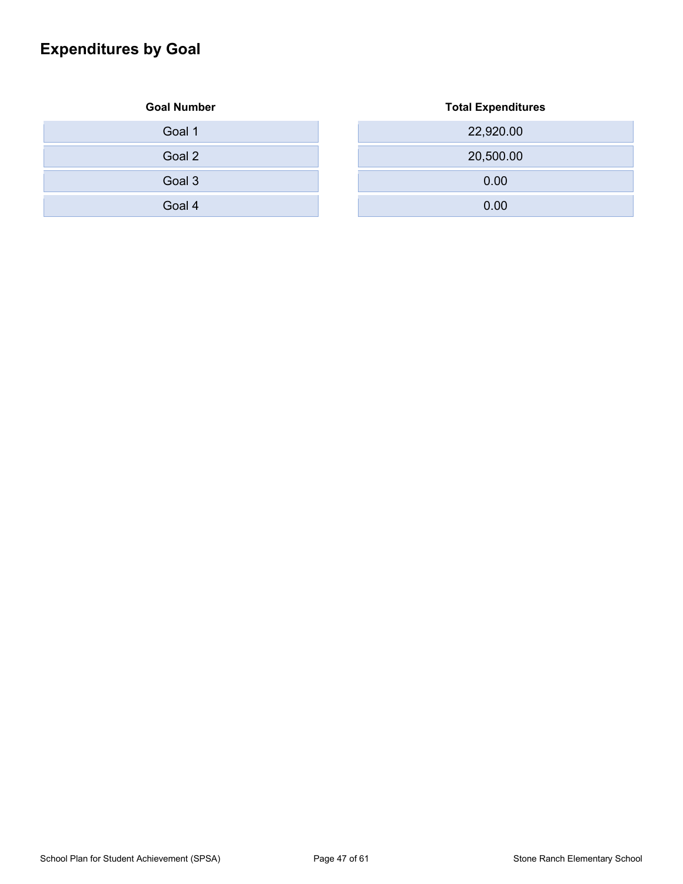## Expenditures by Goal

| Goal Number | Total Expenditures |
| --- | --- |
| Goal 1 | 22,920.00 |
| Goal 2 | 20,500.00 |
| Goal 3 | 0.00 |
| Goal 4 | 0.00 |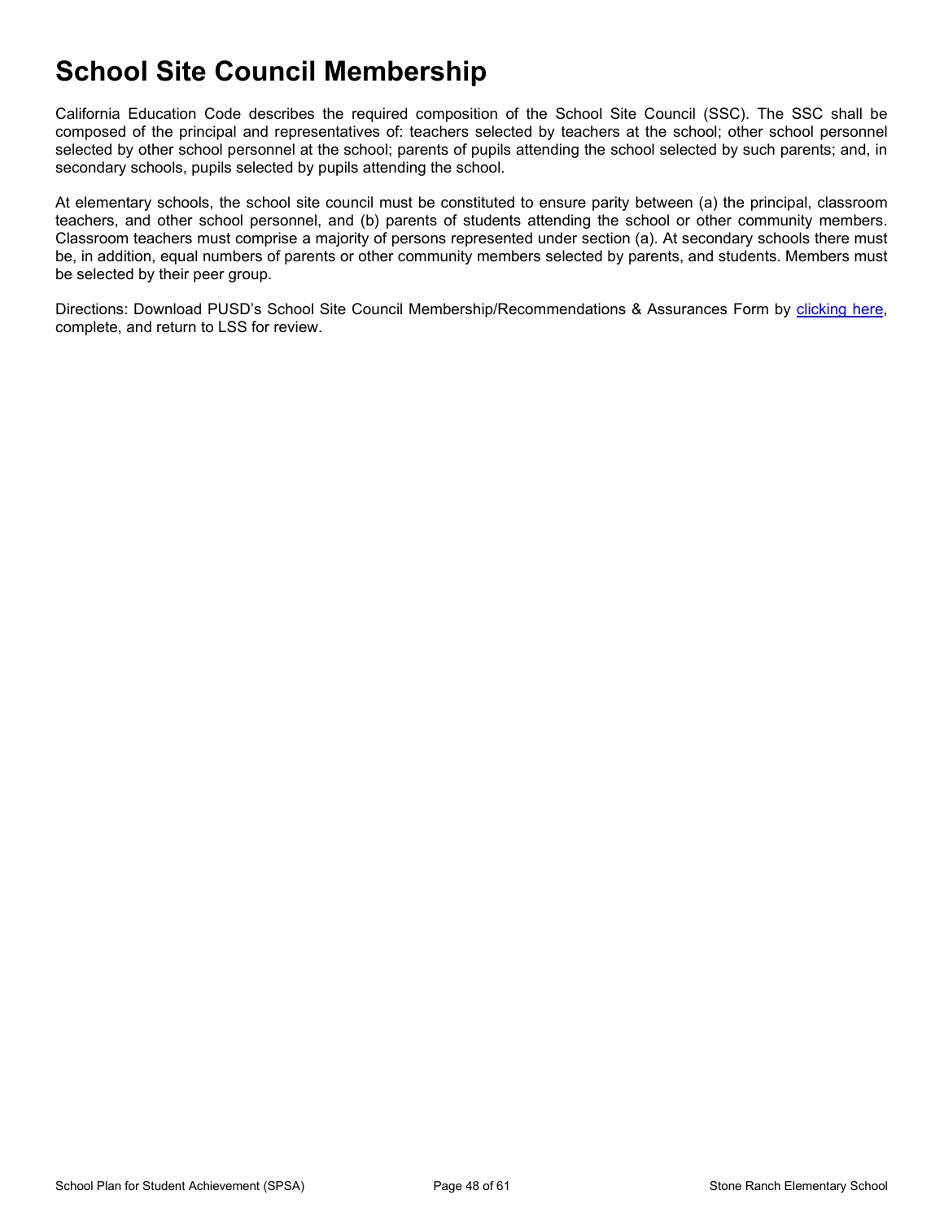# School Site Council Membership

California Education Code describes the required composition of the School Site Council (SSC). The SSC shall be composed of the principal and representatives of: teachers selected by teachers at the school; other school personnel selected by other school personnel at the school; parents of pupils attending the school selected by such parents; and, in secondary schools, pupils selected by pupils attending the school.

At elementary schools, the school site council must be constituted to ensure parity between (a) the principal, classroom teachers, and other school personnel, and (b) parents of students attending the school or other community members. Classroom teachers must comprise a majority of persons represented under section (a). At secondary schools there must be, in addition, equal numbers of parents or other community members selected by parents, and students. Members must be selected by their peer group.

Directions: Download PUSD's School Site Council Membership/Recommendations & Assurances Form by clicking here, complete, and return to LSS for review.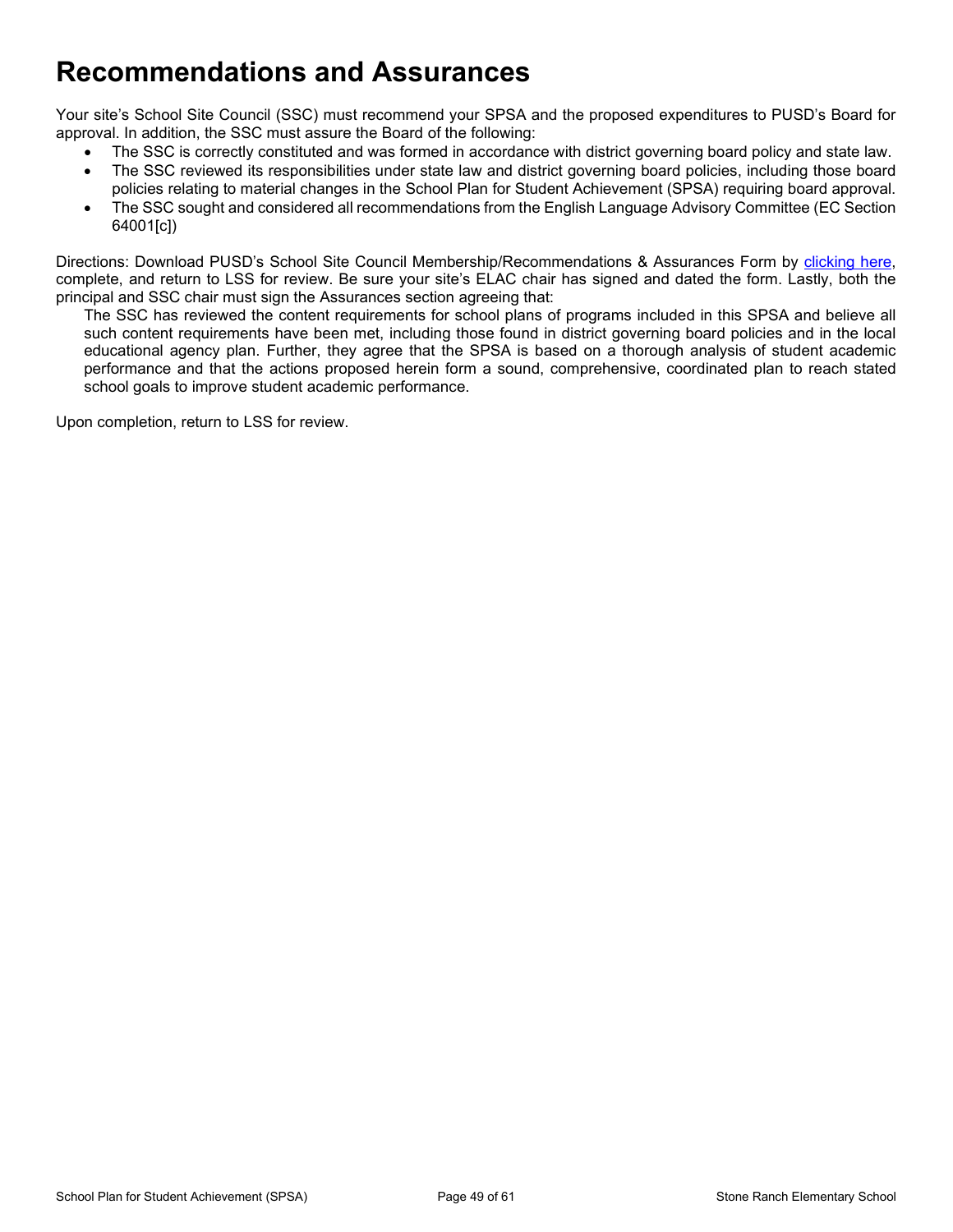# Recommendations and Assurances

Your site's School Site Council (SSC) must recommend your SPSA and the proposed expenditures to PUSD's Board for approval. In addition, the SSC must assure the Board of the following:

- The SSC is correctly constituted and was formed in accordance with district governing board policy and state law.
- The SSC reviewed its responsibilities under state law and district governing board policies, including those board policies relating to material changes in the School Plan for Student Achievement (SPSA) requiring board approval.
- The SSC sought and considered all recommendations from the English Language Advisory Committee (EC Section 64001[c])

Directions: Download PUSD's School Site Council Membership/Recommendations & Assurances Form by clicking here, complete, and return to LSS for review. Be sure your site's ELAC chair has signed and dated the form. Lastly, both the principal and SSC chair must sign the Assurances section agreeing that:

> The SSC has reviewed the content requirements for school plans of programs included in this SPSA and believe all such content requirements have been met, including those found in district governing board policies and in the local educational agency plan. Further, they agree that the SPSA is based on a thorough analysis of student academic performance and that the actions proposed herein form a sound, comprehensive, coordinated plan to reach stated school goals to improve student academic performance.

Upon completion, return to LSS for review.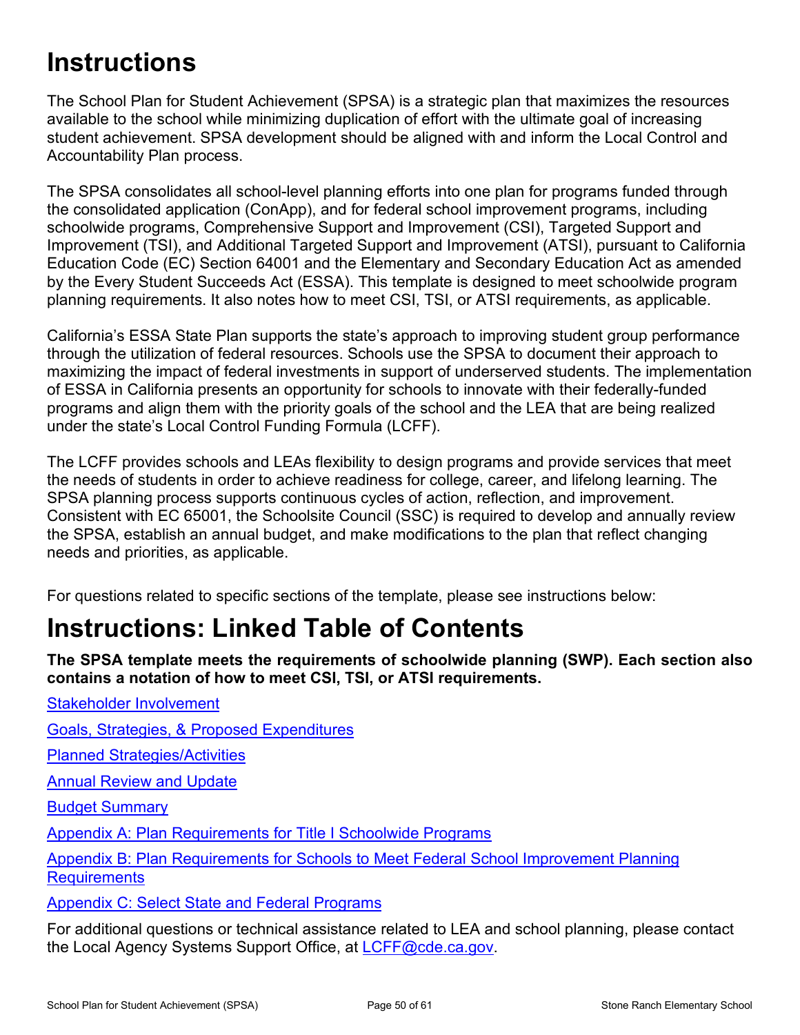# Instructions

The School Plan for Student Achievement (SPSA) is a strategic plan that maximizes the resources available to the school while minimizing duplication of effort with the ultimate goal of increasing student achievement. SPSA development should be aligned with and inform the Local Control and Accountability Plan process.

The SPSA consolidates all school-level planning efforts into one plan for programs funded through the consolidated application (ConApp), and for federal school improvement programs, including schoolwide programs, Comprehensive Support and Improvement (CSI), Targeted Support and Improvement (TSI), and Additional Targeted Support and Improvement (ATSI), pursuant to California Education Code (EC) Section 64001 and the Elementary and Secondary Education Act as amended by the Every Student Succeeds Act (ESSA). This template is designed to meet schoolwide program planning requirements. It also notes how to meet CSI, TSI, or ATSI requirements, as applicable.

California's ESSA State Plan supports the state's approach to improving student group performance through the utilization of federal resources. Schools use the SPSA to document their approach to maximizing the impact of federal investments in support of underserved students. The implementation of ESSA in California presents an opportunity for schools to innovate with their federally-funded programs and align them with the priority goals of the school and the LEA that are being realized under the state's Local Control Funding Formula (LCFF).

The LCFF provides schools and LEAs flexibility to design programs and provide services that meet the needs of students in order to achieve readiness for college, career, and lifelong learning. The SPSA planning process supports continuous cycles of action, reflection, and improvement. Consistent with EC 65001, the Schoolsite Council (SSC) is required to develop and annually review the SPSA, establish an annual budget, and make modifications to the plan that reflect changing needs and priorities, as applicable.

For questions related to specific sections of the template, please see instructions below:

# Instructions: Linked Table of Contents

**The SPSA template meets the requirements of schoolwide planning (SWP). Each section also contains a notation of how to meet CSI, TSI, or ATSI requirements.**

Stakeholder Involvement

Goals, Strategies, & Proposed Expenditures

Planned Strategies/Activities

Annual Review and Update

Budget Summary

Appendix A: Plan Requirements for Title I Schoolwide Programs

Appendix B: Plan Requirements for Schools to Meet Federal School Improvement Planning Requirements

Appendix C: Select State and Federal Programs

For additional questions or technical assistance related to LEA and school planning, please contact the Local Agency Systems Support Office, at LCFF@cde.ca.gov.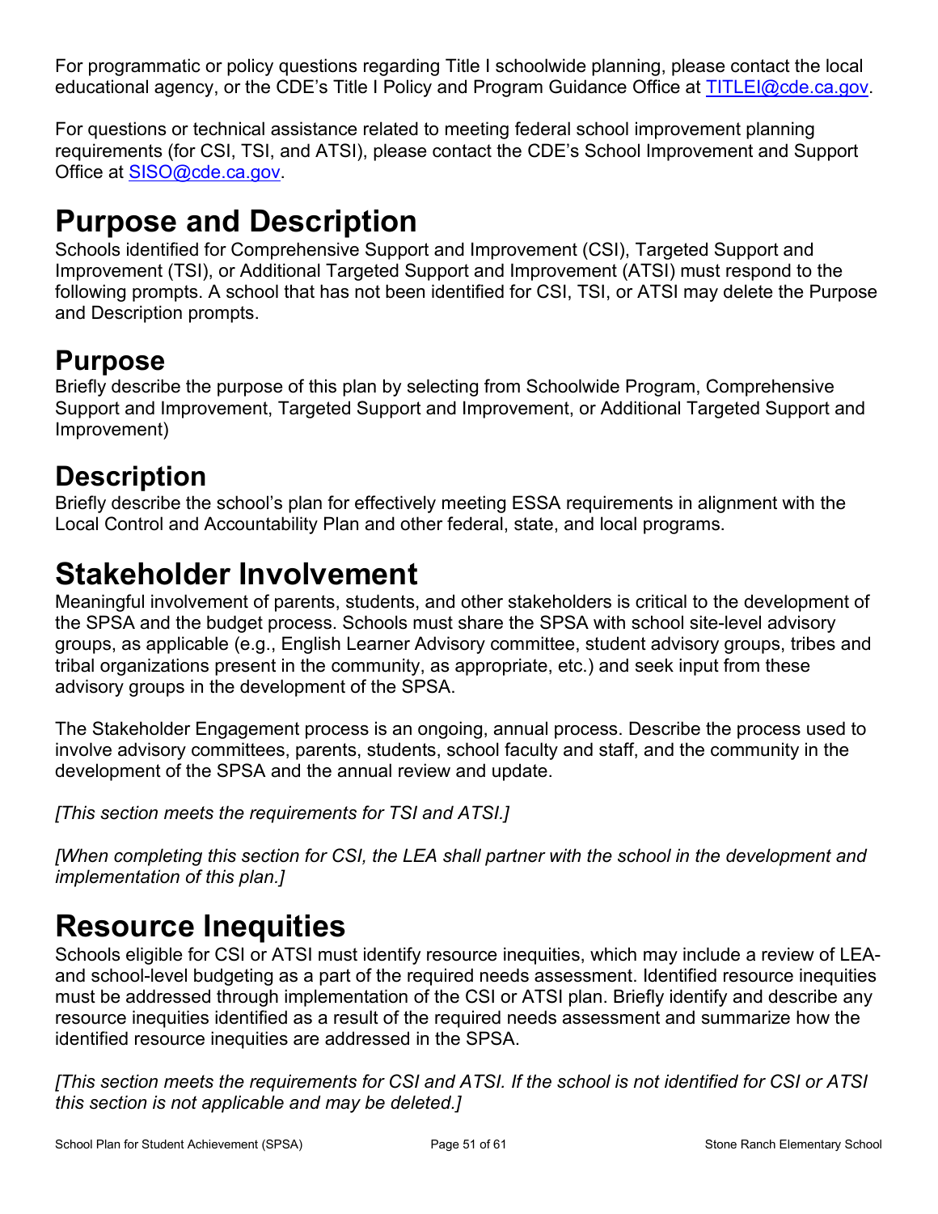For programmatic or policy questions regarding Title I schoolwide planning, please contact the local educational agency, or the CDE's Title I Policy and Program Guidance Office at TITLEI@cde.ca.gov.

For questions or technical assistance related to meeting federal school improvement planning requirements (for CSI, TSI, and ATSI), please contact the CDE's School Improvement and Support Office at SISO@cde.ca.gov.

# Purpose and Description

Schools identified for Comprehensive Support and Improvement (CSI), Targeted Support and Improvement (TSI), or Additional Targeted Support and Improvement (ATSI) must respond to the following prompts. A school that has not been identified for CSI, TSI, or ATSI may delete the Purpose and Description prompts.

## Purpose

Briefly describe the purpose of this plan by selecting from Schoolwide Program, Comprehensive Support and Improvement, Targeted Support and Improvement, or Additional Targeted Support and Improvement)

## Description

Briefly describe the school's plan for effectively meeting ESSA requirements in alignment with the Local Control and Accountability Plan and other federal, state, and local programs.

# Stakeholder Involvement

Meaningful involvement of parents, students, and other stakeholders is critical to the development of the SPSA and the budget process. Schools must share the SPSA with school site-level advisory groups, as applicable (e.g., English Learner Advisory committee, student advisory groups, tribes and tribal organizations present in the community, as appropriate, etc.) and seek input from these advisory groups in the development of the SPSA.

The Stakeholder Engagement process is an ongoing, annual process. Describe the process used to involve advisory committees, parents, students, school faculty and staff, and the community in the development of the SPSA and the annual review and update.

*[This section meets the requirements for TSI and ATSI.]*

*[When completing this section for CSI, the LEA shall partner with the school in the development and implementation of this plan.]*

# Resource Inequities

Schools eligible for CSI or ATSI must identify resource inequities, which may include a review of LEA- and school-level budgeting as a part of the required needs assessment. Identified resource inequities must be addressed through implementation of the CSI or ATSI plan. Briefly identify and describe any resource inequities identified as a result of the required needs assessment and summarize how the identified resource inequities are addressed in the SPSA.

*[This section meets the requirements for CSI and ATSI. If the school is not identified for CSI or ATSI this section is not applicable and may be deleted.]*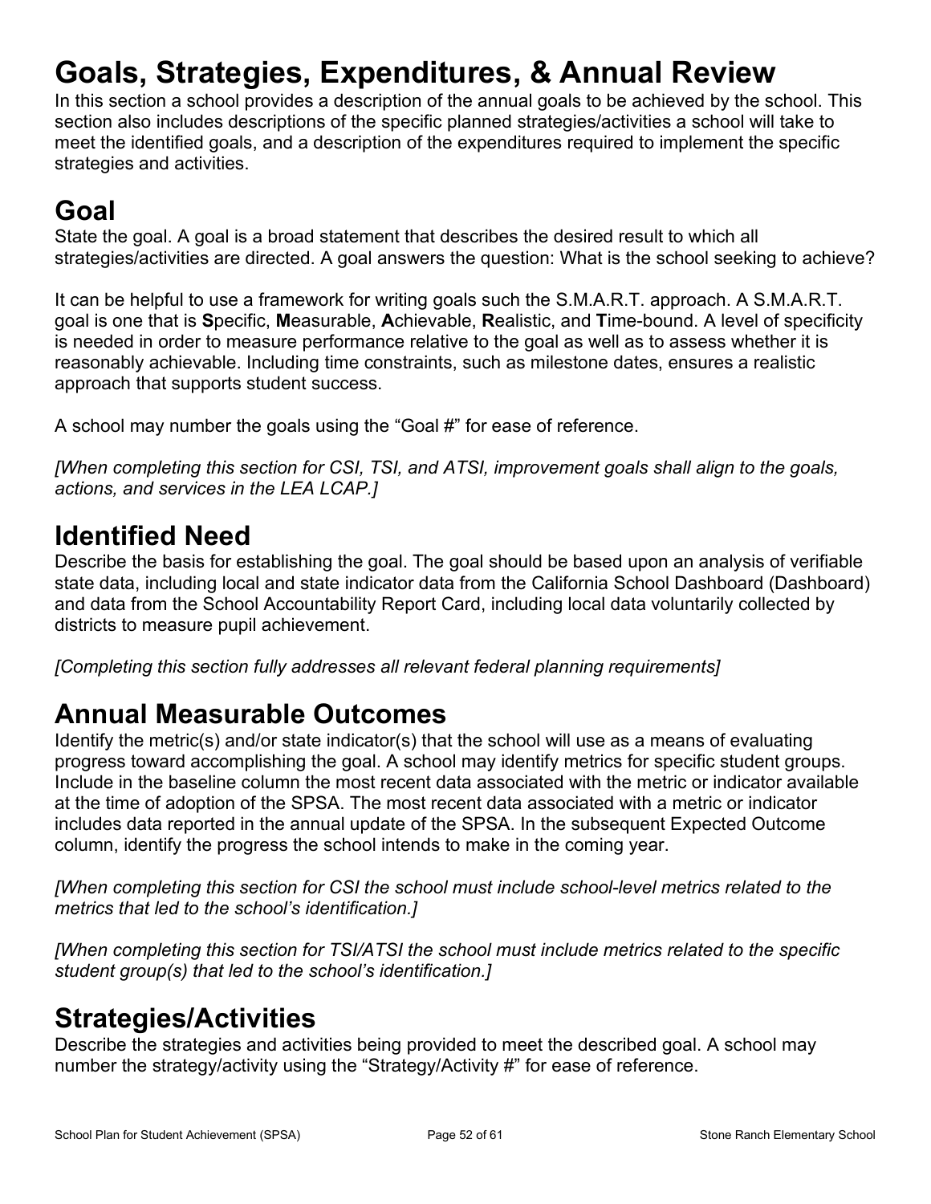# Goals, Strategies, Expenditures, & Annual Review

In this section a school provides a description of the annual goals to be achieved by the school. This section also includes descriptions of the specific planned strategies/activities a school will take to meet the identified goals, and a description of the expenditures required to implement the specific strategies and activities.

## Goal

State the goal. A goal is a broad statement that describes the desired result to which all strategies/activities are directed. A goal answers the question: What is the school seeking to achieve?

It can be helpful to use a framework for writing goals such the S.M.A.R.T. approach. A S.M.A.R.T. goal is one that is **S**pecific, **M**easurable, **A**chievable, **R**ealistic, and **T**ime-bound. A level of specificity is needed in order to measure performance relative to the goal as well as to assess whether it is reasonably achievable. Including time constraints, such as milestone dates, ensures a realistic approach that supports student success.

A school may number the goals using the “Goal #” for ease of reference.

*[When completing this section for CSI, TSI, and ATSI, improvement goals shall align to the goals, actions, and services in the LEA LCAP.]*

## Identified Need

Describe the basis for establishing the goal. The goal should be based upon an analysis of verifiable state data, including local and state indicator data from the California School Dashboard (Dashboard) and data from the School Accountability Report Card, including local data voluntarily collected by districts to measure pupil achievement.

*[Completing this section fully addresses all relevant federal planning requirements]*

## Annual Measurable Outcomes

Identify the metric(s) and/or state indicator(s) that the school will use as a means of evaluating progress toward accomplishing the goal. A school may identify metrics for specific student groups. Include in the baseline column the most recent data associated with the metric or indicator available at the time of adoption of the SPSA. The most recent data associated with a metric or indicator includes data reported in the annual update of the SPSA. In the subsequent Expected Outcome column, identify the progress the school intends to make in the coming year.

*[When completing this section for CSI the school must include school-level metrics related to the metrics that led to the school’s identification.]*

*[When completing this section for TSI/ATSI the school must include metrics related to the specific student group(s) that led to the school’s identification.]*

## Strategies/Activities

Describe the strategies and activities being provided to meet the described goal. A school may number the strategy/activity using the “Strategy/Activity #” for ease of reference.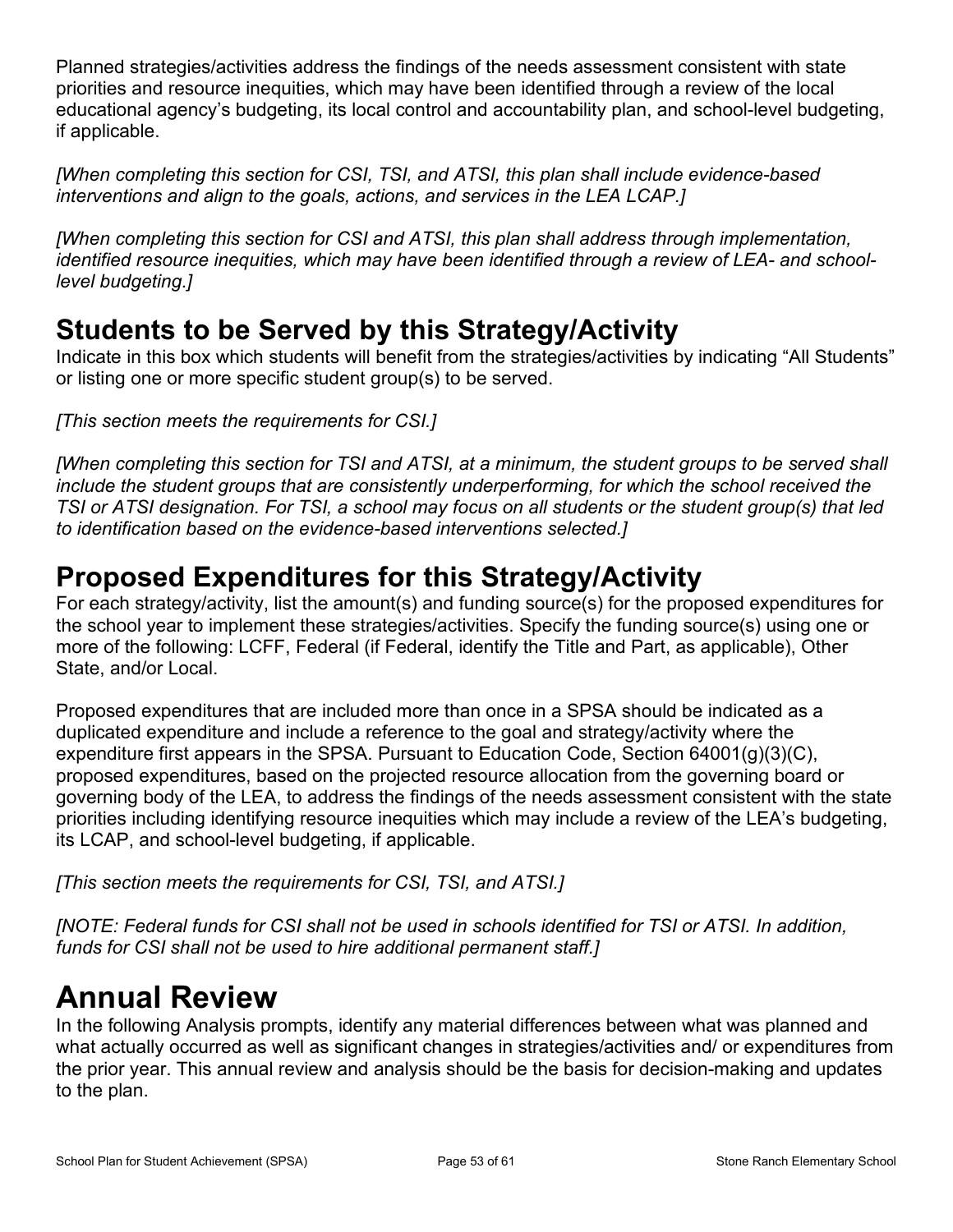Planned strategies/activities address the findings of the needs assessment consistent with state priorities and resource inequities, which may have been identified through a review of the local educational agency's budgeting, its local control and accountability plan, and school-level budgeting, if applicable.

*[When completing this section for CSI, TSI, and ATSI, this plan shall include evidence-based interventions and align to the goals, actions, and services in the LEA LCAP.]*

*[When completing this section for CSI and ATSI, this plan shall address through implementation, identified resource inequities, which may have been identified through a review of LEA- and school-level budgeting.]*

## Students to be Served by this Strategy/Activity

Indicate in this box which students will benefit from the strategies/activities by indicating "All Students" or listing one or more specific student group(s) to be served.

*[This section meets the requirements for CSI.]*

*[When completing this section for TSI and ATSI, at a minimum, the student groups to be served shall include the student groups that are consistently underperforming, for which the school received the TSI or ATSI designation. For TSI, a school may focus on all students or the student group(s) that led to identification based on the evidence-based interventions selected.]*

## Proposed Expenditures for this Strategy/Activity

For each strategy/activity, list the amount(s) and funding source(s) for the proposed expenditures for the school year to implement these strategies/activities. Specify the funding source(s) using one or more of the following: LCFF, Federal (if Federal, identify the Title and Part, as applicable), Other State, and/or Local.

Proposed expenditures that are included more than once in a SPSA should be indicated as a duplicated expenditure and include a reference to the goal and strategy/activity where the expenditure first appears in the SPSA. Pursuant to Education Code, Section 64001(g)(3)(C), proposed expenditures, based on the projected resource allocation from the governing board or governing body of the LEA, to address the findings of the needs assessment consistent with the state priorities including identifying resource inequities which may include a review of the LEA's budgeting, its LCAP, and school-level budgeting, if applicable.

*[This section meets the requirements for CSI, TSI, and ATSI.]*

*[NOTE: Federal funds for CSI shall not be used in schools identified for TSI or ATSI. In addition, funds for CSI shall not be used to hire additional permanent staff.]*

# Annual Review

In the following Analysis prompts, identify any material differences between what was planned and what actually occurred as well as significant changes in strategies/activities and/ or expenditures from the prior year. This annual review and analysis should be the basis for decision-making and updates to the plan.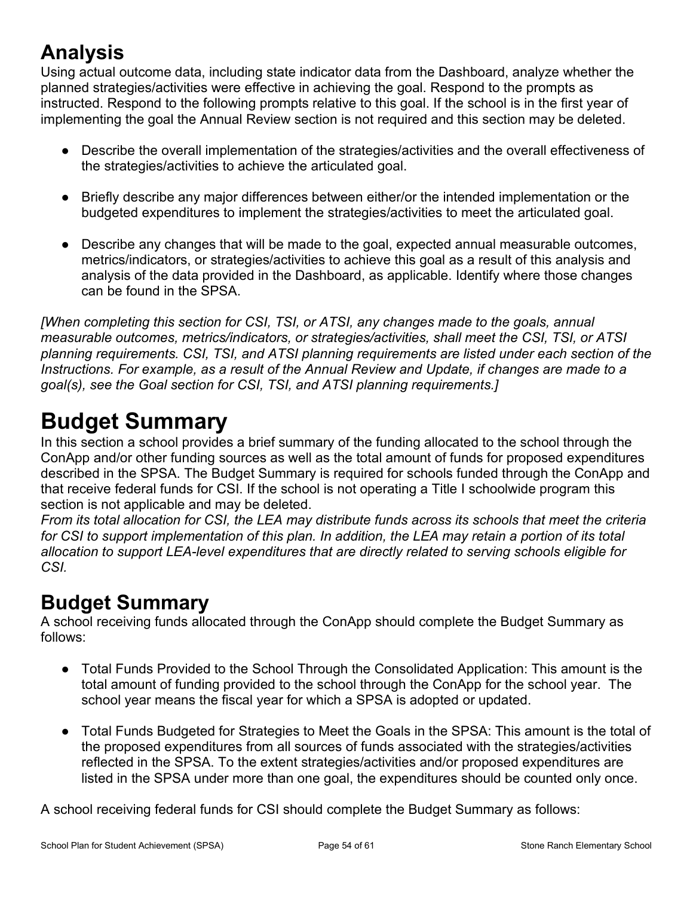## Analysis

Using actual outcome data, including state indicator data from the Dashboard, analyze whether the planned strategies/activities were effective in achieving the goal. Respond to the prompts as instructed. Respond to the following prompts relative to this goal. If the school is in the first year of implementing the goal the Annual Review section is not required and this section may be deleted.

- Describe the overall implementation of the strategies/activities and the overall effectiveness of the strategies/activities to achieve the articulated goal.
- Briefly describe any major differences between either/or the intended implementation or the budgeted expenditures to implement the strategies/activities to meet the articulated goal.
- Describe any changes that will be made to the goal, expected annual measurable outcomes, metrics/indicators, or strategies/activities to achieve this goal as a result of this analysis and analysis of the data provided in the Dashboard, as applicable. Identify where those changes can be found in the SPSA.

*[When completing this section for CSI, TSI, or ATSI, any changes made to the goals, annual measurable outcomes, metrics/indicators, or strategies/activities, shall meet the CSI, TSI, or ATSI planning requirements. CSI, TSI, and ATSI planning requirements are listed under each section of the Instructions. For example, as a result of the Annual Review and Update, if changes are made to a goal(s), see the Goal section for CSI, TSI, and ATSI planning requirements.]*

# Budget Summary

In this section a school provides a brief summary of the funding allocated to the school through the ConApp and/or other funding sources as well as the total amount of funds for proposed expenditures described in the SPSA. The Budget Summary is required for schools funded through the ConApp and that receive federal funds for CSI. If the school is not operating a Title I schoolwide program this section is not applicable and may be deleted.

*From its total allocation for CSI, the LEA may distribute funds across its schools that meet the criteria for CSI to support implementation of this plan. In addition, the LEA may retain a portion of its total allocation to support LEA-level expenditures that are directly related to serving schools eligible for CSI.*

## Budget Summary

A school receiving funds allocated through the ConApp should complete the Budget Summary as follows:

- Total Funds Provided to the School Through the Consolidated Application: This amount is the total amount of funding provided to the school through the ConApp for the school year. The school year means the fiscal year for which a SPSA is adopted or updated.
- Total Funds Budgeted for Strategies to Meet the Goals in the SPSA: This amount is the total of the proposed expenditures from all sources of funds associated with the strategies/activities reflected in the SPSA. To the extent strategies/activities and/or proposed expenditures are listed in the SPSA under more than one goal, the expenditures should be counted only once.

A school receiving federal funds for CSI should complete the Budget Summary as follows: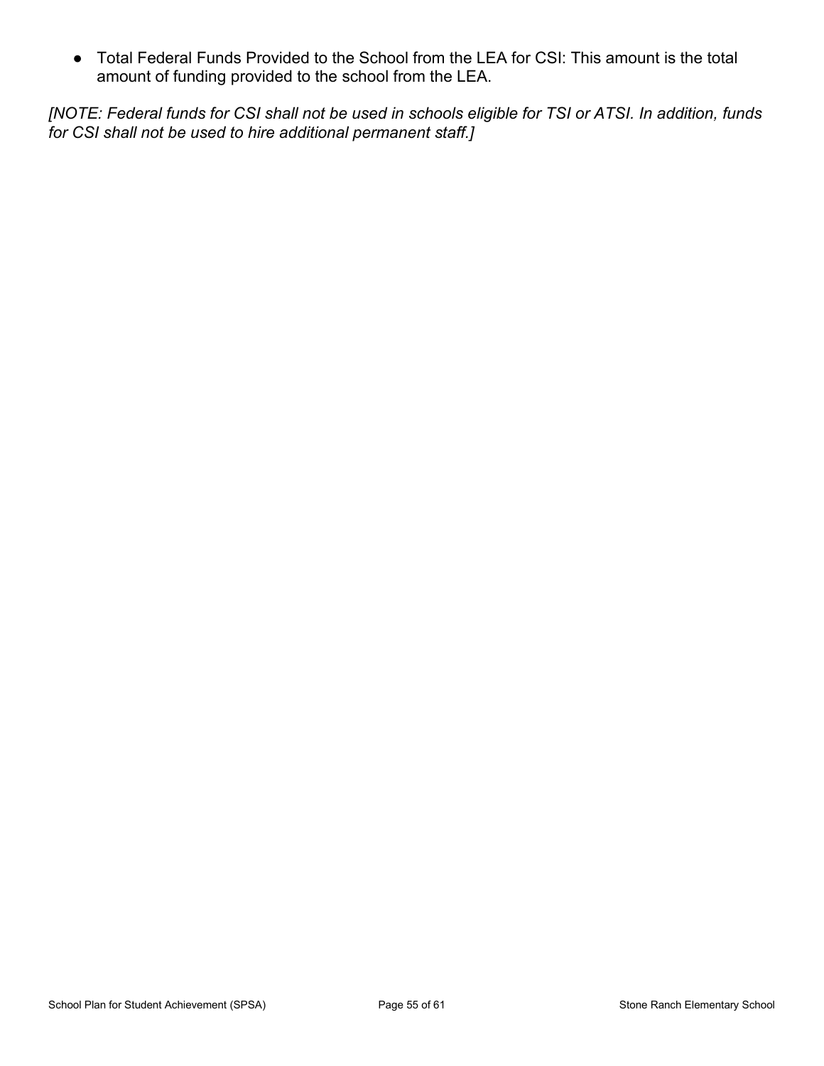- Total Federal Funds Provided to the School from the LEA for CSI: This amount is the total amount of funding provided to the school from the LEA.

*[NOTE: Federal funds for CSI shall not be used in schools eligible for TSI or ATSI. In addition, funds for CSI shall not be used to hire additional permanent staff.]*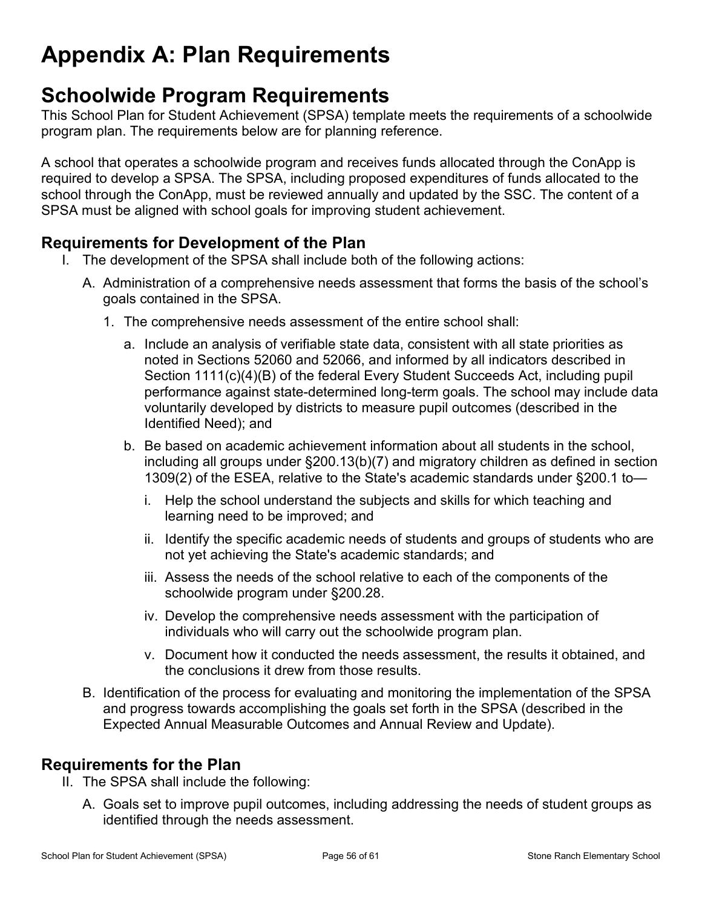# Appendix A: Plan Requirements

## Schoolwide Program Requirements

This School Plan for Student Achievement (SPSA) template meets the requirements of a schoolwide program plan. The requirements below are for planning reference.

A school that operates a schoolwide program and receives funds allocated through the ConApp is required to develop a SPSA. The SPSA, including proposed expenditures of funds allocated to the school through the ConApp, must be reviewed annually and updated by the SSC. The content of a SPSA must be aligned with school goals for improving student achievement.

### Requirements for Development of the Plan

I. The development of the SPSA shall include both of the following actions:

   A. Administration of a comprehensive needs assessment that forms the basis of the school's goals contained in the SPSA.

      1. The comprehensive needs assessment of the entire school shall:

         a. Include an analysis of verifiable state data, consistent with all state priorities as noted in Sections 52060 and 52066, and informed by all indicators described in Section 1111(c)(4)(B) of the federal Every Student Succeeds Act, including pupil performance against state-determined long-term goals. The school may include data voluntarily developed by districts to measure pupil outcomes (described in the Identified Need); and

         b. Be based on academic achievement information about all students in the school, including all groups under §200.13(b)(7) and migratory children as defined in section 1309(2) of the ESEA, relative to the State's academic standards under §200.1 to—

            i. Help the school understand the subjects and skills for which teaching and learning need to be improved; and

            ii. Identify the specific academic needs of students and groups of students who are not yet achieving the State's academic standards; and

            iii. Assess the needs of the school relative to each of the components of the schoolwide program under §200.28.

            iv. Develop the comprehensive needs assessment with the participation of individuals who will carry out the schoolwide program plan.

            v. Document how it conducted the needs assessment, the results it obtained, and the conclusions it drew from those results.

   B. Identification of the process for evaluating and monitoring the implementation of the SPSA and progress towards accomplishing the goals set forth in the SPSA (described in the Expected Annual Measurable Outcomes and Annual Review and Update).

### Requirements for the Plan

II. The SPSA shall include the following:

   A. Goals set to improve pupil outcomes, including addressing the needs of student groups as identified through the needs assessment.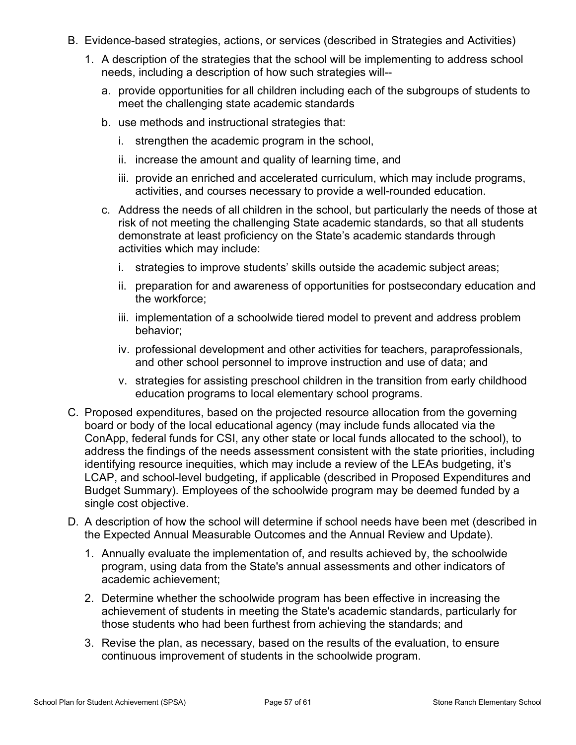B. Evidence-based strategies, actions, or services (described in Strategies and Activities)

   1. A description of the strategies that the school will be implementing to address school needs, including a description of how such strategies will--

      a. provide opportunities for all children including each of the subgroups of students to meet the challenging state academic standards

      b. use methods and instructional strategies that:

         i. strengthen the academic program in the school,

         ii. increase the amount and quality of learning time, and

         iii. provide an enriched and accelerated curriculum, which may include programs, activities, and courses necessary to provide a well-rounded education.

      c. Address the needs of all children in the school, but particularly the needs of those at risk of not meeting the challenging State academic standards, so that all students demonstrate at least proficiency on the State's academic standards through activities which may include:

         i. strategies to improve students' skills outside the academic subject areas;

         ii. preparation for and awareness of opportunities for postsecondary education and the workforce;

         iii. implementation of a schoolwide tiered model to prevent and address problem behavior;

         iv. professional development and other activities for teachers, paraprofessionals, and other school personnel to improve instruction and use of data; and

         v. strategies for assisting preschool children in the transition from early childhood education programs to local elementary school programs.

C. Proposed expenditures, based on the projected resource allocation from the governing board or body of the local educational agency (may include funds allocated via the ConApp, federal funds for CSI, any other state or local funds allocated to the school), to address the findings of the needs assessment consistent with the state priorities, including identifying resource inequities, which may include a review of the LEAs budgeting, it's LCAP, and school-level budgeting, if applicable (described in Proposed Expenditures and Budget Summary). Employees of the schoolwide program may be deemed funded by a single cost objective.

D. A description of how the school will determine if school needs have been met (described in the Expected Annual Measurable Outcomes and the Annual Review and Update).

   1. Annually evaluate the implementation of, and results achieved by, the schoolwide program, using data from the State's annual assessments and other indicators of academic achievement;

   2. Determine whether the schoolwide program has been effective in increasing the achievement of students in meeting the State's academic standards, particularly for those students who had been furthest from achieving the standards; and

   3. Revise the plan, as necessary, based on the results of the evaluation, to ensure continuous improvement of students in the schoolwide program.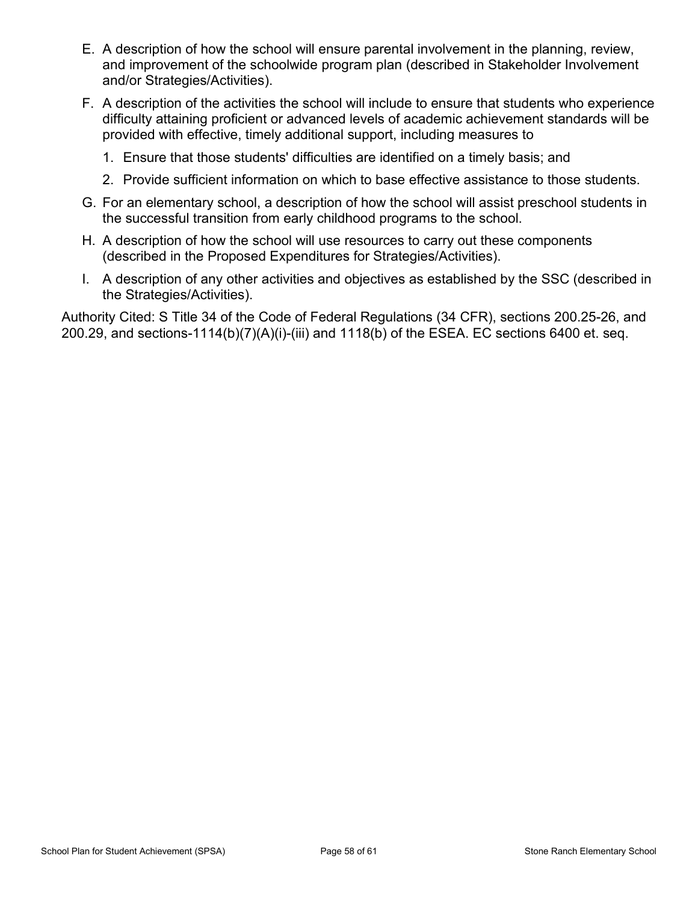E. A description of how the school will ensure parental involvement in the planning, review, and improvement of the schoolwide program plan (described in Stakeholder Involvement and/or Strategies/Activities).

F. A description of the activities the school will include to ensure that students who experience difficulty attaining proficient or advanced levels of academic achievement standards will be provided with effective, timely additional support, including measures to

   1. Ensure that those students' difficulties are identified on a timely basis; and
   2. Provide sufficient information on which to base effective assistance to those students.

G. For an elementary school, a description of how the school will assist preschool students in the successful transition from early childhood programs to the school.

H. A description of how the school will use resources to carry out these components (described in the Proposed Expenditures for Strategies/Activities).

I. A description of any other activities and objectives as established by the SSC (described in the Strategies/Activities).

Authority Cited: S Title 34 of the Code of Federal Regulations (34 CFR), sections 200.25-26, and 200.29, and sections-1114(b)(7)(A)(i)-(iii) and 1118(b) of the ESEA. EC sections 6400 et. seq.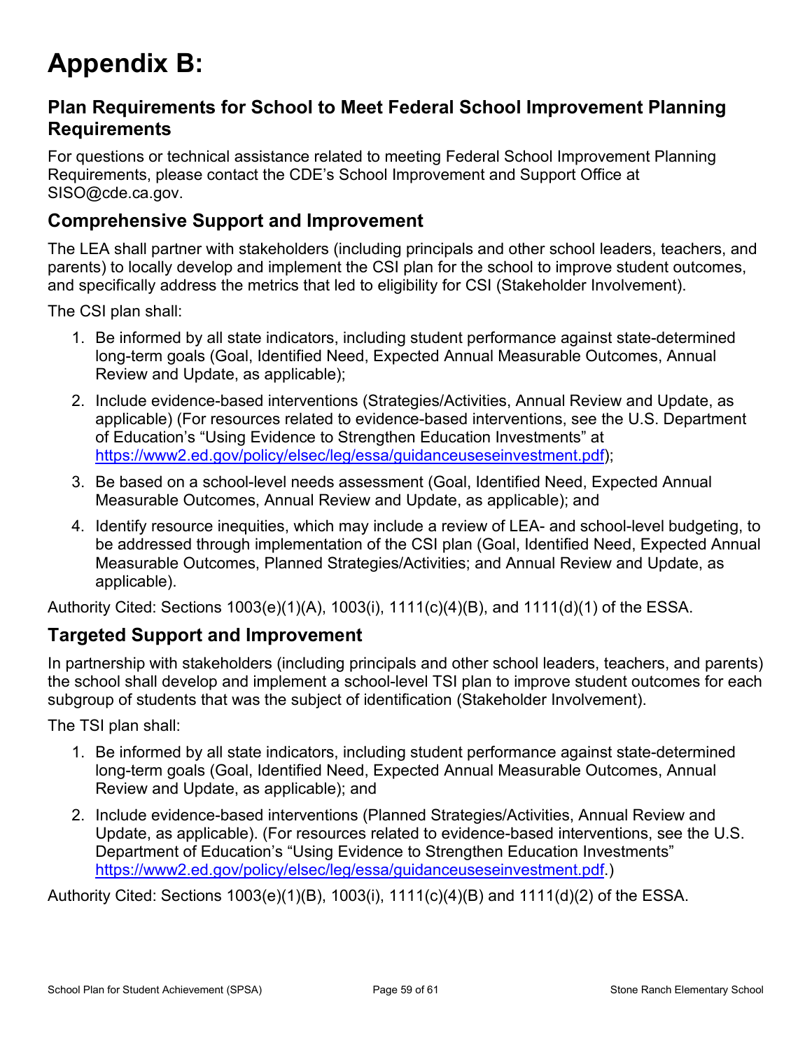# Appendix B:

## Plan Requirements for School to Meet Federal School Improvement Planning Requirements

For questions or technical assistance related to meeting Federal School Improvement Planning Requirements, please contact the CDE's School Improvement and Support Office at SISO@cde.ca.gov.

### Comprehensive Support and Improvement

The LEA shall partner with stakeholders (including principals and other school leaders, teachers, and parents) to locally develop and implement the CSI plan for the school to improve student outcomes, and specifically address the metrics that led to eligibility for CSI (Stakeholder Involvement).

The CSI plan shall:

1. Be informed by all state indicators, including student performance against state-determined long-term goals (Goal, Identified Need, Expected Annual Measurable Outcomes, Annual Review and Update, as applicable);
2. Include evidence-based interventions (Strategies/Activities, Annual Review and Update, as applicable) (For resources related to evidence-based interventions, see the U.S. Department of Education's "Using Evidence to Strengthen Education Investments" at https://www2.ed.gov/policy/elsec/leg/essa/guidanceuseseinvestment.pdf);
3. Be based on a school-level needs assessment (Goal, Identified Need, Expected Annual Measurable Outcomes, Annual Review and Update, as applicable); and
4. Identify resource inequities, which may include a review of LEA- and school-level budgeting, to be addressed through implementation of the CSI plan (Goal, Identified Need, Expected Annual Measurable Outcomes, Planned Strategies/Activities; and Annual Review and Update, as applicable).

Authority Cited: Sections 1003(e)(1)(A), 1003(i), 1111(c)(4)(B), and 1111(d)(1) of the ESSA.

### Targeted Support and Improvement

In partnership with stakeholders (including principals and other school leaders, teachers, and parents) the school shall develop and implement a school-level TSI plan to improve student outcomes for each subgroup of students that was the subject of identification (Stakeholder Involvement).

The TSI plan shall:

1. Be informed by all state indicators, including student performance against state-determined long-term goals (Goal, Identified Need, Expected Annual Measurable Outcomes, Annual Review and Update, as applicable); and
2. Include evidence-based interventions (Planned Strategies/Activities, Annual Review and Update, as applicable). (For resources related to evidence-based interventions, see the U.S. Department of Education's "Using Evidence to Strengthen Education Investments" https://www2.ed.gov/policy/elsec/leg/essa/guidanceuseseinvestment.pdf.)

Authority Cited: Sections 1003(e)(1)(B), 1003(i), 1111(c)(4)(B) and 1111(d)(2) of the ESSA.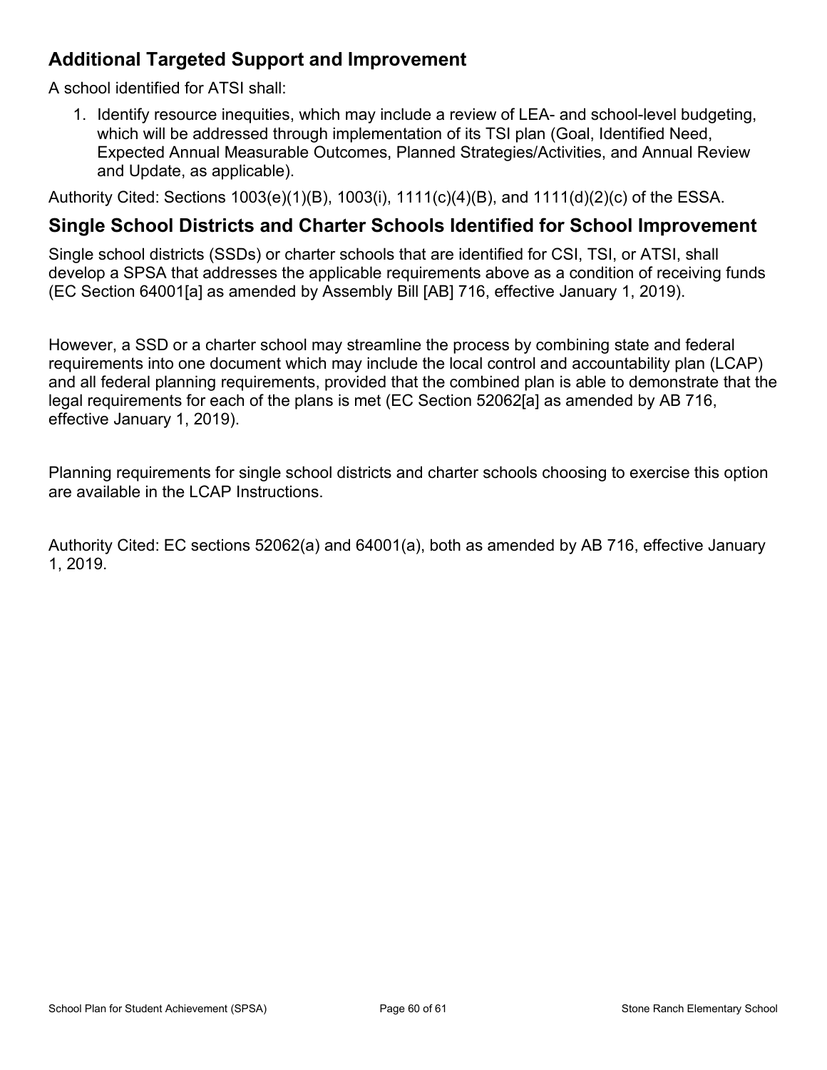## Additional Targeted Support and Improvement

A school identified for ATSI shall:

1. Identify resource inequities, which may include a review of LEA- and school-level budgeting, which will be addressed through implementation of its TSI plan (Goal, Identified Need, Expected Annual Measurable Outcomes, Planned Strategies/Activities, and Annual Review and Update, as applicable).

Authority Cited: Sections 1003(e)(1)(B), 1003(i), 1111(c)(4)(B), and 1111(d)(2)(c) of the ESSA.

## Single School Districts and Charter Schools Identified for School Improvement

Single school districts (SSDs) or charter schools that are identified for CSI, TSI, or ATSI, shall develop a SPSA that addresses the applicable requirements above as a condition of receiving funds (EC Section 64001[a] as amended by Assembly Bill [AB] 716, effective January 1, 2019).

However, a SSD or a charter school may streamline the process by combining state and federal requirements into one document which may include the local control and accountability plan (LCAP) and all federal planning requirements, provided that the combined plan is able to demonstrate that the legal requirements for each of the plans is met (EC Section 52062[a] as amended by AB 716, effective January 1, 2019).

Planning requirements for single school districts and charter schools choosing to exercise this option are available in the LCAP Instructions.

Authority Cited: EC sections 52062(a) and 64001(a), both as amended by AB 716, effective January 1, 2019.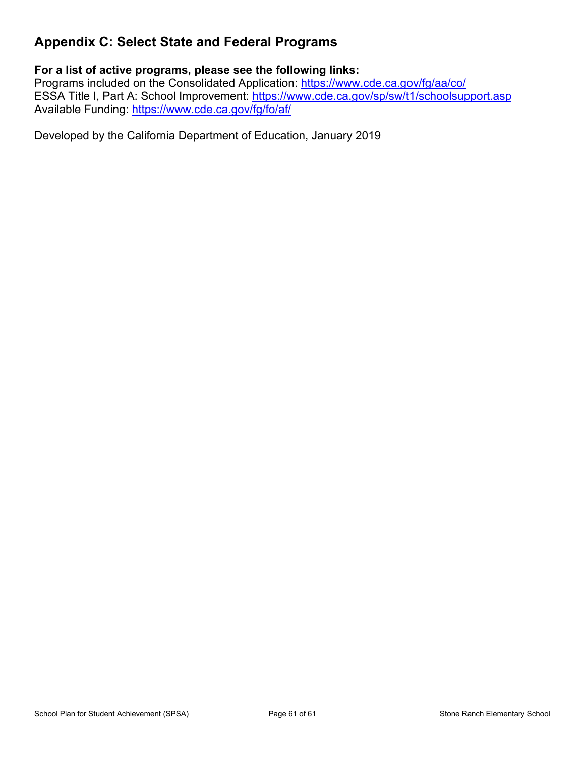## Appendix C: Select State and Federal Programs

**For a list of active programs, please see the following links:**
Programs included on the Consolidated Application: https://www.cde.ca.gov/fg/aa/co/
ESSA Title I, Part A: School Improvement: https://www.cde.ca.gov/sp/sw/t1/schoolsupport.asp
Available Funding: https://www.cde.ca.gov/fg/fo/af/

Developed by the California Department of Education, January 2019